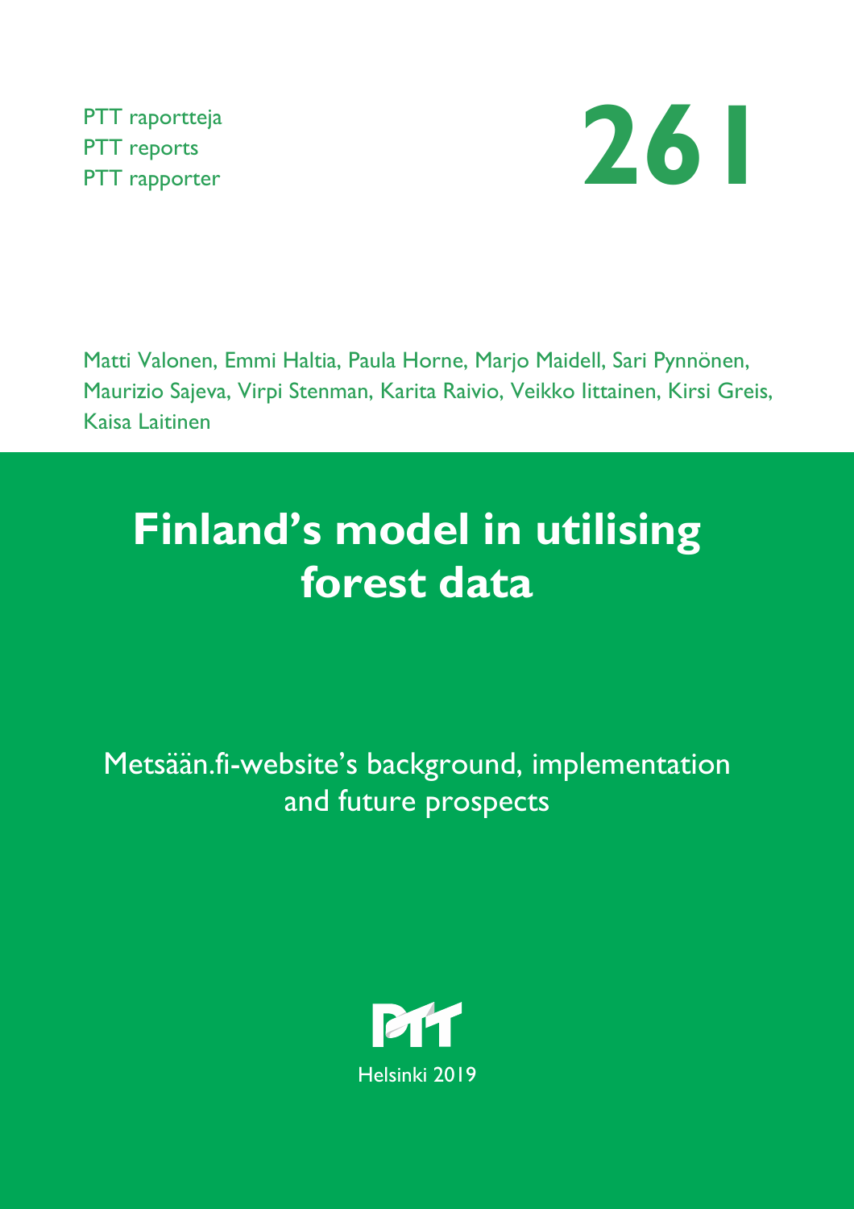PTT raportteja
PTT reports
PTT rapporter

**261**

Matti Valonen, Emmi Haltia, Paula Horne, Marjo Maidell, Sari Pynnönen, Maurizio Sajeva, Virpi Stenman, Karita Raivio, Veikko Iittainen, Kirsi Greis, Kaisa Laitinen

# Finland's model in utilising forest data

## Metsään.fi-website's background, implementation and future prospects

PTT

Helsinki 2019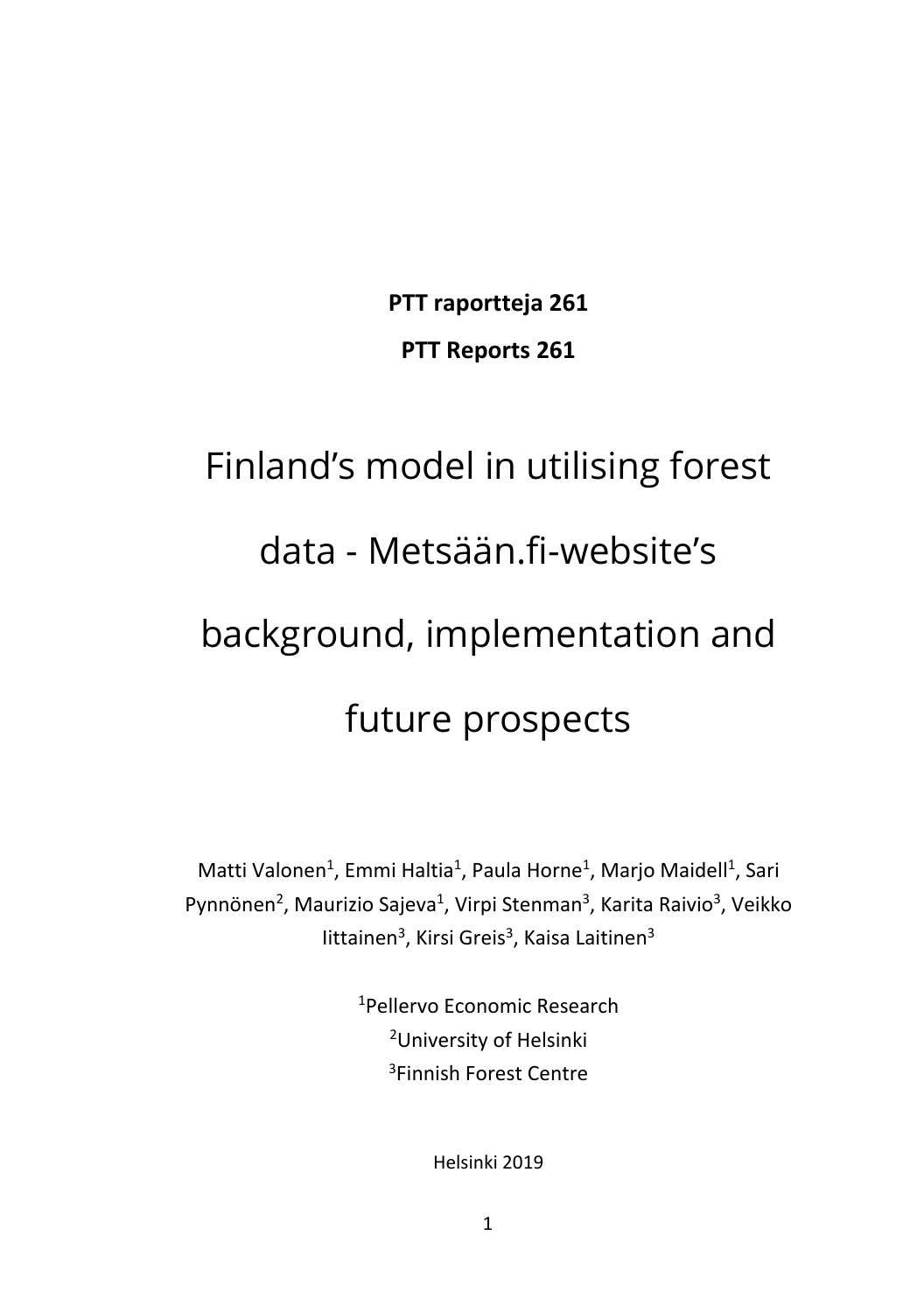**PTT raportteja 261**

**PTT Reports 261**

# Finland's model in utilising forest data - Metsään.fi-website's background, implementation and future prospects

Matti Valonen[1], Emmi Haltia[1], Paula Horne[1], Marjo Maidell[1], Sari Pynnönen[2], Maurizio Sajeva[1], Virpi Stenman[3], Karita Raivio[3], Veikko Iittainen[3], Kirsi Greis[3], Kaisa Laitinen[3]

[1]Pellervo Economic Research
[2]University of Helsinki
[3]Finnish Forest Centre

Helsinki 2019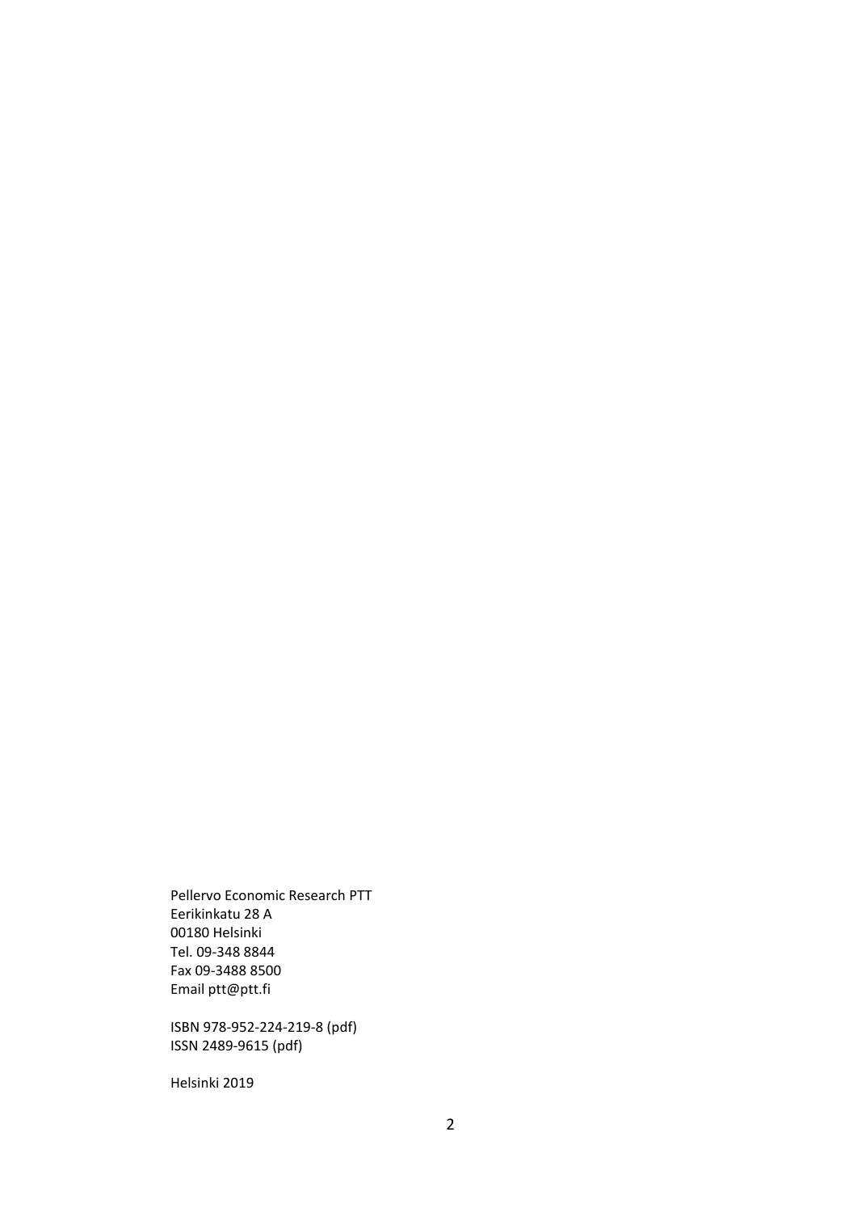Pellervo Economic Research PTT
Eerikinkatu 28 A
00180 Helsinki
Tel. 09-348 8844
Fax 09-3488 8500
Email ptt@ptt.fi

ISBN 978-952-224-219-8 (pdf)
ISSN 2489-9615 (pdf)

Helsinki 2019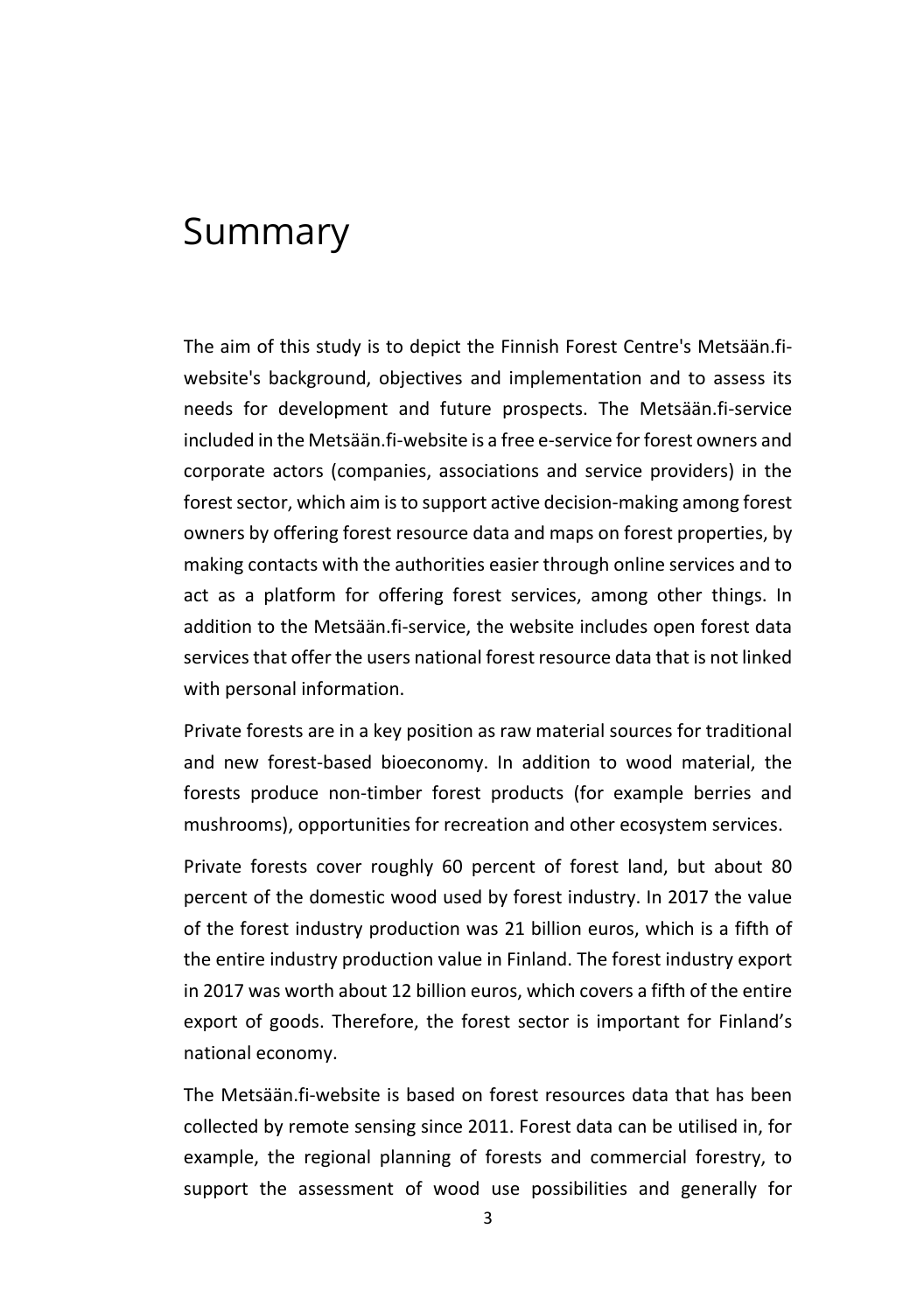# Summary

The aim of this study is to depict the Finnish Forest Centre's Metsään.fi-website's background, objectives and implementation and to assess its needs for development and future prospects. The Metsään.fi-service included in the Metsään.fi-website is a free e-service for forest owners and corporate actors (companies, associations and service providers) in the forest sector, which aim is to support active decision-making among forest owners by offering forest resource data and maps on forest properties, by making contacts with the authorities easier through online services and to act as a platform for offering forest services, among other things. In addition to the Metsään.fi-service, the website includes open forest data services that offer the users national forest resource data that is not linked with personal information.

Private forests are in a key position as raw material sources for traditional and new forest-based bioeconomy. In addition to wood material, the forests produce non-timber forest products (for example berries and mushrooms), opportunities for recreation and other ecosystem services.

Private forests cover roughly 60 percent of forest land, but about 80 percent of the domestic wood used by forest industry. In 2017 the value of the forest industry production was 21 billion euros, which is a fifth of the entire industry production value in Finland. The forest industry export in 2017 was worth about 12 billion euros, which covers a fifth of the entire export of goods. Therefore, the forest sector is important for Finland's national economy.

The Metsään.fi-website is based on forest resources data that has been collected by remote sensing since 2011. Forest data can be utilised in, for example, the regional planning of forests and commercial forestry, to support the assessment of wood use possibilities and generally for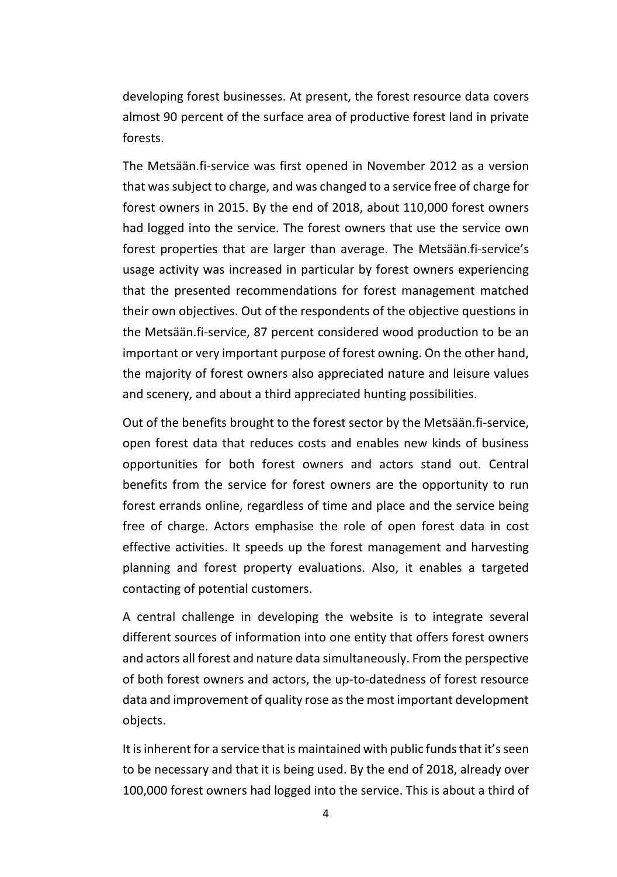developing forest businesses. At present, the forest resource data covers almost 90 percent of the surface area of productive forest land in private forests.

The Metsään.fi-service was first opened in November 2012 as a version that was subject to charge, and was changed to a service free of charge for forest owners in 2015. By the end of 2018, about 110,000 forest owners had logged into the service. The forest owners that use the service own forest properties that are larger than average. The Metsään.fi-service's usage activity was increased in particular by forest owners experiencing that the presented recommendations for forest management matched their own objectives. Out of the respondents of the objective questions in the Metsään.fi-service, 87 percent considered wood production to be an important or very important purpose of forest owning. On the other hand, the majority of forest owners also appreciated nature and leisure values and scenery, and about a third appreciated hunting possibilities.

Out of the benefits brought to the forest sector by the Metsään.fi-service, open forest data that reduces costs and enables new kinds of business opportunities for both forest owners and actors stand out. Central benefits from the service for forest owners are the opportunity to run forest errands online, regardless of time and place and the service being free of charge. Actors emphasise the role of open forest data in cost effective activities. It speeds up the forest management and harvesting planning and forest property evaluations. Also, it enables a targeted contacting of potential customers.

A central challenge in developing the website is to integrate several different sources of information into one entity that offers forest owners and actors all forest and nature data simultaneously. From the perspective of both forest owners and actors, the up-to-datedness of forest resource data and improvement of quality rose as the most important development objects.

It is inherent for a service that is maintained with public funds that it's seen to be necessary and that it is being used. By the end of 2018, already over 100,000 forest owners had logged into the service. This is about a third of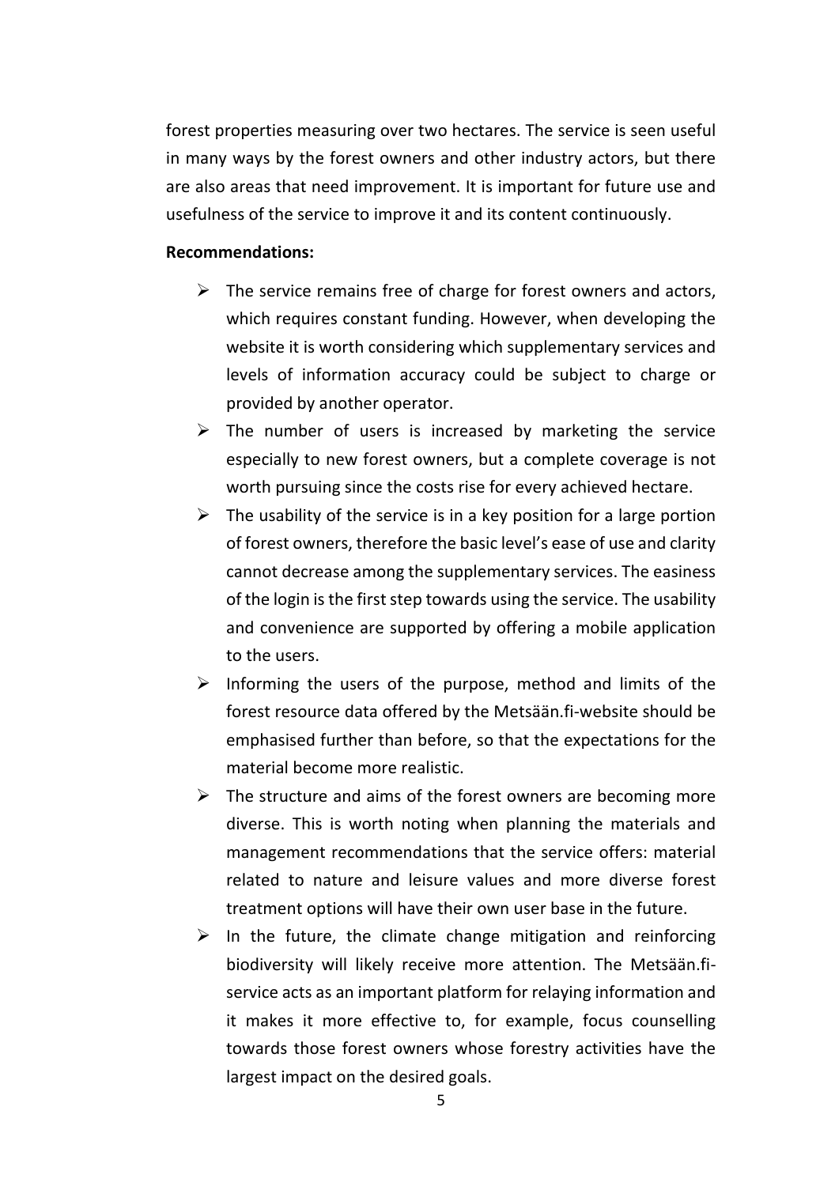forest properties measuring over two hectares. The service is seen useful in many ways by the forest owners and other industry actors, but there are also areas that need improvement. It is important for future use and usefulness of the service to improve it and its content continuously.

**Recommendations:**

- The service remains free of charge for forest owners and actors, which requires constant funding. However, when developing the website it is worth considering which supplementary services and levels of information accuracy could be subject to charge or provided by another operator.
- The number of users is increased by marketing the service especially to new forest owners, but a complete coverage is not worth pursuing since the costs rise for every achieved hectare.
- The usability of the service is in a key position for a large portion of forest owners, therefore the basic level's ease of use and clarity cannot decrease among the supplementary services. The easiness of the login is the first step towards using the service. The usability and convenience are supported by offering a mobile application to the users.
- Informing the users of the purpose, method and limits of the forest resource data offered by the Metsään.fi-website should be emphasised further than before, so that the expectations for the material become more realistic.
- The structure and aims of the forest owners are becoming more diverse. This is worth noting when planning the materials and management recommendations that the service offers: material related to nature and leisure values and more diverse forest treatment options will have their own user base in the future.
- In the future, the climate change mitigation and reinforcing biodiversity will likely receive more attention. The Metsään.fi-service acts as an important platform for relaying information and it makes it more effective to, for example, focus counselling towards those forest owners whose forestry activities have the largest impact on the desired goals.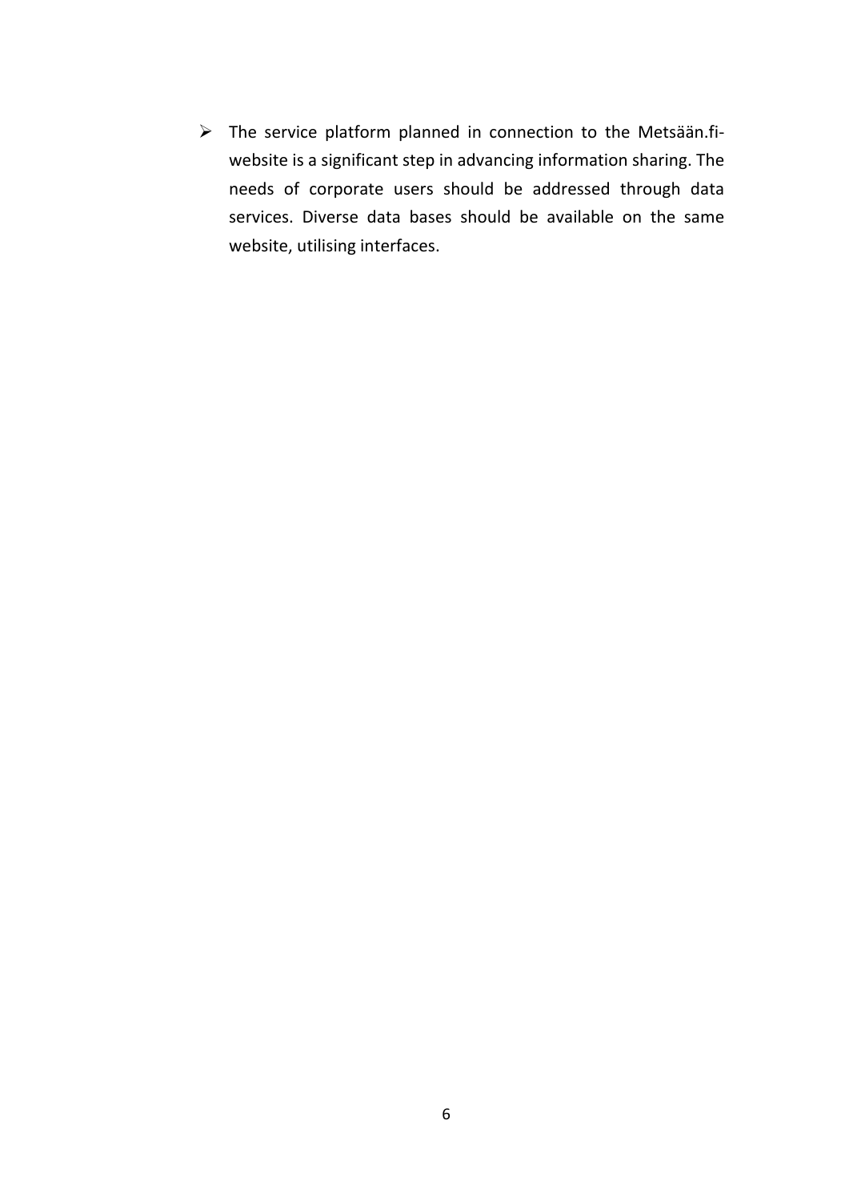- The service platform planned in connection to the Metsään.fi-website is a significant step in advancing information sharing. The needs of corporate users should be addressed through data services. Diverse data bases should be available on the same website, utilising interfaces.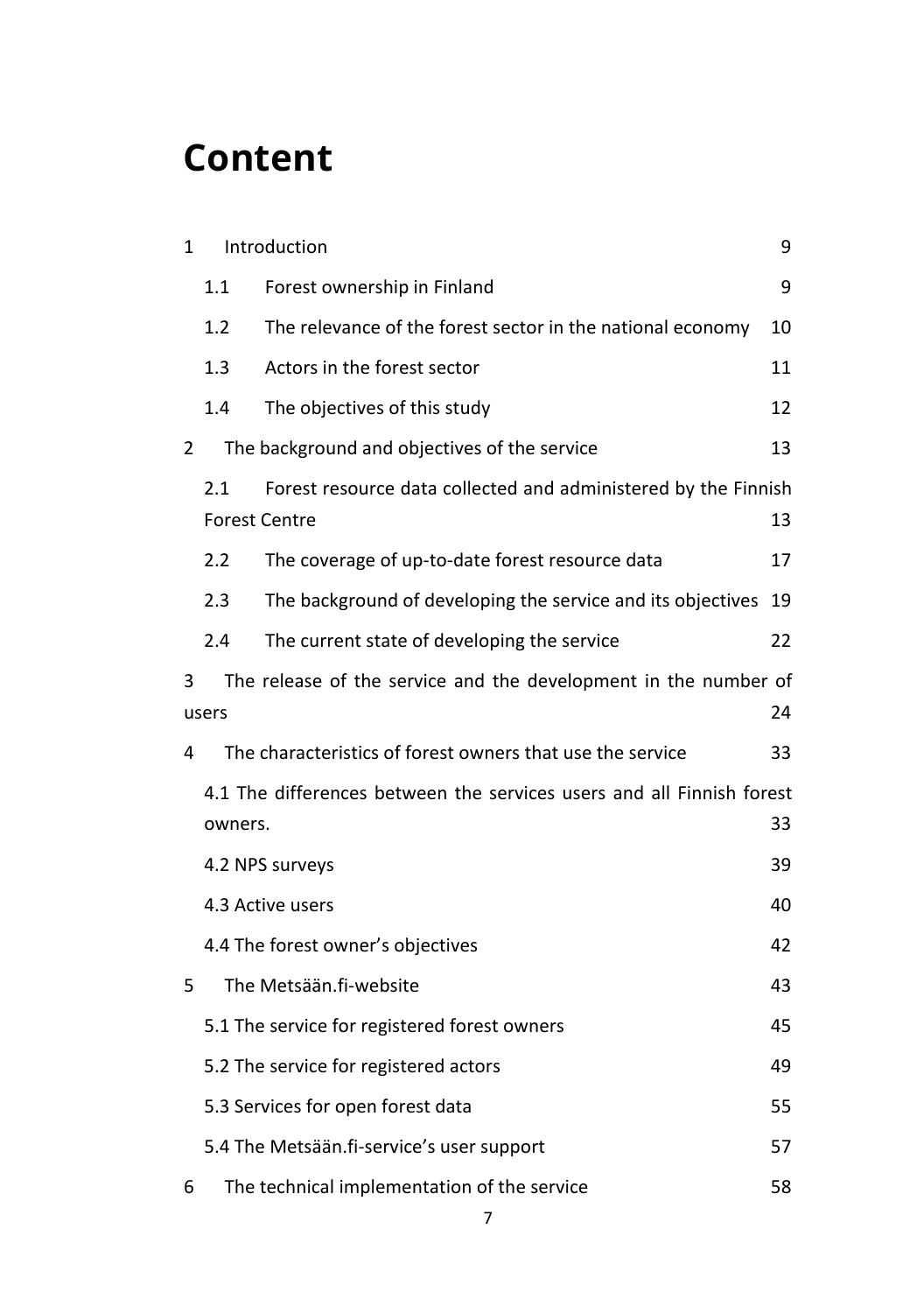# Content

| | | |
|---|---|---|
| 1 | Introduction | 9 |
| 1.1 | Forest ownership in Finland | 9 |
| 1.2 | The relevance of the forest sector in the national economy | 10 |
| 1.3 | Actors in the forest sector | 11 |
| 1.4 | The objectives of this study | 12 |
| 2 | The background and objectives of the service | 13 |
| 2.1 | Forest resource data collected and administered by the Finnish Forest Centre | 13 |
| 2.2 | The coverage of up-to-date forest resource data | 17 |
| 2.3 | The background of developing the service and its objectives | 19 |
| 2.4 | The current state of developing the service | 22 |
| 3 | The release of the service and the development in the number of users | 24 |
| 4 | The characteristics of forest owners that use the service | 33 |
| 4.1 | The differences between the services users and all Finnish forest owners. | 33 |
| 4.2 | NPS surveys | 39 |
| 4.3 | Active users | 40 |
| 4.4 | The forest owner's objectives | 42 |
| 5 | The Metsään.fi-website | 43 |
| 5.1 | The service for registered forest owners | 45 |
| 5.2 | The service for registered actors | 49 |
| 5.3 | Services for open forest data | 55 |
| 5.4 | The Metsään.fi-service's user support | 57 |
| 6 | The technical implementation of the service | 58 |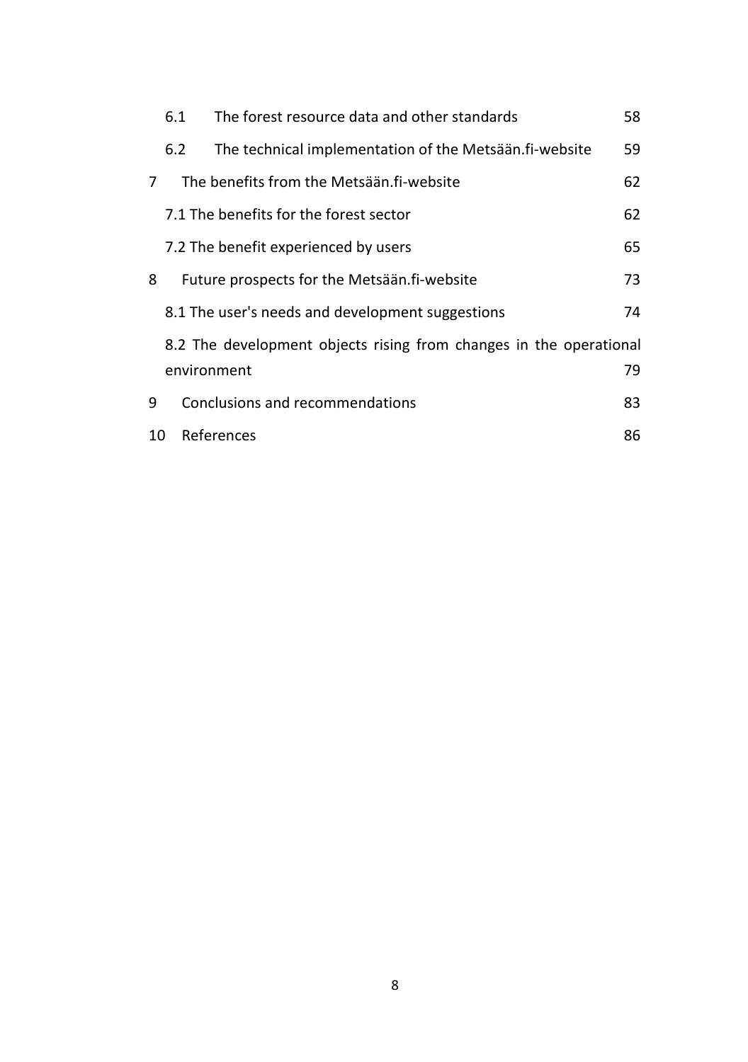6.1 The forest resource data and other standards 58

6.2 The technical implementation of the Metsään.fi-website 59

7 The benefits from the Metsään.fi-website 62

7.1 The benefits for the forest sector 62

7.2 The benefit experienced by users 65

8 Future prospects for the Metsään.fi-website 73

8.1 The user's needs and development suggestions 74

8.2 The development objects rising from changes in the operational environment 79

9 Conclusions and recommendations 83

10 References 86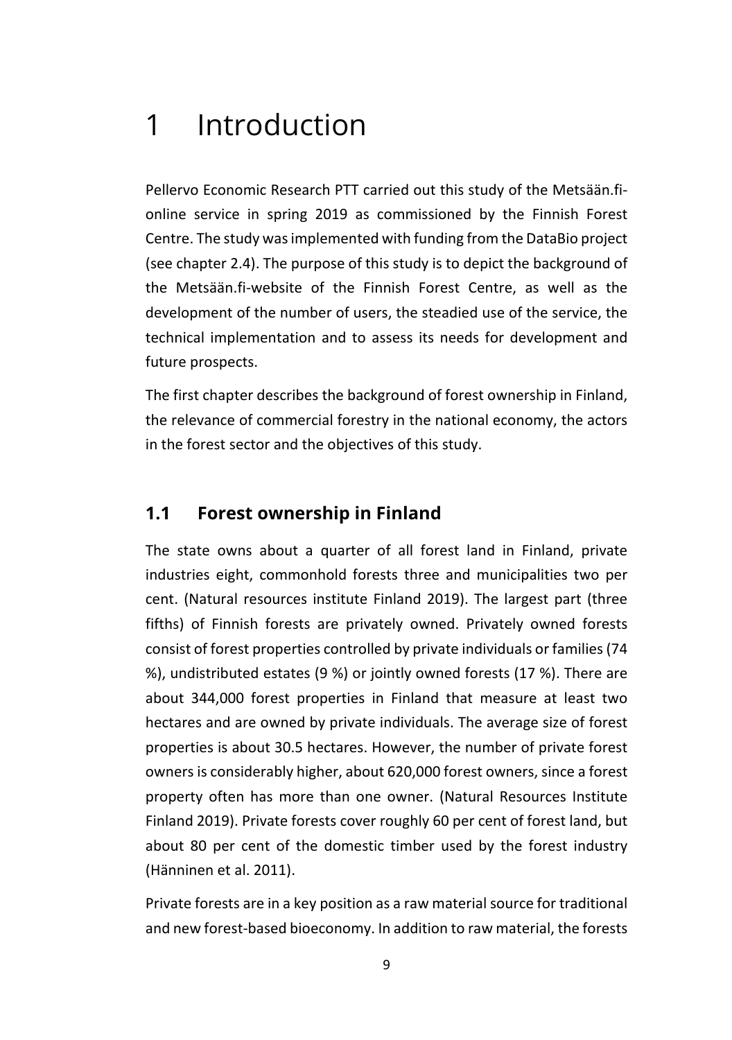# 1 Introduction

Pellervo Economic Research PTT carried out this study of the Metsään.fi-online service in spring 2019 as commissioned by the Finnish Forest Centre. The study was implemented with funding from the DataBio project (see chapter 2.4). The purpose of this study is to depict the background of the Metsään.fi-website of the Finnish Forest Centre, as well as the development of the number of users, the steadied use of the service, the technical implementation and to assess its needs for development and future prospects.

The first chapter describes the background of forest ownership in Finland, the relevance of commercial forestry in the national economy, the actors in the forest sector and the objectives of this study.

## 1.1 Forest ownership in Finland

The state owns about a quarter of all forest land in Finland, private industries eight, commonhold forests three and municipalities two per cent. (Natural resources institute Finland 2019). The largest part (three fifths) of Finnish forests are privately owned. Privately owned forests consist of forest properties controlled by private individuals or families (74 %), undistributed estates (9 %) or jointly owned forests (17 %). There are about 344,000 forest properties in Finland that measure at least two hectares and are owned by private individuals. The average size of forest properties is about 30.5 hectares. However, the number of private forest owners is considerably higher, about 620,000 forest owners, since a forest property often has more than one owner. (Natural Resources Institute Finland 2019). Private forests cover roughly 60 per cent of forest land, but about 80 per cent of the domestic timber used by the forest industry (Hänninen et al. 2011).

Private forests are in a key position as a raw material source for traditional and new forest-based bioeconomy. In addition to raw material, the forests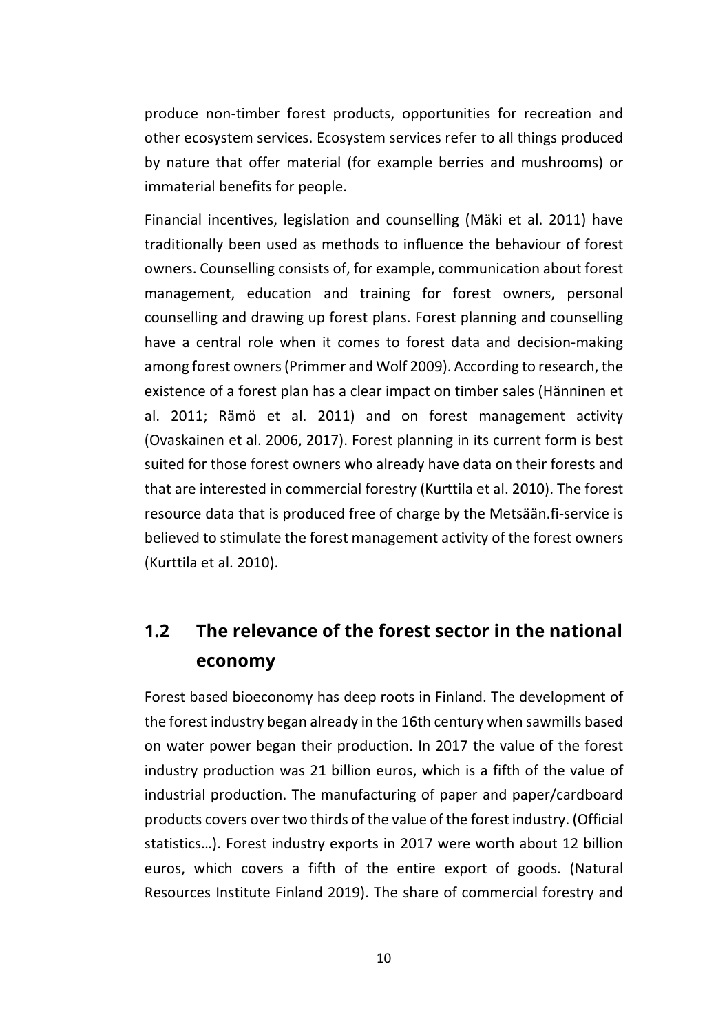produce non-timber forest products, opportunities for recreation and other ecosystem services. Ecosystem services refer to all things produced by nature that offer material (for example berries and mushrooms) or immaterial benefits for people.

Financial incentives, legislation and counselling (Mäki et al. 2011) have traditionally been used as methods to influence the behaviour of forest owners. Counselling consists of, for example, communication about forest management, education and training for forest owners, personal counselling and drawing up forest plans. Forest planning and counselling have a central role when it comes to forest data and decision-making among forest owners (Primmer and Wolf 2009). According to research, the existence of a forest plan has a clear impact on timber sales (Hänninen et al. 2011; Rämö et al. 2011) and on forest management activity (Ovaskainen et al. 2006, 2017). Forest planning in its current form is best suited for those forest owners who already have data on their forests and that are interested in commercial forestry (Kurttila et al. 2010). The forest resource data that is produced free of charge by the Metsään.fi-service is believed to stimulate the forest management activity of the forest owners (Kurttila et al. 2010).

## 1.2 The relevance of the forest sector in the national economy

Forest based bioeconomy has deep roots in Finland. The development of the forest industry began already in the 16th century when sawmills based on water power began their production. In 2017 the value of the forest industry production was 21 billion euros, which is a fifth of the value of industrial production. The manufacturing of paper and paper/cardboard products covers over two thirds of the value of the forest industry. (Official statistics…). Forest industry exports in 2017 were worth about 12 billion euros, which covers a fifth of the entire export of goods. (Natural Resources Institute Finland 2019). The share of commercial forestry and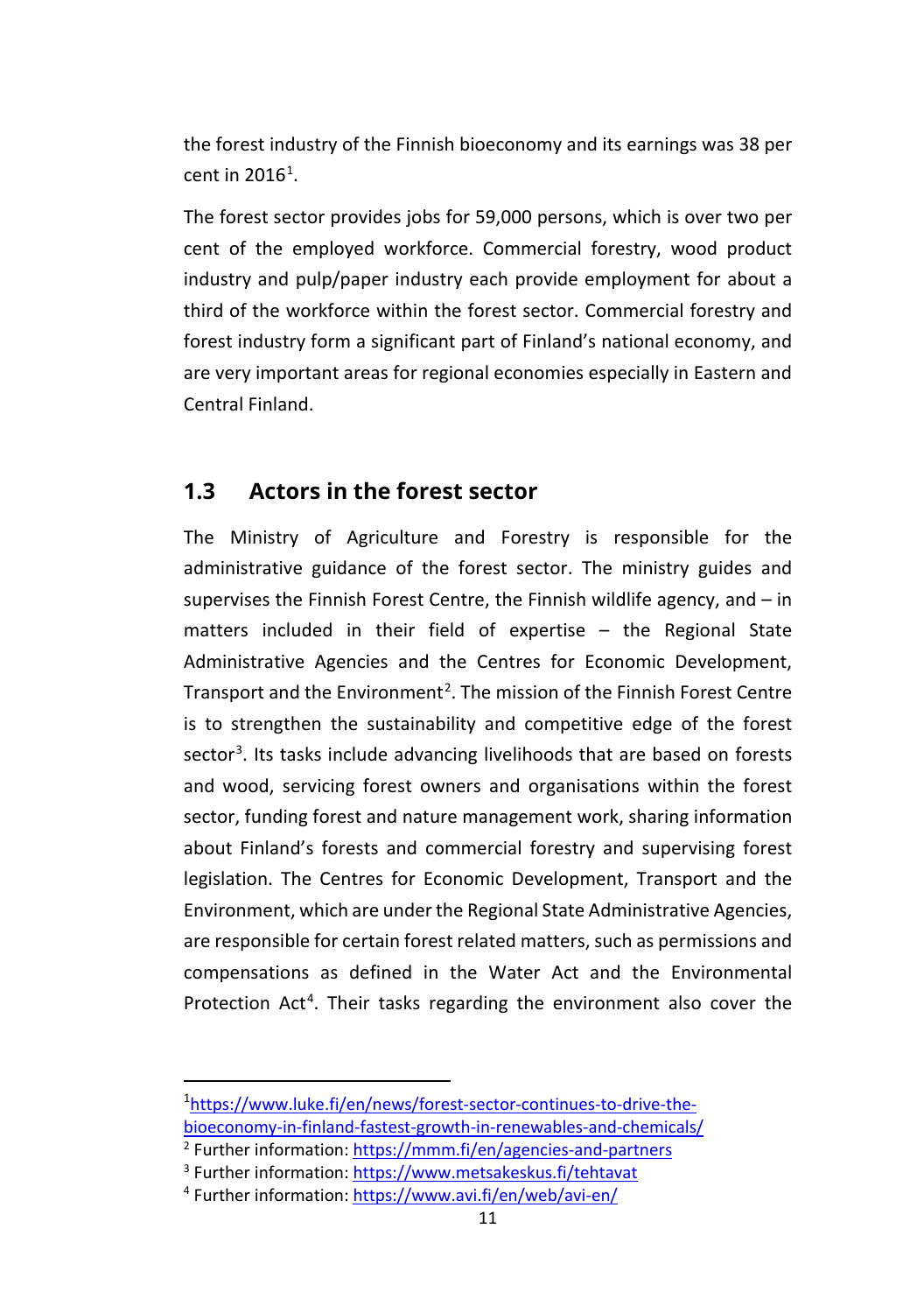the forest industry of the Finnish bioeconomy and its earnings was 38 per cent in 2016[1].

The forest sector provides jobs for 59,000 persons, which is over two per cent of the employed workforce. Commercial forestry, wood product industry and pulp/paper industry each provide employment for about a third of the workforce within the forest sector. Commercial forestry and forest industry form a significant part of Finland's national economy, and are very important areas for regional economies especially in Eastern and Central Finland.

## 1.3 Actors in the forest sector

The Ministry of Agriculture and Forestry is responsible for the administrative guidance of the forest sector. The ministry guides and supervises the Finnish Forest Centre, the Finnish wildlife agency, and – in matters included in their field of expertise – the Regional State Administrative Agencies and the Centres for Economic Development, Transport and the Environment[2]. The mission of the Finnish Forest Centre is to strengthen the sustainability and competitive edge of the forest sector[3]. Its tasks include advancing livelihoods that are based on forests and wood, servicing forest owners and organisations within the forest sector, funding forest and nature management work, sharing information about Finland's forests and commercial forestry and supervising forest legislation. The Centres for Economic Development, Transport and the Environment, which are under the Regional State Administrative Agencies, are responsible for certain forest related matters, such as permissions and compensations as defined in the Water Act and the Environmental Protection Act[4]. Their tasks regarding the environment also cover the

---

[1] https://www.luke.fi/en/news/forest-sector-continues-to-drive-the-bioeconomy-in-finland-fastest-growth-in-renewables-and-chemicals/

[2] Further information: https://mmm.fi/en/agencies-and-partners

[3] Further information: https://www.metsakeskus.fi/tehtavat

[4] Further information: https://www.avi.fi/en/web/avi-en/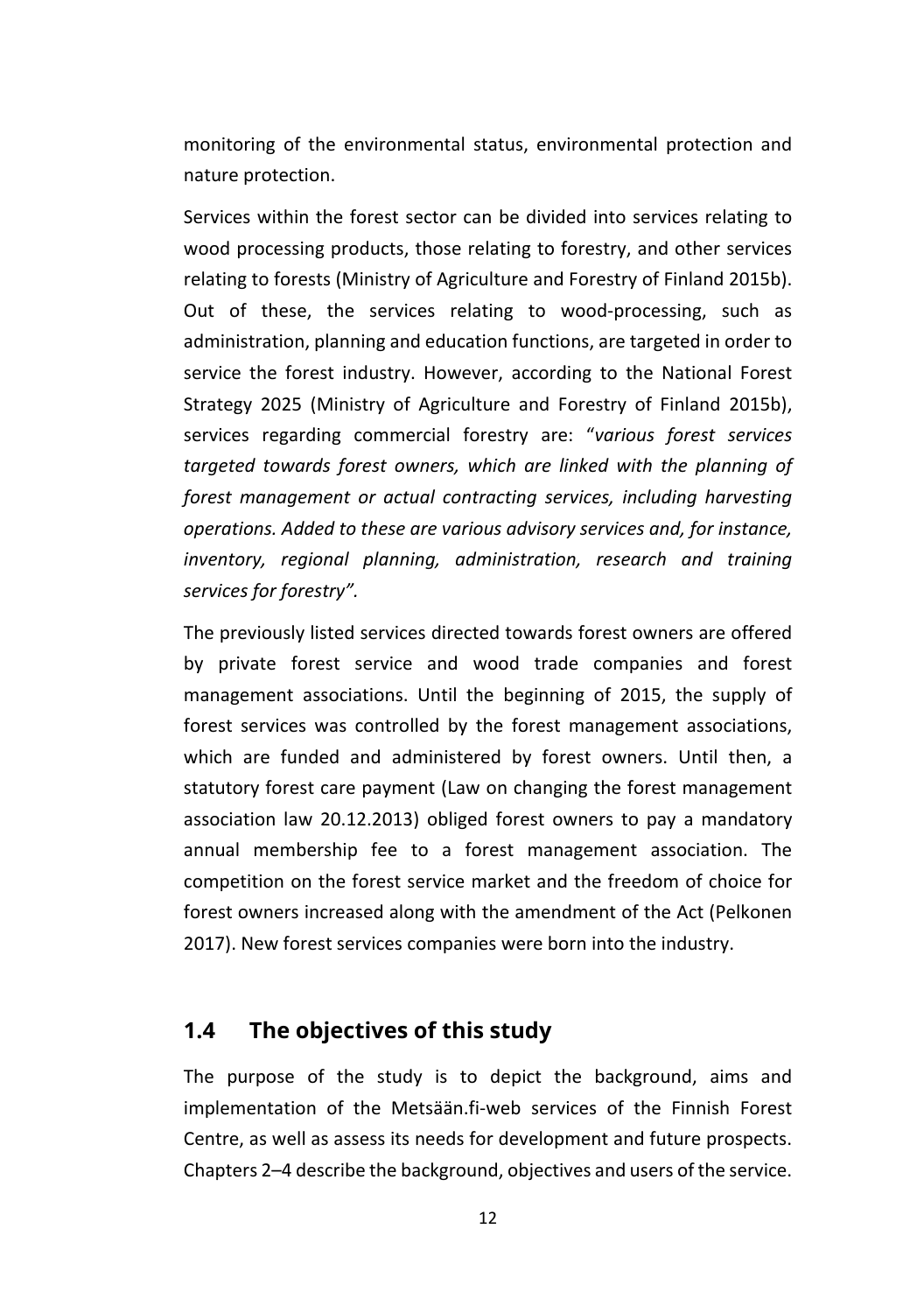monitoring of the environmental status, environmental protection and nature protection.

Services within the forest sector can be divided into services relating to wood processing products, those relating to forestry, and other services relating to forests (Ministry of Agriculture and Forestry of Finland 2015b). Out of these, the services relating to wood-processing, such as administration, planning and education functions, are targeted in order to service the forest industry. However, according to the National Forest Strategy 2025 (Ministry of Agriculture and Forestry of Finland 2015b), services regarding commercial forestry are: "*various forest services targeted towards forest owners, which are linked with the planning of forest management or actual contracting services, including harvesting operations. Added to these are various advisory services and, for instance, inventory, regional planning, administration, research and training services for forestry".*

The previously listed services directed towards forest owners are offered by private forest service and wood trade companies and forest management associations. Until the beginning of 2015, the supply of forest services was controlled by the forest management associations, which are funded and administered by forest owners. Until then, a statutory forest care payment (Law on changing the forest management association law 20.12.2013) obliged forest owners to pay a mandatory annual membership fee to a forest management association. The competition on the forest service market and the freedom of choice for forest owners increased along with the amendment of the Act (Pelkonen 2017). New forest services companies were born into the industry.

## 1.4 The objectives of this study

The purpose of the study is to depict the background, aims and implementation of the Metsään.fi-web services of the Finnish Forest Centre, as well as assess its needs for development and future prospects. Chapters 2–4 describe the background, objectives and users of the service.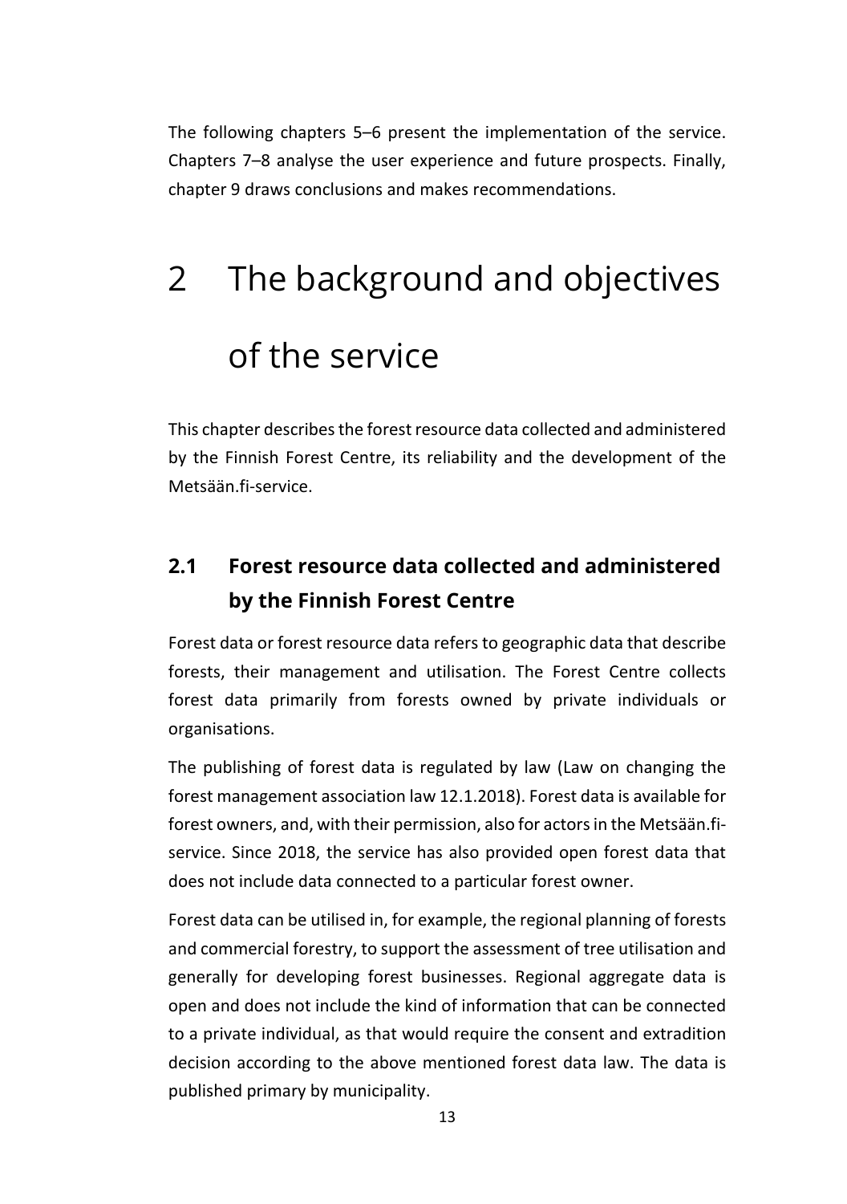The following chapters 5–6 present the implementation of the service. Chapters 7–8 analyse the user experience and future prospects. Finally, chapter 9 draws conclusions and makes recommendations.

# 2 The background and objectives of the service

This chapter describes the forest resource data collected and administered by the Finnish Forest Centre, its reliability and the development of the Metsään.fi-service.

## 2.1 Forest resource data collected and administered by the Finnish Forest Centre

Forest data or forest resource data refers to geographic data that describe forests, their management and utilisation. The Forest Centre collects forest data primarily from forests owned by private individuals or organisations.

The publishing of forest data is regulated by law (Law on changing the forest management association law 12.1.2018). Forest data is available for forest owners, and, with their permission, also for actors in the Metsään.fi-service. Since 2018, the service has also provided open forest data that does not include data connected to a particular forest owner.

Forest data can be utilised in, for example, the regional planning of forests and commercial forestry, to support the assessment of tree utilisation and generally for developing forest businesses. Regional aggregate data is open and does not include the kind of information that can be connected to a private individual, as that would require the consent and extradition decision according to the above mentioned forest data law. The data is published primary by municipality.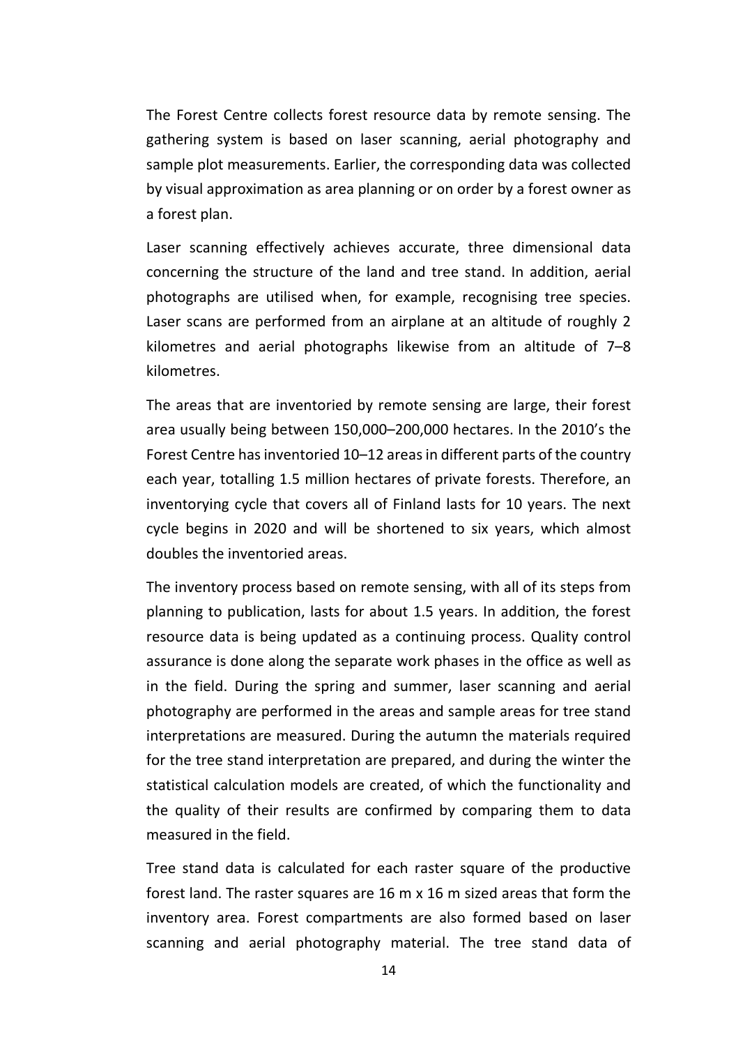The Forest Centre collects forest resource data by remote sensing. The gathering system is based on laser scanning, aerial photography and sample plot measurements. Earlier, the corresponding data was collected by visual approximation as area planning or on order by a forest owner as a forest plan.

Laser scanning effectively achieves accurate, three dimensional data concerning the structure of the land and tree stand. In addition, aerial photographs are utilised when, for example, recognising tree species. Laser scans are performed from an airplane at an altitude of roughly 2 kilometres and aerial photographs likewise from an altitude of 7–8 kilometres.

The areas that are inventoried by remote sensing are large, their forest area usually being between 150,000–200,000 hectares. In the 2010's the Forest Centre has inventoried 10–12 areas in different parts of the country each year, totalling 1.5 million hectares of private forests. Therefore, an inventorying cycle that covers all of Finland lasts for 10 years. The next cycle begins in 2020 and will be shortened to six years, which almost doubles the inventoried areas.

The inventory process based on remote sensing, with all of its steps from planning to publication, lasts for about 1.5 years. In addition, the forest resource data is being updated as a continuing process. Quality control assurance is done along the separate work phases in the office as well as in the field. During the spring and summer, laser scanning and aerial photography are performed in the areas and sample areas for tree stand interpretations are measured. During the autumn the materials required for the tree stand interpretation are prepared, and during the winter the statistical calculation models are created, of which the functionality and the quality of their results are confirmed by comparing them to data measured in the field.

Tree stand data is calculated for each raster square of the productive forest land. The raster squares are 16 m x 16 m sized areas that form the inventory area. Forest compartments are also formed based on laser scanning and aerial photography material. The tree stand data of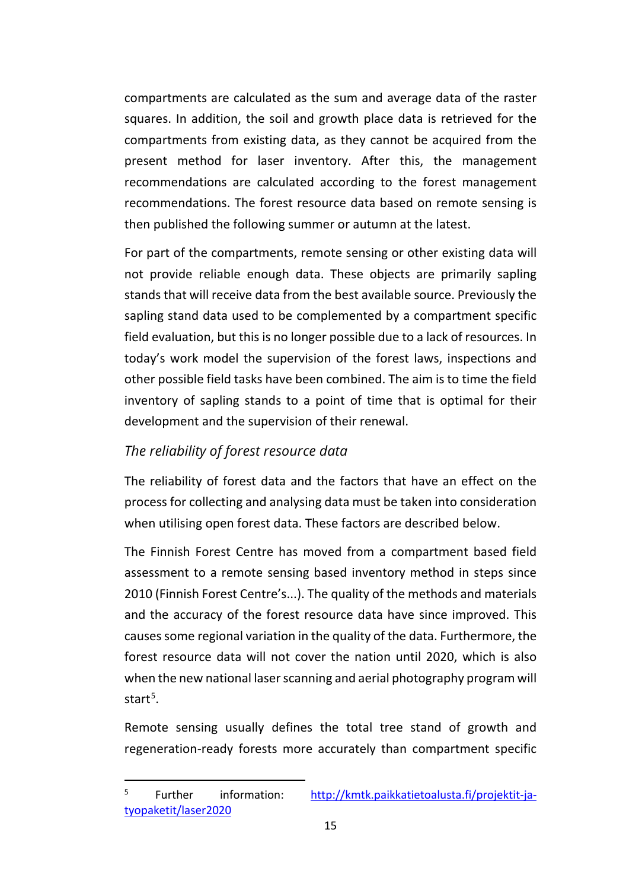compartments are calculated as the sum and average data of the raster squares. In addition, the soil and growth place data is retrieved for the compartments from existing data, as they cannot be acquired from the present method for laser inventory. After this, the management recommendations are calculated according to the forest management recommendations. The forest resource data based on remote sensing is then published the following summer or autumn at the latest.

For part of the compartments, remote sensing or other existing data will not provide reliable enough data. These objects are primarily sapling stands that will receive data from the best available source. Previously the sapling stand data used to be complemented by a compartment specific field evaluation, but this is no longer possible due to a lack of resources. In today's work model the supervision of the forest laws, inspections and other possible field tasks have been combined. The aim is to time the field inventory of sapling stands to a point of time that is optimal for their development and the supervision of their renewal.

### *The reliability of forest resource data*

The reliability of forest data and the factors that have an effect on the process for collecting and analysing data must be taken into consideration when utilising open forest data. These factors are described below.

The Finnish Forest Centre has moved from a compartment based field assessment to a remote sensing based inventory method in steps since 2010 (Finnish Forest Centre's...). The quality of the methods and materials and the accuracy of the forest resource data have since improved. This causes some regional variation in the quality of the data. Furthermore, the forest resource data will not cover the nation until 2020, which is also when the new national laser scanning and aerial photography program will start[5].

Remote sensing usually defines the total tree stand of growth and regeneration-ready forests more accurately than compartment specific

---

[5] Further information: http://kmtk.paikkatietoalusta.fi/projektit-ja-tyopaketit/laser2020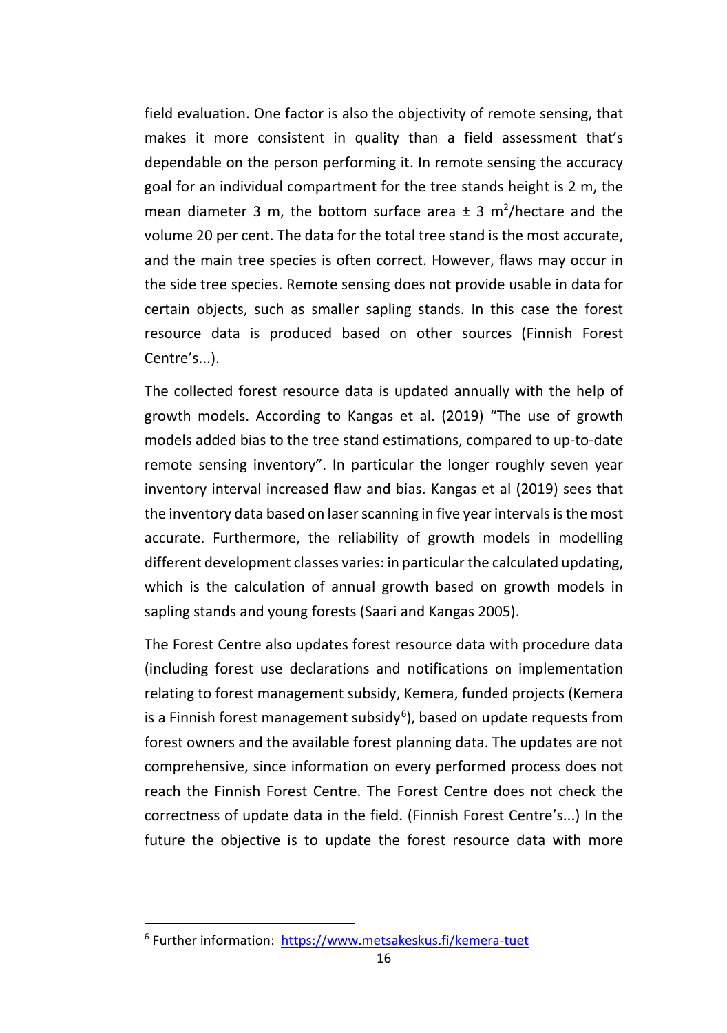field evaluation. One factor is also the objectivity of remote sensing, that makes it more consistent in quality than a field assessment that's dependable on the person performing it. In remote sensing the accuracy goal for an individual compartment for the tree stands height is 2 m, the mean diameter 3 m, the bottom surface area ± 3 $m^2$/hectare and the volume 20 per cent. The data for the total tree stand is the most accurate, and the main tree species is often correct. However, flaws may occur in the side tree species. Remote sensing does not provide usable in data for certain objects, such as smaller sapling stands. In this case the forest resource data is produced based on other sources (Finnish Forest Centre's...).

The collected forest resource data is updated annually with the help of growth models. According to Kangas et al. (2019) "The use of growth models added bias to the tree stand estimations, compared to up-to-date remote sensing inventory". In particular the longer roughly seven year inventory interval increased flaw and bias. Kangas et al (2019) sees that the inventory data based on laser scanning in five year intervals is the most accurate. Furthermore, the reliability of growth models in modelling different development classes varies: in particular the calculated updating, which is the calculation of annual growth based on growth models in sapling stands and young forests (Saari and Kangas 2005).

The Forest Centre also updates forest resource data with procedure data (including forest use declarations and notifications on implementation relating to forest management subsidy, Kemera, funded projects (Kemera is a Finnish forest management subsidy[6]), based on update requests from forest owners and the available forest planning data. The updates are not comprehensive, since information on every performed process does not reach the Finnish Forest Centre. The Forest Centre does not check the correctness of update data in the field. (Finnish Forest Centre's...) In the future the objective is to update the forest resource data with more

---

[6] Further information: https://www.metsakeskus.fi/kemera-tuet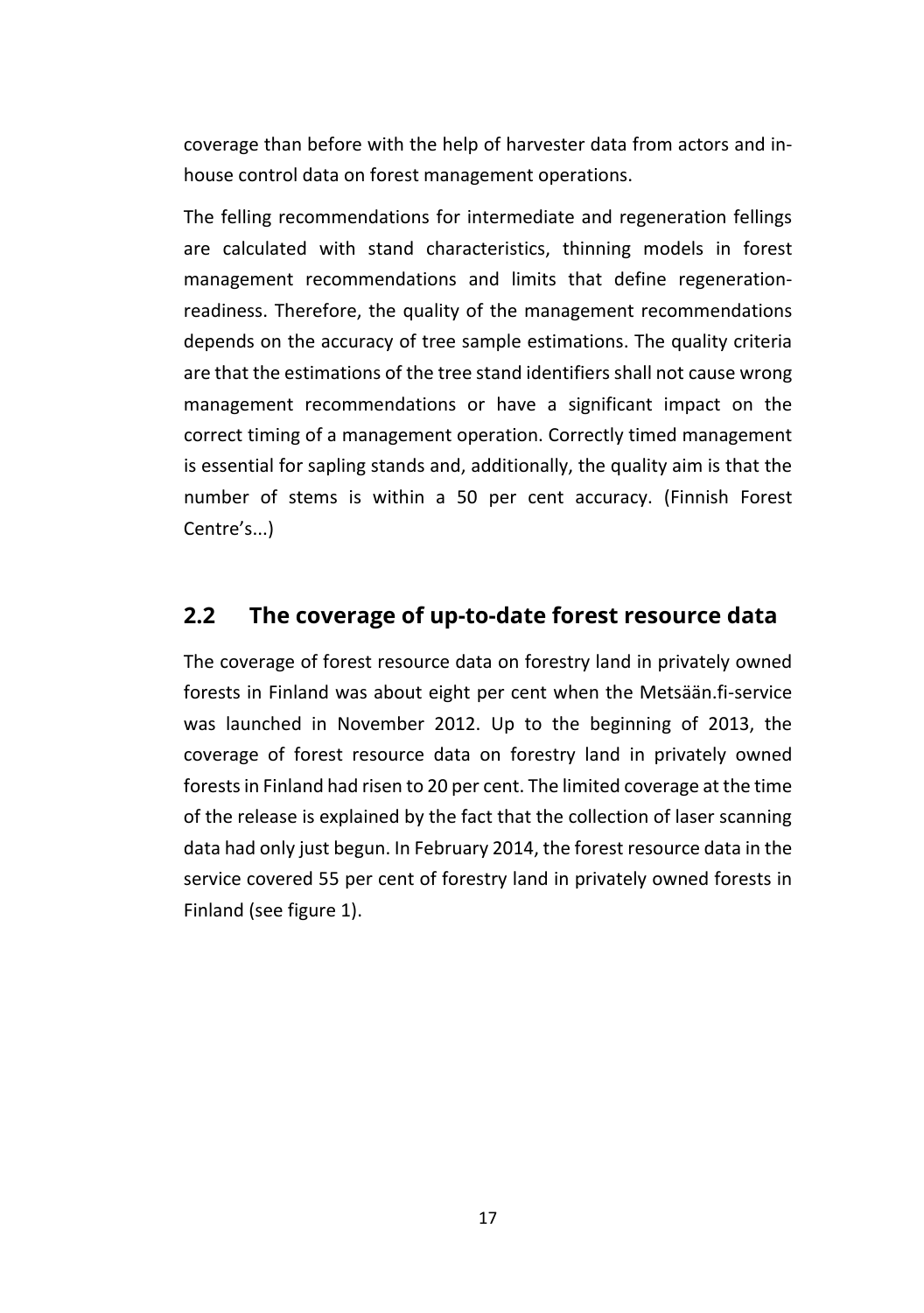coverage than before with the help of harvester data from actors and in-house control data on forest management operations.

The felling recommendations for intermediate and regeneration fellings are calculated with stand characteristics, thinning models in forest management recommendations and limits that define regeneration-readiness. Therefore, the quality of the management recommendations depends on the accuracy of tree sample estimations. The quality criteria are that the estimations of the tree stand identifiers shall not cause wrong management recommendations or have a significant impact on the correct timing of a management operation. Correctly timed management is essential for sapling stands and, additionally, the quality aim is that the number of stems is within a 50 per cent accuracy. (Finnish Forest Centre's...)

## 2.2 The coverage of up-to-date forest resource data

The coverage of forest resource data on forestry land in privately owned forests in Finland was about eight per cent when the Metsään.fi-service was launched in November 2012. Up to the beginning of 2013, the coverage of forest resource data on forestry land in privately owned forests in Finland had risen to 20 per cent. The limited coverage at the time of the release is explained by the fact that the collection of laser scanning data had only just begun. In February 2014, the forest resource data in the service covered 55 per cent of forestry land in privately owned forests in Finland (see figure 1).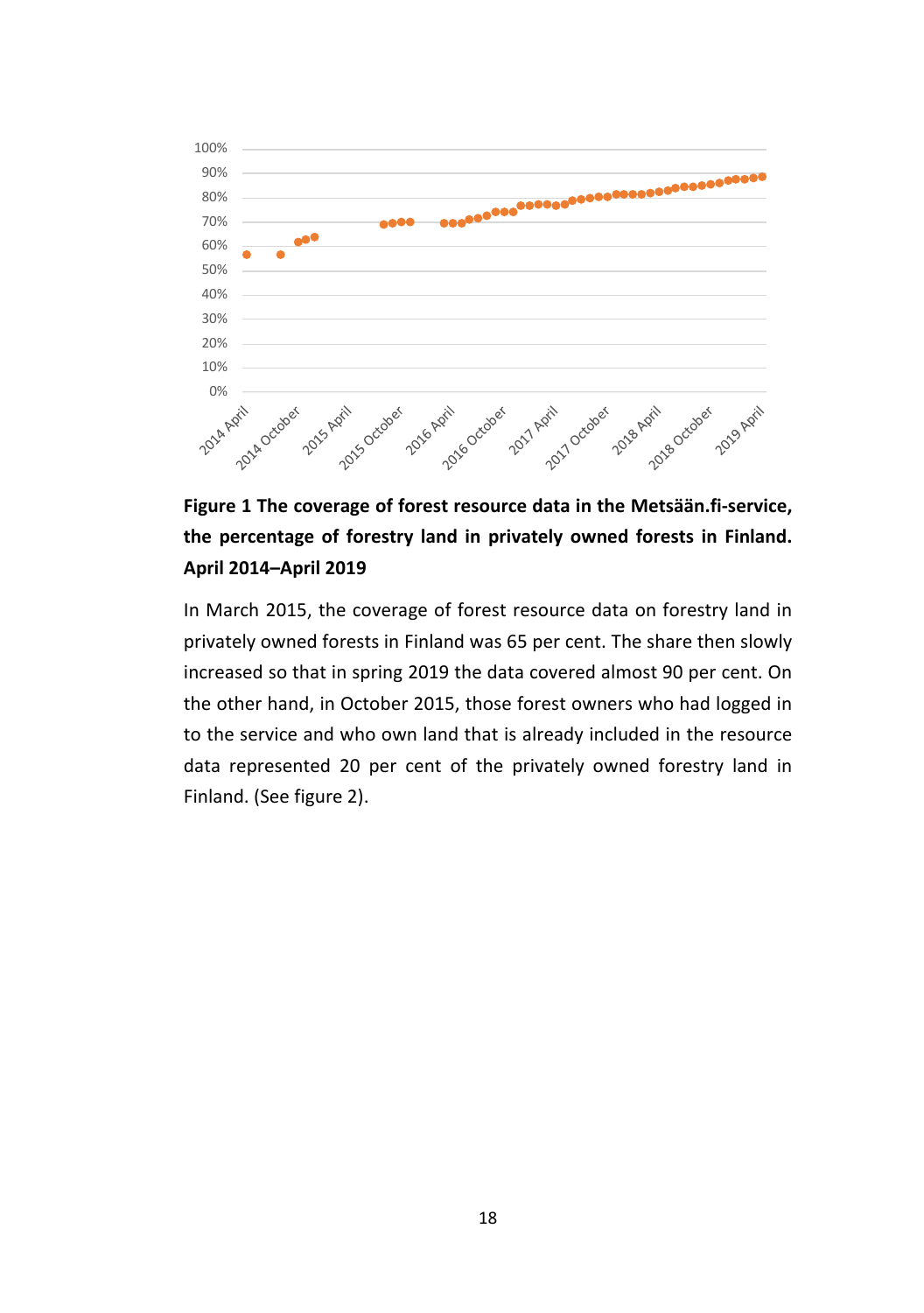**Figure 1 The coverage of forest resource data in the Metsään.fi-service, the percentage of forestry land in privately owned forests in Finland. April 2014–April 2019**

In March 2015, the coverage of forest resource data on forestry land in privately owned forests in Finland was 65 per cent. The share then slowly increased so that in spring 2019 the data covered almost 90 per cent. On the other hand, in October 2015, those forest owners who had logged in to the service and who own land that is already included in the resource data represented 20 per cent of the privately owned forestry land in Finland. (See figure 2).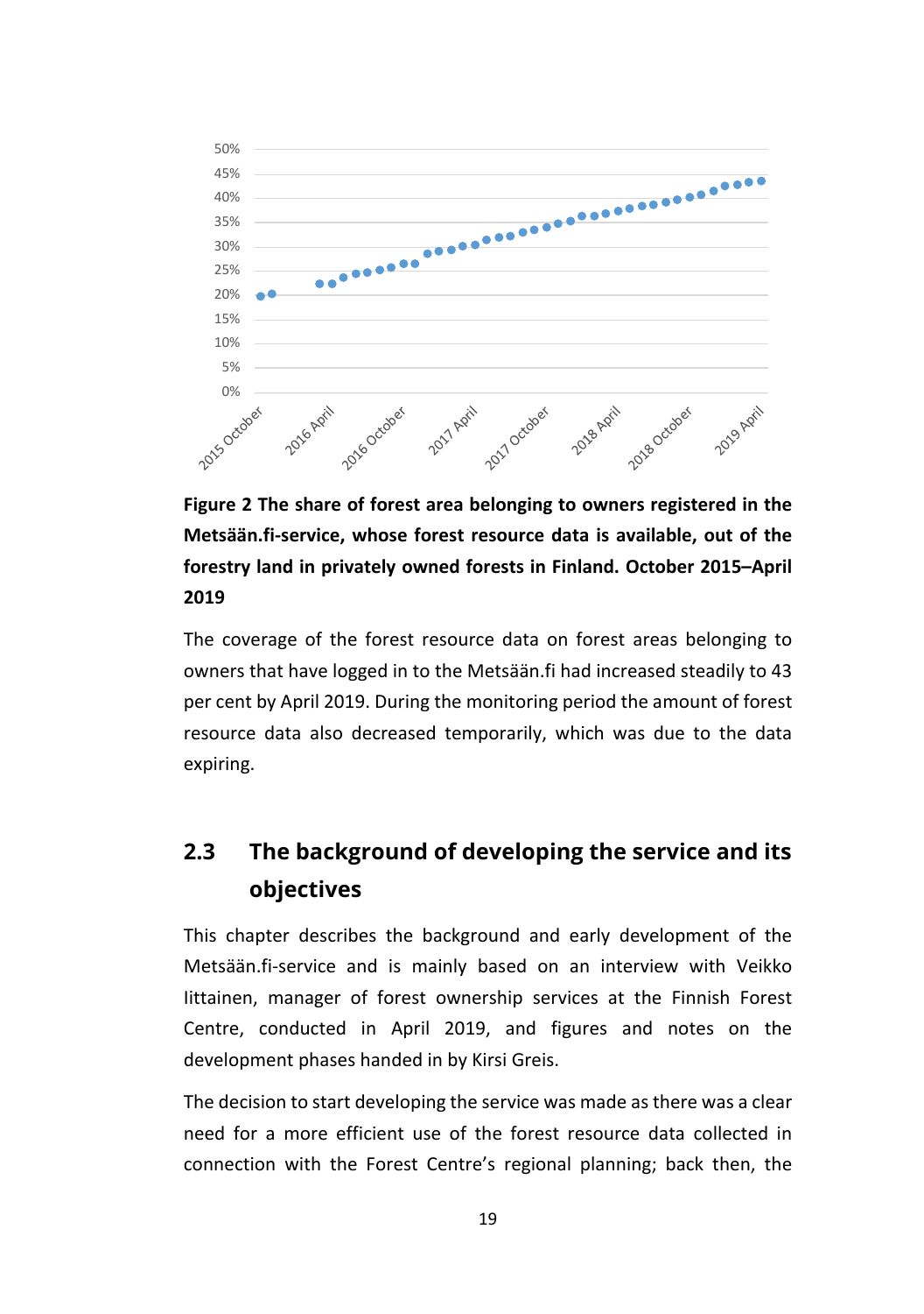**Figure 2 The share of forest area belonging to owners registered in the Metsään.fi-service, whose forest resource data is available, out of the forestry land in privately owned forests in Finland. October 2015–April 2019**

The coverage of the forest resource data on forest areas belonging to owners that have logged in to the Metsään.fi had increased steadily to 43 per cent by April 2019. During the monitoring period the amount of forest resource data also decreased temporarily, which was due to the data expiring.

## 2.3 The background of developing the service and its objectives

This chapter describes the background and early development of the Metsään.fi-service and is mainly based on an interview with Veikko Iittainen, manager of forest ownership services at the Finnish Forest Centre, conducted in April 2019, and figures and notes on the development phases handed in by Kirsi Greis.

The decision to start developing the service was made as there was a clear need for a more efficient use of the forest resource data collected in connection with the Forest Centre's regional planning; back then, the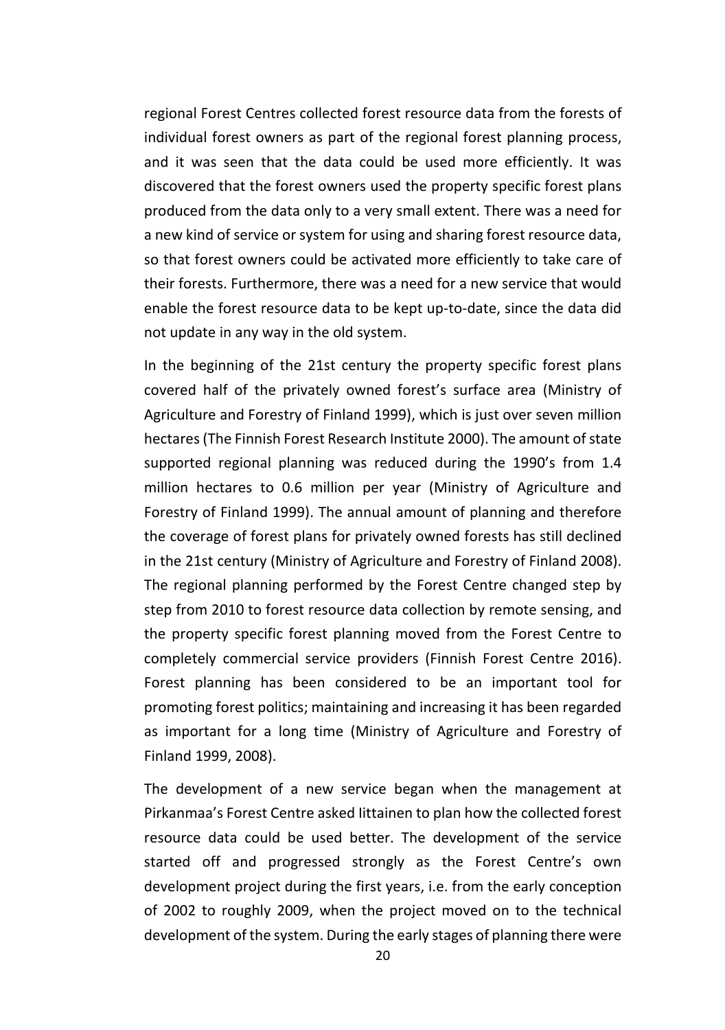regional Forest Centres collected forest resource data from the forests of individual forest owners as part of the regional forest planning process, and it was seen that the data could be used more efficiently. It was discovered that the forest owners used the property specific forest plans produced from the data only to a very small extent. There was a need for a new kind of service or system for using and sharing forest resource data, so that forest owners could be activated more efficiently to take care of their forests. Furthermore, there was a need for a new service that would enable the forest resource data to be kept up-to-date, since the data did not update in any way in the old system.

In the beginning of the 21st century the property specific forest plans covered half of the privately owned forest's surface area (Ministry of Agriculture and Forestry of Finland 1999), which is just over seven million hectares (The Finnish Forest Research Institute 2000). The amount of state supported regional planning was reduced during the 1990's from 1.4 million hectares to 0.6 million per year (Ministry of Agriculture and Forestry of Finland 1999). The annual amount of planning and therefore the coverage of forest plans for privately owned forests has still declined in the 21st century (Ministry of Agriculture and Forestry of Finland 2008). The regional planning performed by the Forest Centre changed step by step from 2010 to forest resource data collection by remote sensing, and the property specific forest planning moved from the Forest Centre to completely commercial service providers (Finnish Forest Centre 2016). Forest planning has been considered to be an important tool for promoting forest politics; maintaining and increasing it has been regarded as important for a long time (Ministry of Agriculture and Forestry of Finland 1999, 2008).

The development of a new service began when the management at Pirkanmaa's Forest Centre asked Iittainen to plan how the collected forest resource data could be used better. The development of the service started off and progressed strongly as the Forest Centre's own development project during the first years, i.e. from the early conception of 2002 to roughly 2009, when the project moved on to the technical development of the system. During the early stages of planning there were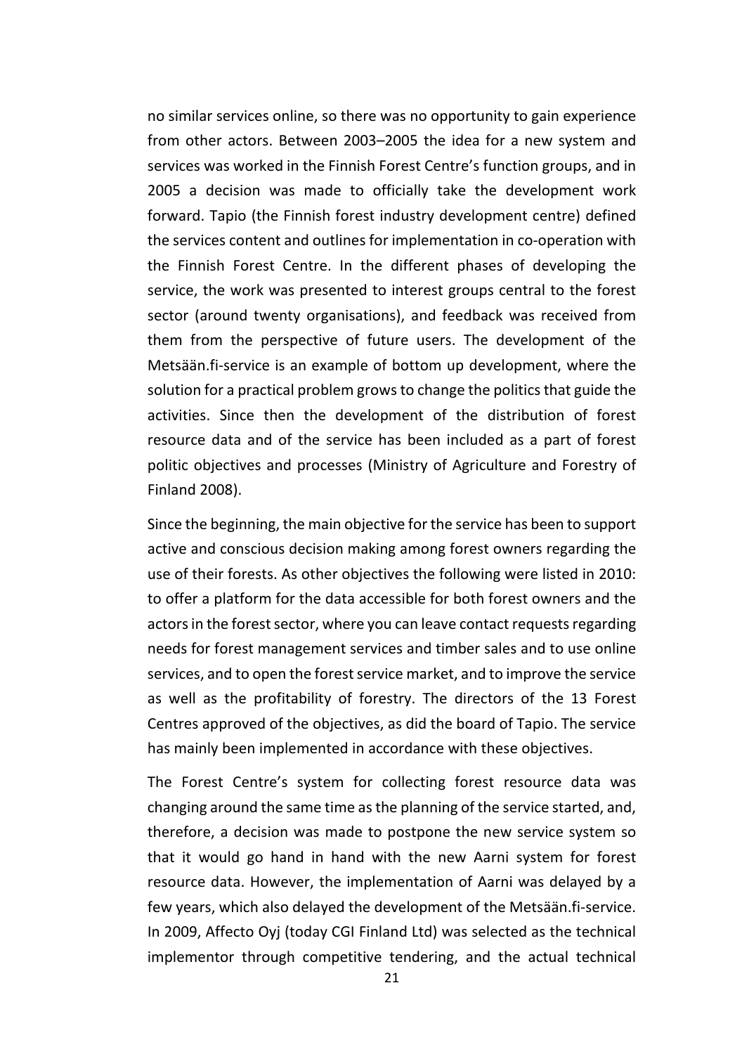no similar services online, so there was no opportunity to gain experience from other actors. Between 2003–2005 the idea for a new system and services was worked in the Finnish Forest Centre's function groups, and in 2005 a decision was made to officially take the development work forward. Tapio (the Finnish forest industry development centre) defined the services content and outlines for implementation in co-operation with the Finnish Forest Centre. In the different phases of developing the service, the work was presented to interest groups central to the forest sector (around twenty organisations), and feedback was received from them from the perspective of future users. The development of the Metsään.fi-service is an example of bottom up development, where the solution for a practical problem grows to change the politics that guide the activities. Since then the development of the distribution of forest resource data and of the service has been included as a part of forest politic objectives and processes (Ministry of Agriculture and Forestry of Finland 2008).

Since the beginning, the main objective for the service has been to support active and conscious decision making among forest owners regarding the use of their forests. As other objectives the following were listed in 2010: to offer a platform for the data accessible for both forest owners and the actors in the forest sector, where you can leave contact requests regarding needs for forest management services and timber sales and to use online services, and to open the forest service market, and to improve the service as well as the profitability of forestry. The directors of the 13 Forest Centres approved of the objectives, as did the board of Tapio. The service has mainly been implemented in accordance with these objectives.

The Forest Centre's system for collecting forest resource data was changing around the same time as the planning of the service started, and, therefore, a decision was made to postpone the new service system so that it would go hand in hand with the new Aarni system for forest resource data. However, the implementation of Aarni was delayed by a few years, which also delayed the development of the Metsään.fi-service. In 2009, Affecto Oyj (today CGI Finland Ltd) was selected as the technical implementor through competitive tendering, and the actual technical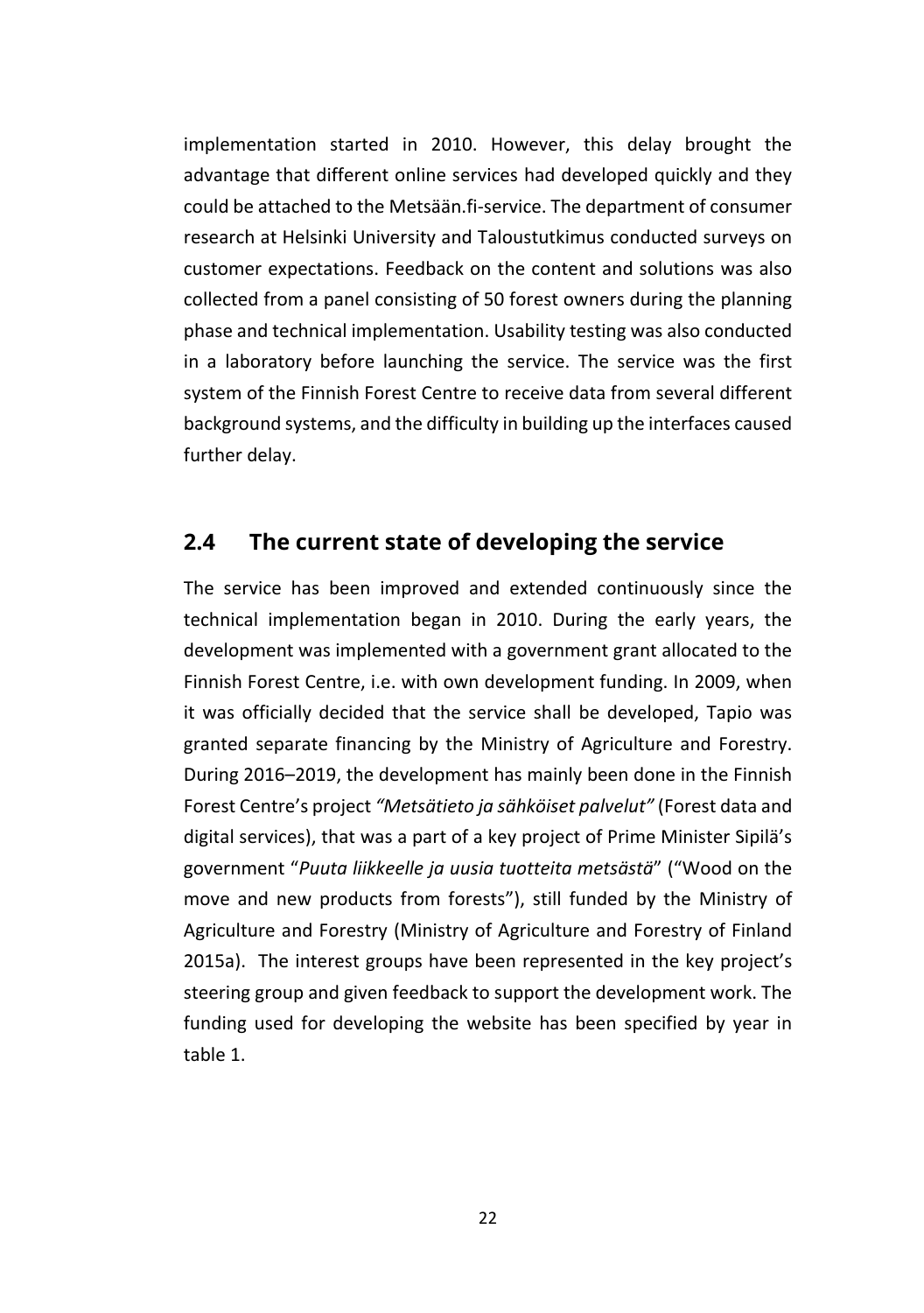implementation started in 2010. However, this delay brought the advantage that different online services had developed quickly and they could be attached to the Metsään.fi-service. The department of consumer research at Helsinki University and Taloustutkimus conducted surveys on customer expectations. Feedback on the content and solutions was also collected from a panel consisting of 50 forest owners during the planning phase and technical implementation. Usability testing was also conducted in a laboratory before launching the service. The service was the first system of the Finnish Forest Centre to receive data from several different background systems, and the difficulty in building up the interfaces caused further delay.

## 2.4 The current state of developing the service

The service has been improved and extended continuously since the technical implementation began in 2010. During the early years, the development was implemented with a government grant allocated to the Finnish Forest Centre, i.e. with own development funding. In 2009, when it was officially decided that the service shall be developed, Tapio was granted separate financing by the Ministry of Agriculture and Forestry. During 2016–2019, the development has mainly been done in the Finnish Forest Centre's project *"Metsätieto ja sähköiset palvelut"* (Forest data and digital services), that was a part of a key project of Prime Minister Sipilä's government "*Puuta liikkeelle ja uusia tuotteita metsästä*" ("Wood on the move and new products from forests"), still funded by the Ministry of Agriculture and Forestry (Ministry of Agriculture and Forestry of Finland 2015a). The interest groups have been represented in the key project's steering group and given feedback to support the development work. The funding used for developing the website has been specified by year in table 1.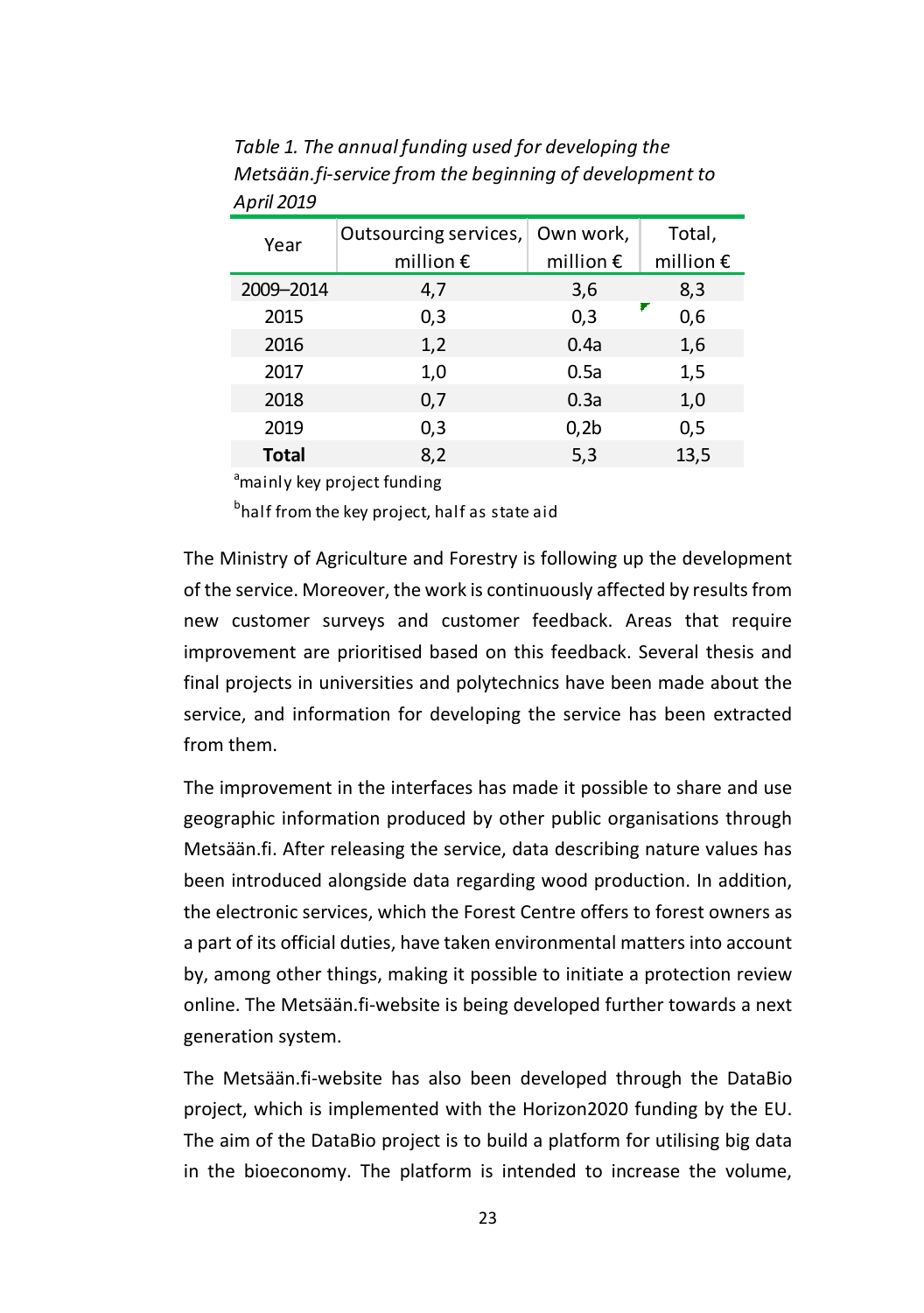*Table 1. The annual funding used for developing the Metsään.fi-service from the beginning of development to April 2019*

| Year | Outsourcing services, million € | Own work, million € | Total, million € |
|---|---|---|---|
| 2009–2014 | 4,7 | 3,6 | 8,3 |
| 2015 | 0,3 | 0,3 | 0,6 |
| 2016 | 1,2 | 0.4a | 1,6 |
| 2017 | 1,0 | 0.5a | 1,5 |
| 2018 | 0,7 | 0.3a | 1,0 |
| 2019 | 0,3 | 0,2b | 0,5 |
| **Total** | 8,2 | 5,3 | 13,5 |

[a] mainly key project funding

[b] half from the key project, half as state aid

The Ministry of Agriculture and Forestry is following up the development of the service. Moreover, the work is continuously affected by results from new customer surveys and customer feedback. Areas that require improvement are prioritised based on this feedback. Several thesis and final projects in universities and polytechnics have been made about the service, and information for developing the service has been extracted from them.

The improvement in the interfaces has made it possible to share and use geographic information produced by other public organisations through Metsään.fi. After releasing the service, data describing nature values has been introduced alongside data regarding wood production. In addition, the electronic services, which the Forest Centre offers to forest owners as a part of its official duties, have taken environmental matters into account by, among other things, making it possible to initiate a protection review online. The Metsään.fi-website is being developed further towards a next generation system.

The Metsään.fi-website has also been developed through the DataBio project, which is implemented with the Horizon2020 funding by the EU. The aim of the DataBio project is to build a platform for utilising big data in the bioeconomy. The platform is intended to increase the volume,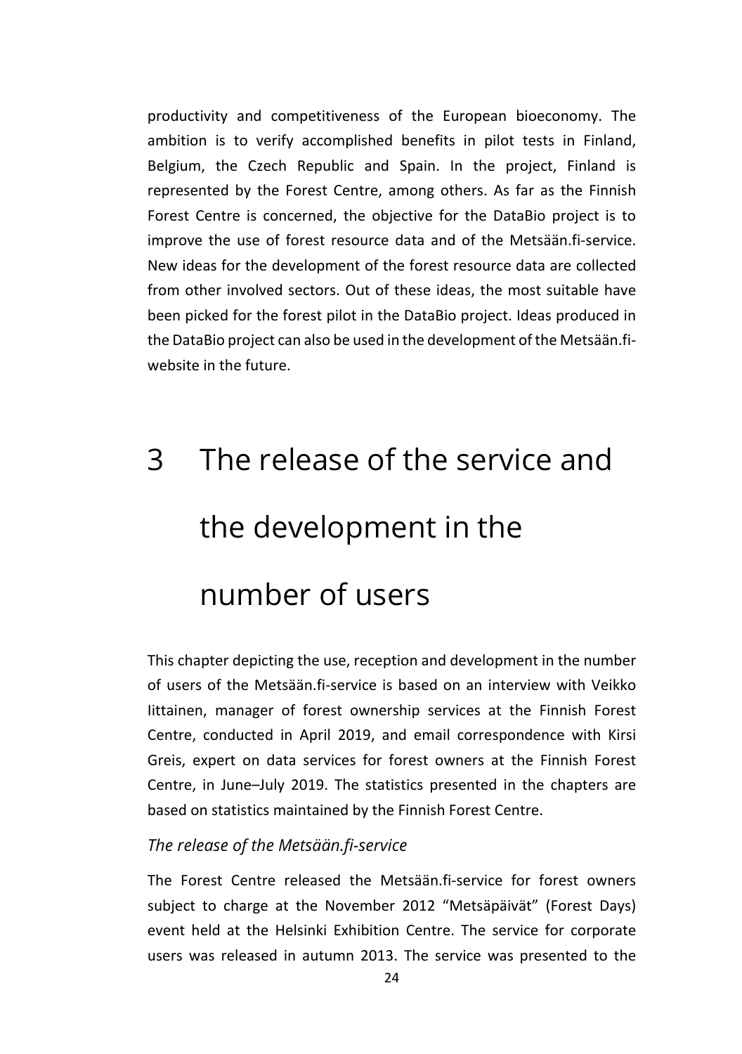productivity and competitiveness of the European bioeconomy. The ambition is to verify accomplished benefits in pilot tests in Finland, Belgium, the Czech Republic and Spain. In the project, Finland is represented by the Forest Centre, among others. As far as the Finnish Forest Centre is concerned, the objective for the DataBio project is to improve the use of forest resource data and of the Metsään.fi-service. New ideas for the development of the forest resource data are collected from other involved sectors. Out of these ideas, the most suitable have been picked for the forest pilot in the DataBio project. Ideas produced in the DataBio project can also be used in the development of the Metsään.fi-website in the future.

# 3 The release of the service and the development in the number of users

This chapter depicting the use, reception and development in the number of users of the Metsään.fi-service is based on an interview with Veikko Iittainen, manager of forest ownership services at the Finnish Forest Centre, conducted in April 2019, and email correspondence with Kirsi Greis, expert on data services for forest owners at the Finnish Forest Centre, in June–July 2019. The statistics presented in the chapters are based on statistics maintained by the Finnish Forest Centre.

*The release of the Metsään.fi-service*

The Forest Centre released the Metsään.fi-service for forest owners subject to charge at the November 2012 "Metsäpäivät" (Forest Days) event held at the Helsinki Exhibition Centre. The service for corporate users was released in autumn 2013. The service was presented to the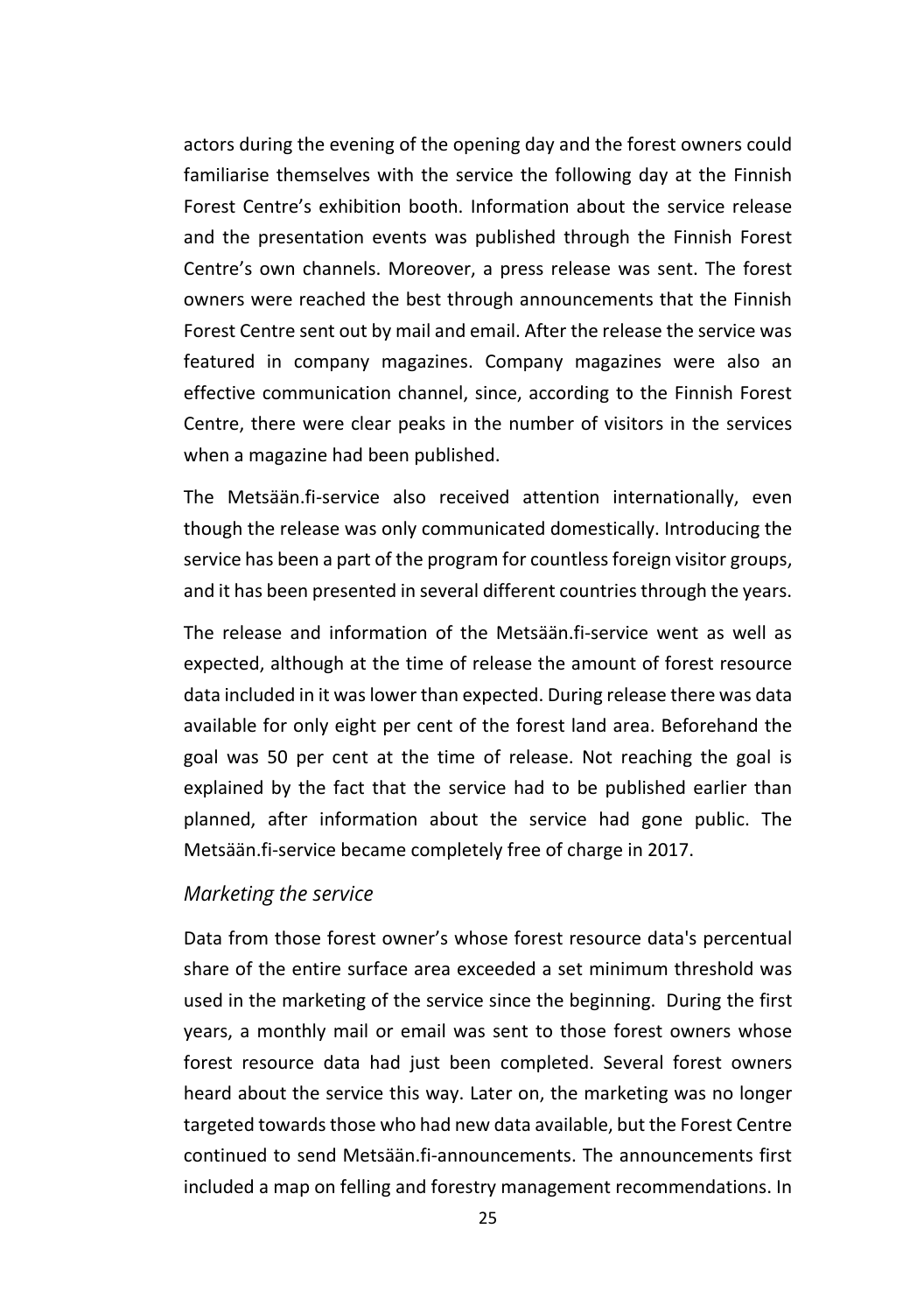actors during the evening of the opening day and the forest owners could familiarise themselves with the service the following day at the Finnish Forest Centre's exhibition booth. Information about the service release and the presentation events was published through the Finnish Forest Centre's own channels. Moreover, a press release was sent. The forest owners were reached the best through announcements that the Finnish Forest Centre sent out by mail and email. After the release the service was featured in company magazines. Company magazines were also an effective communication channel, since, according to the Finnish Forest Centre, there were clear peaks in the number of visitors in the services when a magazine had been published.

The Metsään.fi-service also received attention internationally, even though the release was only communicated domestically. Introducing the service has been a part of the program for countless foreign visitor groups, and it has been presented in several different countries through the years.

The release and information of the Metsään.fi-service went as well as expected, although at the time of release the amount of forest resource data included in it was lower than expected. During release there was data available for only eight per cent of the forest land area. Beforehand the goal was 50 per cent at the time of release. Not reaching the goal is explained by the fact that the service had to be published earlier than planned, after information about the service had gone public. The Metsään.fi-service became completely free of charge in 2017.

### *Marketing the service*

Data from those forest owner's whose forest resource data's percentual share of the entire surface area exceeded a set minimum threshold was used in the marketing of the service since the beginning. During the first years, a monthly mail or email was sent to those forest owners whose forest resource data had just been completed. Several forest owners heard about the service this way. Later on, the marketing was no longer targeted towards those who had new data available, but the Forest Centre continued to send Metsään.fi-announcements. The announcements first included a map on felling and forestry management recommendations. In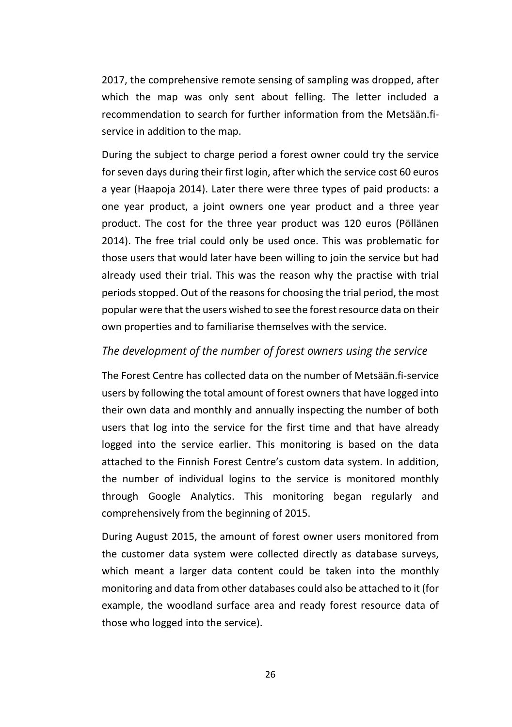2017, the comprehensive remote sensing of sampling was dropped, after which the map was only sent about felling. The letter included a recommendation to search for further information from the Metsään.fi-service in addition to the map.

During the subject to charge period a forest owner could try the service for seven days during their first login, after which the service cost 60 euros a year (Haapoja 2014). Later there were three types of paid products: a one year product, a joint owners one year product and a three year product. The cost for the three year product was 120 euros (Pöllänen 2014). The free trial could only be used once. This was problematic for those users that would later have been willing to join the service but had already used their trial. This was the reason why the practise with trial periods stopped. Out of the reasons for choosing the trial period, the most popular were that the users wished to see the forest resource data on their own properties and to familiarise themselves with the service.

### *The development of the number of forest owners using the service*

The Forest Centre has collected data on the number of Metsään.fi-service users by following the total amount of forest owners that have logged into their own data and monthly and annually inspecting the number of both users that log into the service for the first time and that have already logged into the service earlier. This monitoring is based on the data attached to the Finnish Forest Centre's custom data system. In addition, the number of individual logins to the service is monitored monthly through Google Analytics. This monitoring began regularly and comprehensively from the beginning of 2015.

During August 2015, the amount of forest owner users monitored from the customer data system were collected directly as database surveys, which meant a larger data content could be taken into the monthly monitoring and data from other databases could also be attached to it (for example, the woodland surface area and ready forest resource data of those who logged into the service).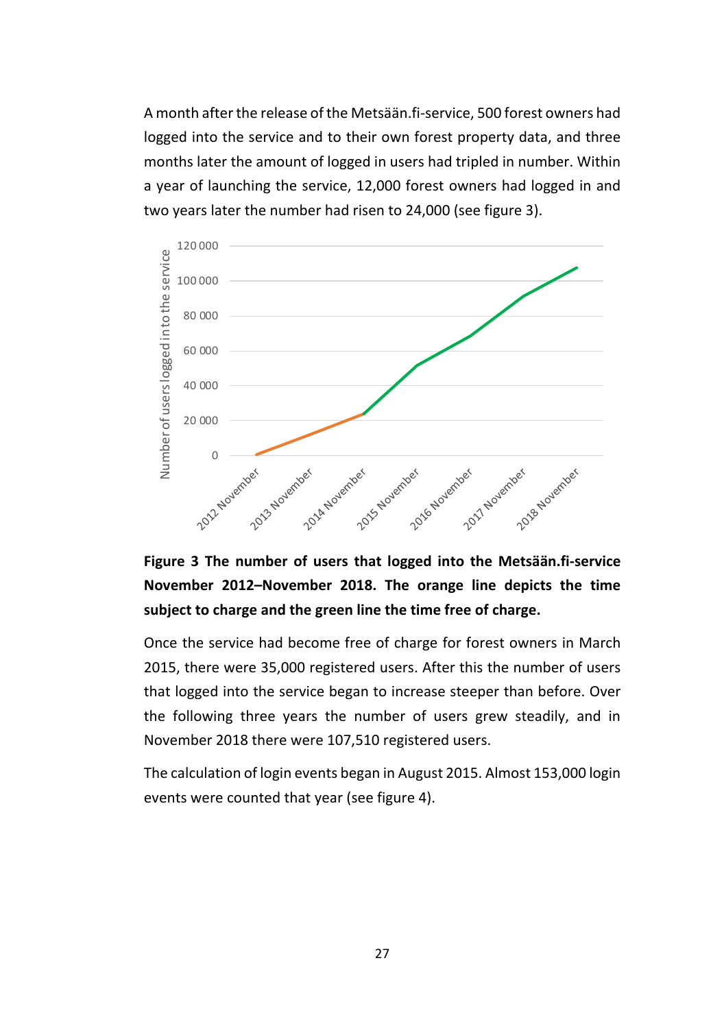A month after the release of the Metsään.fi-service, 500 forest owners had logged into the service and to their own forest property data, and three months later the amount of logged in users had tripled in number. Within a year of launching the service, 12,000 forest owners had logged in and two years later the number had risen to 24,000 (see figure 3).

**Figure 3 The number of users that logged into the Metsään.fi-service November 2012–November 2018. The orange line depicts the time subject to charge and the green line the time free of charge.**

Once the service had become free of charge for forest owners in March 2015, there were 35,000 registered users. After this the number of users that logged into the service began to increase steeper than before. Over the following three years the number of users grew steadily, and in November 2018 there were 107,510 registered users.

The calculation of login events began in August 2015. Almost 153,000 login events were counted that year (see figure 4).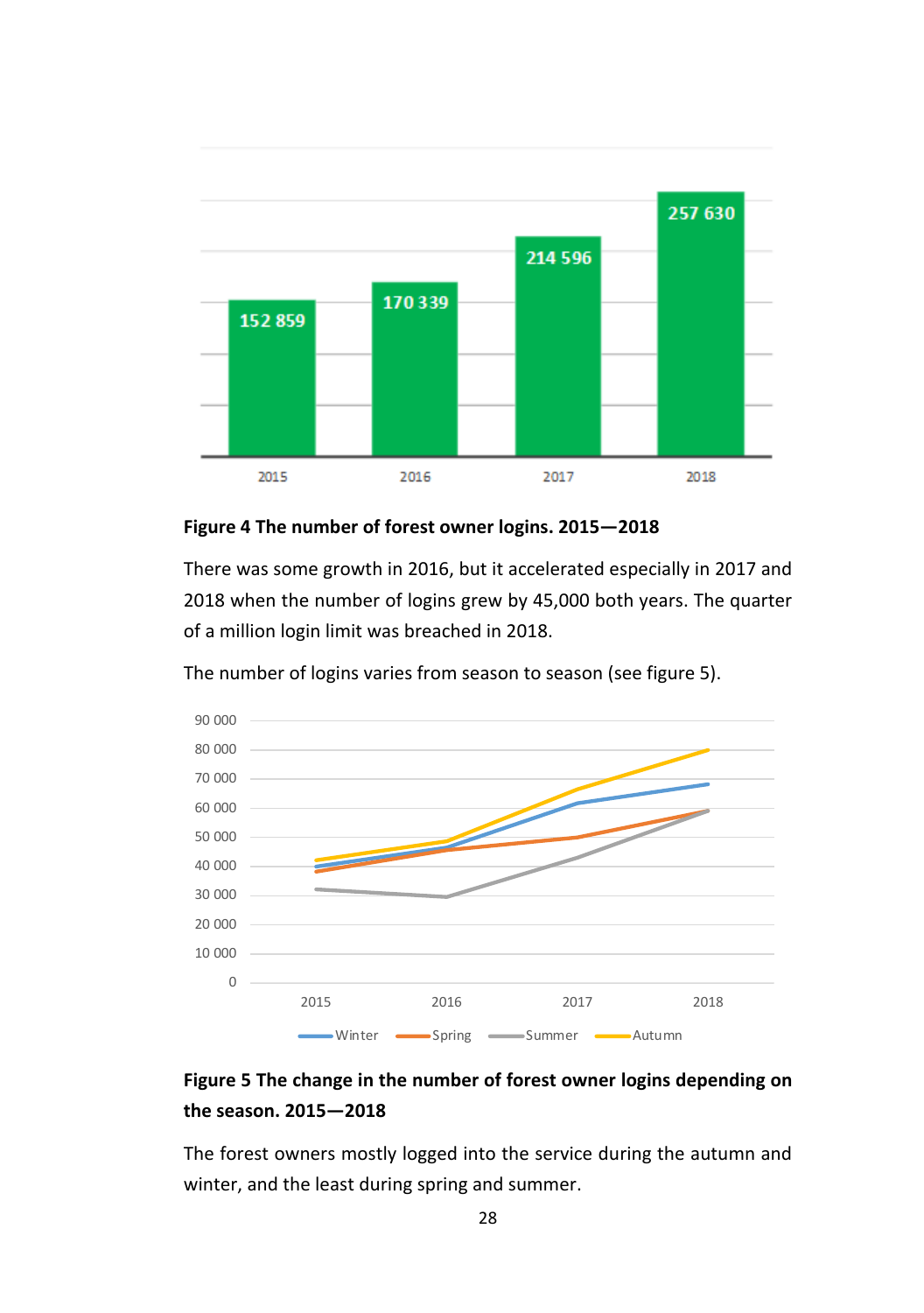**Figure 4 The number of forest owner logins. 2015—2018**

There was some growth in 2016, but it accelerated especially in 2017 and 2018 when the number of logins grew by 45,000 both years. The quarter of a million login limit was breached in 2018.

The number of logins varies from season to season (see figure 5).

**Figure 5 The change in the number of forest owner logins depending on the season. 2015—2018**

The forest owners mostly logged into the service during the autumn and winter, and the least during spring and summer.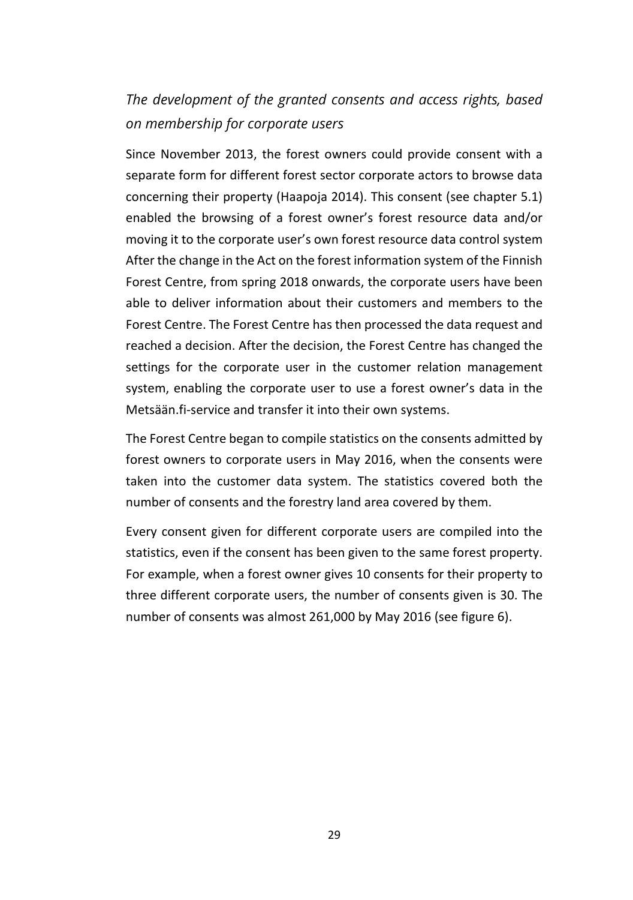### *The development of the granted consents and access rights, based on membership for corporate users*

Since November 2013, the forest owners could provide consent with a separate form for different forest sector corporate actors to browse data concerning their property (Haapoja 2014). This consent (see chapter 5.1) enabled the browsing of a forest owner's forest resource data and/or moving it to the corporate user's own forest resource data control system After the change in the Act on the forest information system of the Finnish Forest Centre, from spring 2018 onwards, the corporate users have been able to deliver information about their customers and members to the Forest Centre. The Forest Centre has then processed the data request and reached a decision. After the decision, the Forest Centre has changed the settings for the corporate user in the customer relation management system, enabling the corporate user to use a forest owner's data in the Metsään.fi-service and transfer it into their own systems.

The Forest Centre began to compile statistics on the consents admitted by forest owners to corporate users in May 2016, when the consents were taken into the customer data system. The statistics covered both the number of consents and the forestry land area covered by them.

Every consent given for different corporate users are compiled into the statistics, even if the consent has been given to the same forest property. For example, when a forest owner gives 10 consents for their property to three different corporate users, the number of consents given is 30. The number of consents was almost 261,000 by May 2016 (see figure 6).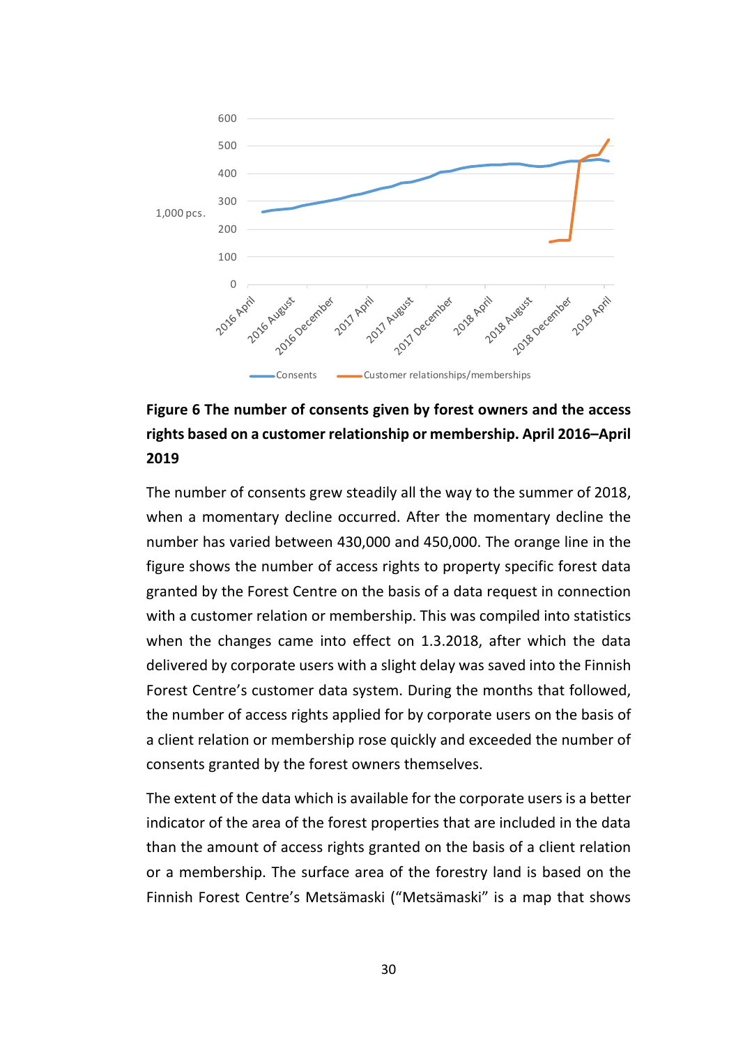**Figure 6 The number of consents given by forest owners and the access rights based on a customer relationship or membership. April 2016–April 2019**

The number of consents grew steadily all the way to the summer of 2018, when a momentary decline occurred. After the momentary decline the number has varied between 430,000 and 450,000. The orange line in the figure shows the number of access rights to property specific forest data granted by the Forest Centre on the basis of a data request in connection with a customer relation or membership. This was compiled into statistics when the changes came into effect on 1.3.2018, after which the data delivered by corporate users with a slight delay was saved into the Finnish Forest Centre's customer data system. During the months that followed, the number of access rights applied for by corporate users on the basis of a client relation or membership rose quickly and exceeded the number of consents granted by the forest owners themselves.

The extent of the data which is available for the corporate users is a better indicator of the area of the forest properties that are included in the data than the amount of access rights granted on the basis of a client relation or a membership. The surface area of the forestry land is based on the Finnish Forest Centre's Metsämaski ("Metsämaski" is a map that shows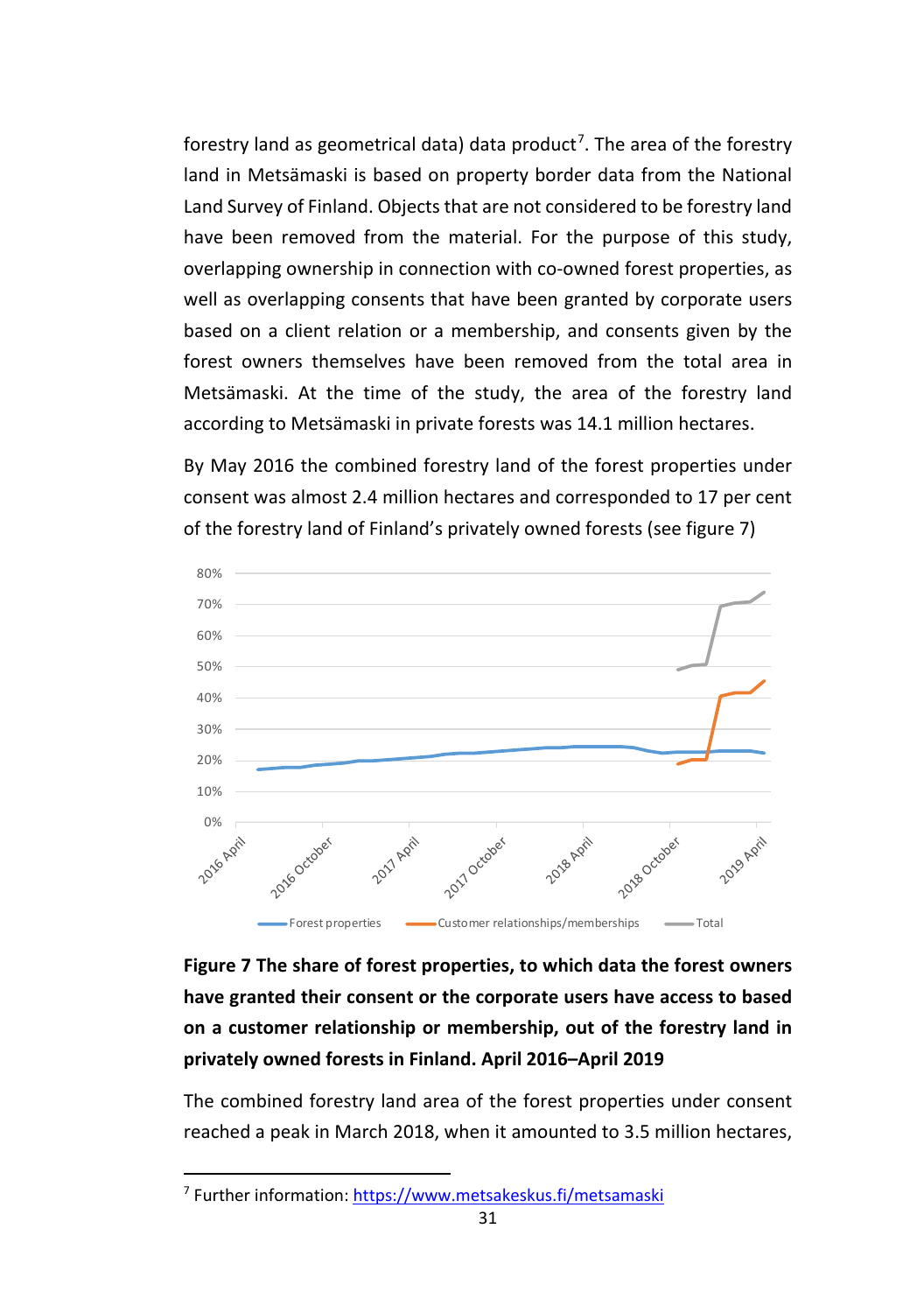forestry land as geometrical data) data product[7]. The area of the forestry land in Metsämaski is based on property border data from the National Land Survey of Finland. Objects that are not considered to be forestry land have been removed from the material. For the purpose of this study, overlapping ownership in connection with co-owned forest properties, as well as overlapping consents that have been granted by corporate users based on a client relation or a membership, and consents given by the forest owners themselves have been removed from the total area in Metsämaski. At the time of the study, the area of the forestry land according to Metsämaski in private forests was 14.1 million hectares.

By May 2016 the combined forestry land of the forest properties under consent was almost 2.4 million hectares and corresponded to 17 per cent of the forestry land of Finland's privately owned forests (see figure 7)

**Figure 7 The share of forest properties, to which data the forest owners have granted their consent or the corporate users have access to based on a customer relationship or membership, out of the forestry land in privately owned forests in Finland. April 2016–April 2019**

The combined forestry land area of the forest properties under consent reached a peak in March 2018, when it amounted to 3.5 million hectares,

[7] Further information: https://www.metsakeskus.fi/metsamaski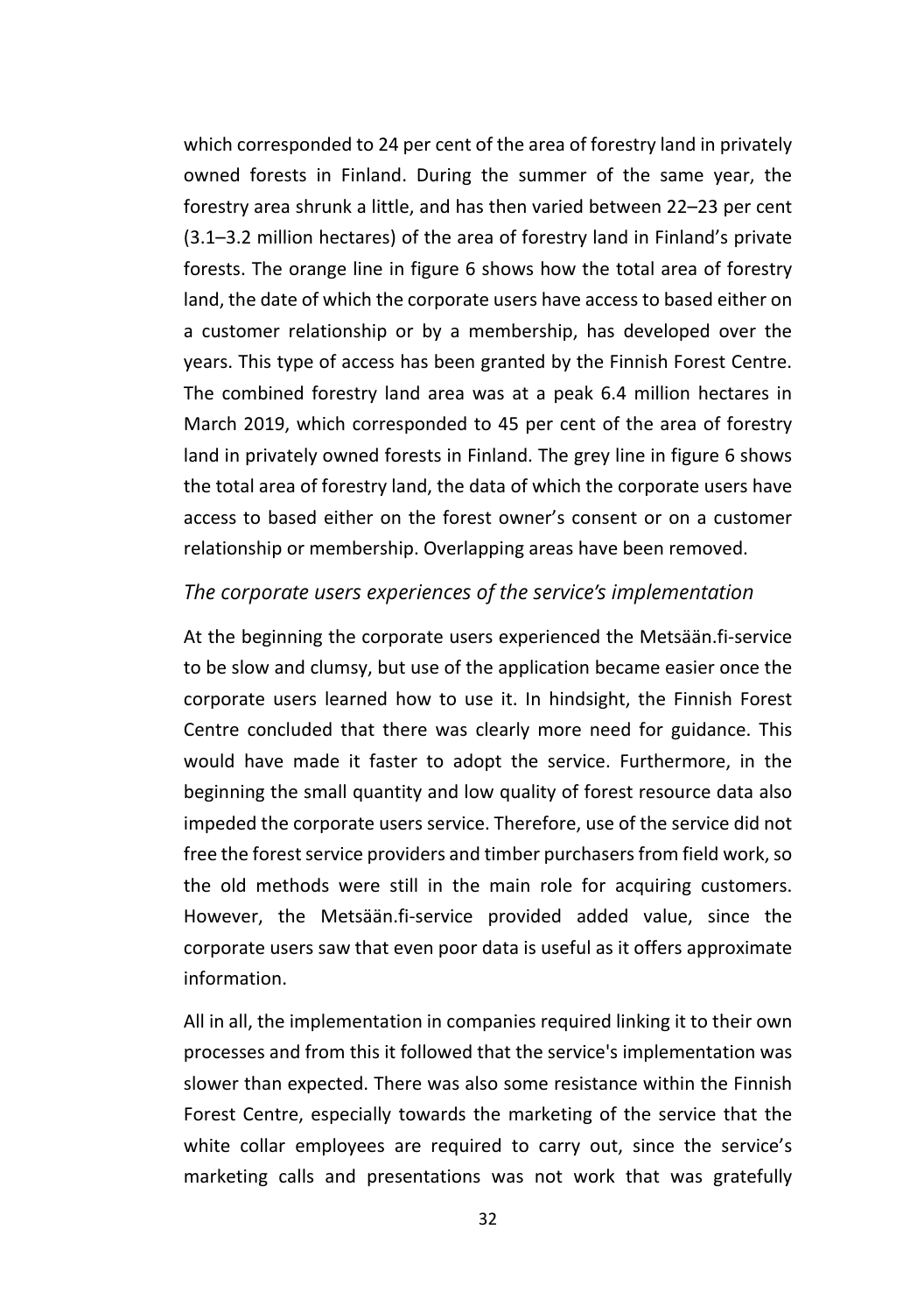which corresponded to 24 per cent of the area of forestry land in privately owned forests in Finland. During the summer of the same year, the forestry area shrunk a little, and has then varied between 22–23 per cent (3.1–3.2 million hectares) of the area of forestry land in Finland's private forests. The orange line in figure 6 shows how the total area of forestry land, the date of which the corporate users have access to based either on a customer relationship or by a membership, has developed over the years. This type of access has been granted by the Finnish Forest Centre. The combined forestry land area was at a peak 6.4 million hectares in March 2019, which corresponded to 45 per cent of the area of forestry land in privately owned forests in Finland. The grey line in figure 6 shows the total area of forestry land, the data of which the corporate users have access to based either on the forest owner's consent or on a customer relationship or membership. Overlapping areas have been removed.

### *The corporate users experiences of the service's implementation*

At the beginning the corporate users experienced the Metsään.fi-service to be slow and clumsy, but use of the application became easier once the corporate users learned how to use it. In hindsight, the Finnish Forest Centre concluded that there was clearly more need for guidance. This would have made it faster to adopt the service. Furthermore, in the beginning the small quantity and low quality of forest resource data also impeded the corporate users service. Therefore, use of the service did not free the forest service providers and timber purchasers from field work, so the old methods were still in the main role for acquiring customers. However, the Metsään.fi-service provided added value, since the corporate users saw that even poor data is useful as it offers approximate information.

All in all, the implementation in companies required linking it to their own processes and from this it followed that the service's implementation was slower than expected. There was also some resistance within the Finnish Forest Centre, especially towards the marketing of the service that the white collar employees are required to carry out, since the service's marketing calls and presentations was not work that was gratefully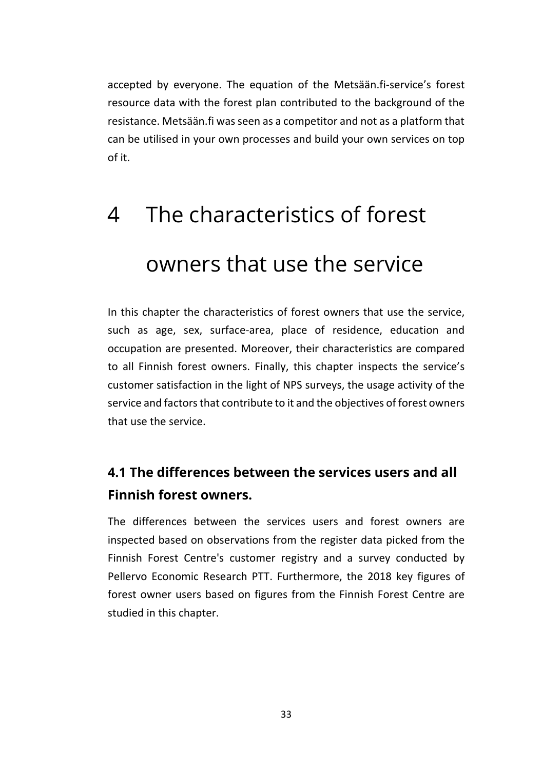accepted by everyone. The equation of the Metsään.fi-service's forest resource data with the forest plan contributed to the background of the resistance. Metsään.fi was seen as a competitor and not as a platform that can be utilised in your own processes and build your own services on top of it.

# 4 The characteristics of forest owners that use the service

In this chapter the characteristics of forest owners that use the service, such as age, sex, surface-area, place of residence, education and occupation are presented. Moreover, their characteristics are compared to all Finnish forest owners. Finally, this chapter inspects the service's customer satisfaction in the light of NPS surveys, the usage activity of the service and factors that contribute to it and the objectives of forest owners that use the service.

## 4.1 The differences between the services users and all Finnish forest owners.

The differences between the services users and forest owners are inspected based on observations from the register data picked from the Finnish Forest Centre's customer registry and a survey conducted by Pellervo Economic Research PTT. Furthermore, the 2018 key figures of forest owner users based on figures from the Finnish Forest Centre are studied in this chapter.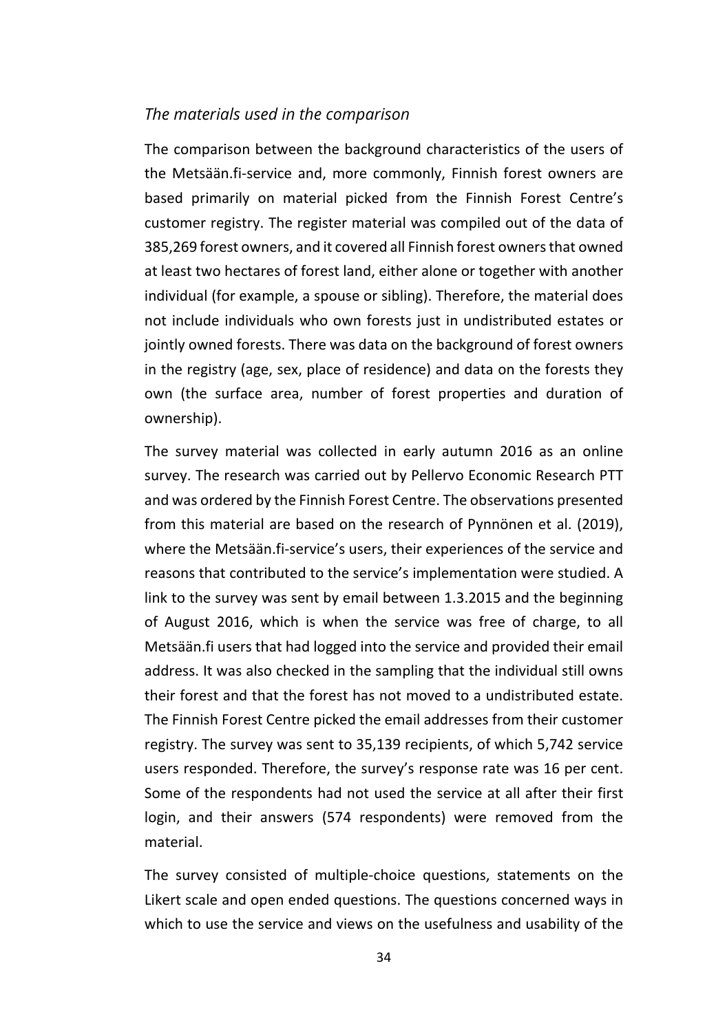### *The materials used in the comparison*

The comparison between the background characteristics of the users of the Metsään.fi-service and, more commonly, Finnish forest owners are based primarily on material picked from the Finnish Forest Centre's customer registry. The register material was compiled out of the data of 385,269 forest owners, and it covered all Finnish forest owners that owned at least two hectares of forest land, either alone or together with another individual (for example, a spouse or sibling). Therefore, the material does not include individuals who own forests just in undistributed estates or jointly owned forests. There was data on the background of forest owners in the registry (age, sex, place of residence) and data on the forests they own (the surface area, number of forest properties and duration of ownership).

The survey material was collected in early autumn 2016 as an online survey. The research was carried out by Pellervo Economic Research PTT and was ordered by the Finnish Forest Centre. The observations presented from this material are based on the research of Pynnönen et al. (2019), where the Metsään.fi-service's users, their experiences of the service and reasons that contributed to the service's implementation were studied. A link to the survey was sent by email between 1.3.2015 and the beginning of August 2016, which is when the service was free of charge, to all Metsään.fi users that had logged into the service and provided their email address. It was also checked in the sampling that the individual still owns their forest and that the forest has not moved to a undistributed estate. The Finnish Forest Centre picked the email addresses from their customer registry. The survey was sent to 35,139 recipients, of which 5,742 service users responded. Therefore, the survey's response rate was 16 per cent. Some of the respondents had not used the service at all after their first login, and their answers (574 respondents) were removed from the material.

The survey consisted of multiple-choice questions, statements on the Likert scale and open ended questions. The questions concerned ways in which to use the service and views on the usefulness and usability of the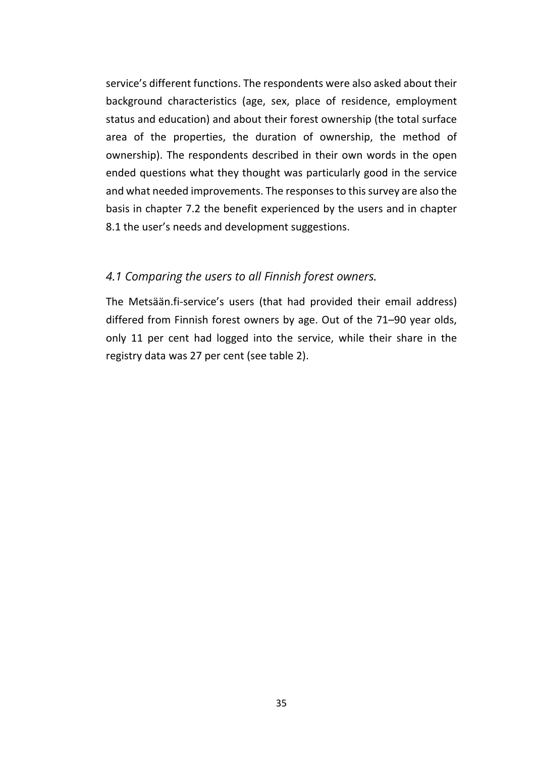service's different functions. The respondents were also asked about their background characteristics (age, sex, place of residence, employment status and education) and about their forest ownership (the total surface area of the properties, the duration of ownership, the method of ownership). The respondents described in their own words in the open ended questions what they thought was particularly good in the service and what needed improvements. The responses to this survey are also the basis in chapter 7.2 the benefit experienced by the users and in chapter 8.1 the user's needs and development suggestions.

## *4.1 Comparing the users to all Finnish forest owners.*

The Metsään.fi-service's users (that had provided their email address) differed from Finnish forest owners by age. Out of the 71–90 year olds, only 11 per cent had logged into the service, while their share in the registry data was 27 per cent (see table 2).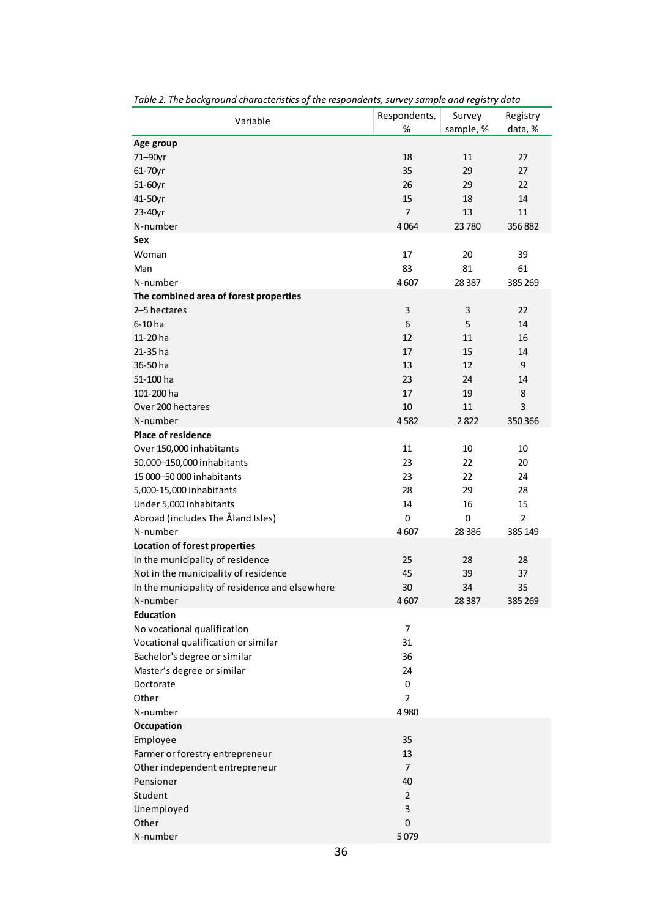*Table 2. The background characteristics of the respondents, survey sample and registry data*

| Variable | Respondents, % | Survey sample, % | Registry data, % |
|---|---|---|---|
| **Age group** | | | |
| 71–90yr | 18 | 11 | 27 |
| 61-70yr | 35 | 29 | 27 |
| 51-60yr | 26 | 29 | 22 |
| 41-50yr | 15 | 18 | 14 |
| 23-40yr | 7 | 13 | 11 |
| N-number | 4 064 | 23 780 | 356 882 |
| **Sex** | | | |
| Woman | 17 | 20 | 39 |
| Man | 83 | 81 | 61 |
| N-number | 4 607 | 28 387 | 385 269 |
| **The combined area of forest properties** | | | |
| 2–5 hectares | 3 | 3 | 22 |
| 6-10 ha | 6 | 5 | 14 |
| 11-20 ha | 12 | 11 | 16 |
| 21-35 ha | 17 | 15 | 14 |
| 36-50 ha | 13 | 12 | 9 |
| 51-100 ha | 23 | 24 | 14 |
| 101-200 ha | 17 | 19 | 8 |
| Over 200 hectares | 10 | 11 | 3 |
| N-number | 4 582 | 2 822 | 350 366 |
| **Place of residence** | | | |
| Over 150,000 inhabitants | 11 | 10 | 10 |
| 50,000–150,000 inhabitants | 23 | 22 | 20 |
| 15 000–50 000 inhabitants | 23 | 22 | 24 |
| 5,000-15,000 inhabitants | 28 | 29 | 28 |
| Under 5,000 inhabitants | 14 | 16 | 15 |
| Abroad (includes The Åland Isles) | 0 | 0 | 2 |
| N-number | 4 607 | 28 386 | 385 149 |
| **Location of forest properties** | | | |
| In the municipality of residence | 25 | 28 | 28 |
| Not in the municipality of residence | 45 | 39 | 37 |
| In the municipality of residence and elsewhere | 30 | 34 | 35 |
| N-number | 4 607 | 28 387 | 385 269 |
| **Education** | | | |
| No vocational qualification | 7 | | |
| Vocational qualification or similar | 31 | | |
| Bachelor's degree or similar | 36 | | |
| Master's degree or similar | 24 | | |
| Doctorate | 0 | | |
| Other | 2 | | |
| N-number | 4 980 | | |
| **Occupation** | | | |
| Employee | 35 | | |
| Farmer or forestry entrepreneur | 13 | | |
| Other independent entrepreneur | 7 | | |
| Pensioner | 40 | | |
| Student | 2 | | |
| Unemployed | 3 | | |
| Other | 0 | | |
| N-number | 5 079 | | |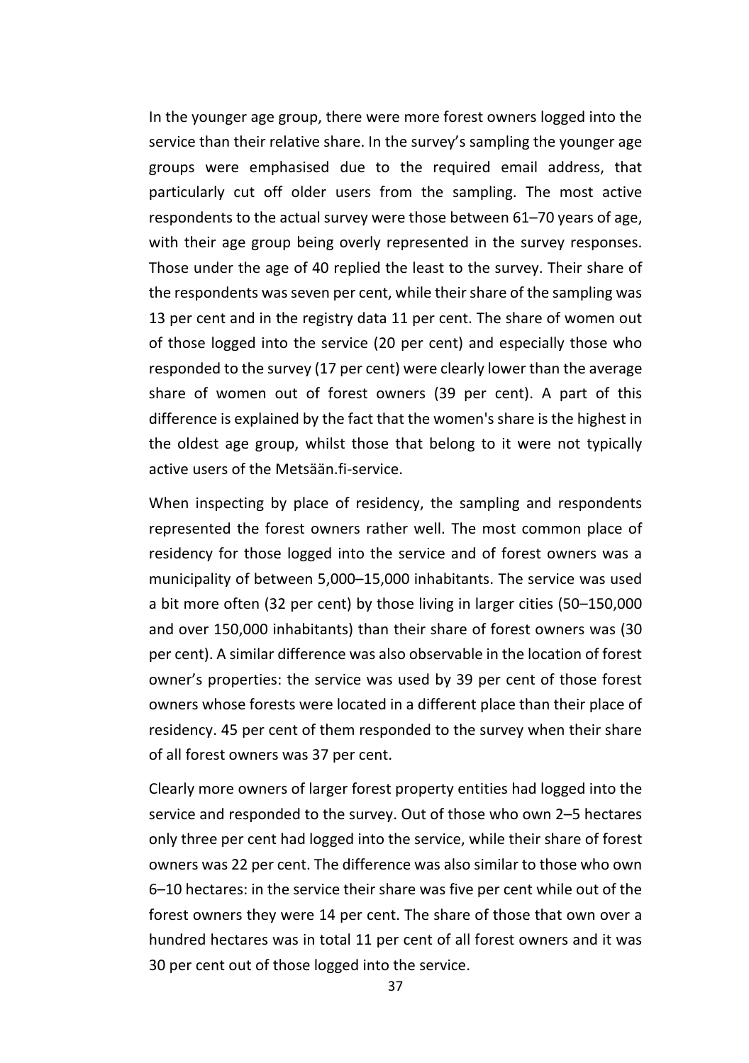In the younger age group, there were more forest owners logged into the service than their relative share. In the survey's sampling the younger age groups were emphasised due to the required email address, that particularly cut off older users from the sampling. The most active respondents to the actual survey were those between 61–70 years of age, with their age group being overly represented in the survey responses. Those under the age of 40 replied the least to the survey. Their share of the respondents was seven per cent, while their share of the sampling was 13 per cent and in the registry data 11 per cent. The share of women out of those logged into the service (20 per cent) and especially those who responded to the survey (17 per cent) were clearly lower than the average share of women out of forest owners (39 per cent). A part of this difference is explained by the fact that the women's share is the highest in the oldest age group, whilst those that belong to it were not typically active users of the Metsään.fi-service.

When inspecting by place of residency, the sampling and respondents represented the forest owners rather well. The most common place of residency for those logged into the service and of forest owners was a municipality of between 5,000–15,000 inhabitants. The service was used a bit more often (32 per cent) by those living in larger cities (50–150,000 and over 150,000 inhabitants) than their share of forest owners was (30 per cent). A similar difference was also observable in the location of forest owner's properties: the service was used by 39 per cent of those forest owners whose forests were located in a different place than their place of residency. 45 per cent of them responded to the survey when their share of all forest owners was 37 per cent.

Clearly more owners of larger forest property entities had logged into the service and responded to the survey. Out of those who own 2–5 hectares only three per cent had logged into the service, while their share of forest owners was 22 per cent. The difference was also similar to those who own 6–10 hectares: in the service their share was five per cent while out of the forest owners they were 14 per cent. The share of those that own over a hundred hectares was in total 11 per cent of all forest owners and it was 30 per cent out of those logged into the service.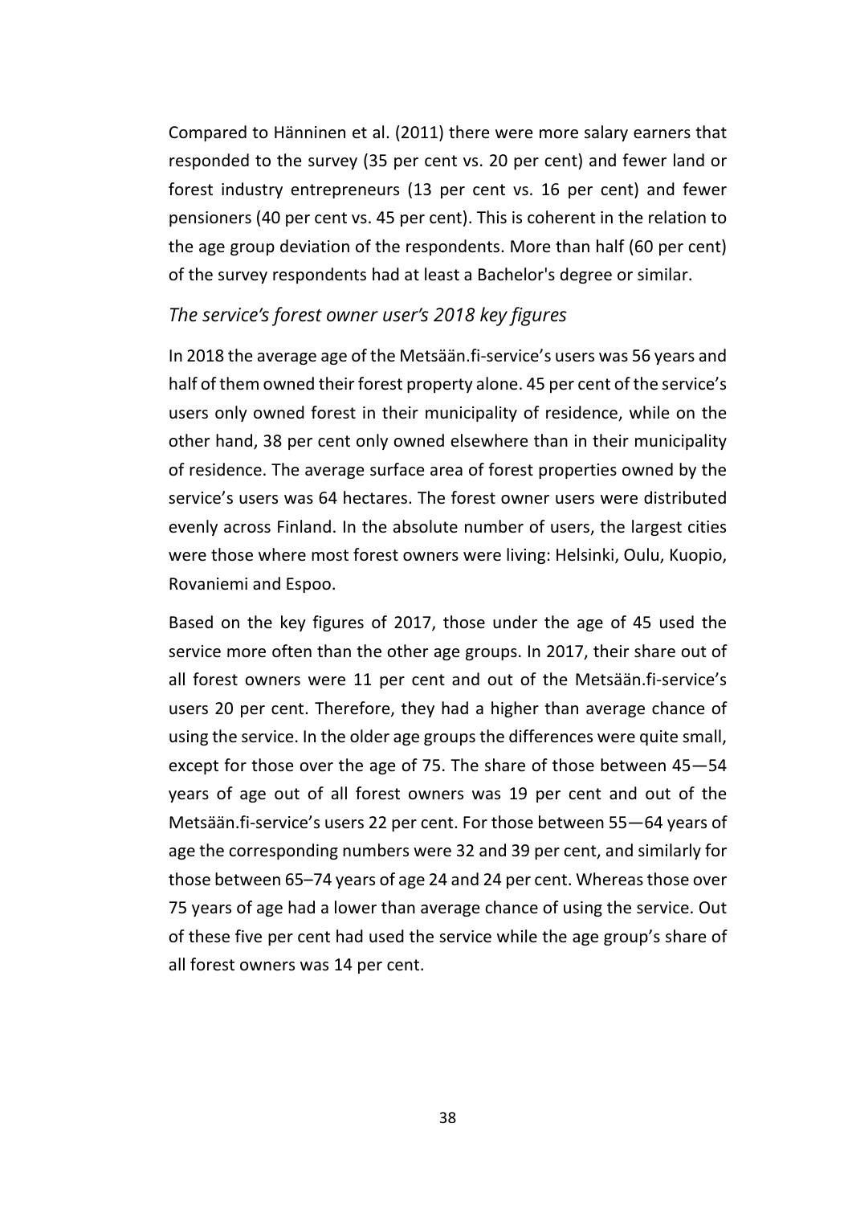Compared to Hänninen et al. (2011) there were more salary earners that responded to the survey (35 per cent vs. 20 per cent) and fewer land or forest industry entrepreneurs (13 per cent vs. 16 per cent) and fewer pensioners (40 per cent vs. 45 per cent). This is coherent in the relation to the age group deviation of the respondents. More than half (60 per cent) of the survey respondents had at least a Bachelor's degree or similar.

### *The service's forest owner user's 2018 key figures*

In 2018 the average age of the Metsään.fi-service's users was 56 years and half of them owned their forest property alone. 45 per cent of the service's users only owned forest in their municipality of residence, while on the other hand, 38 per cent only owned elsewhere than in their municipality of residence. The average surface area of forest properties owned by the service's users was 64 hectares. The forest owner users were distributed evenly across Finland. In the absolute number of users, the largest cities were those where most forest owners were living: Helsinki, Oulu, Kuopio, Rovaniemi and Espoo.

Based on the key figures of 2017, those under the age of 45 used the service more often than the other age groups. In 2017, their share out of all forest owners were 11 per cent and out of the Metsään.fi-service's users 20 per cent. Therefore, they had a higher than average chance of using the service. In the older age groups the differences were quite small, except for those over the age of 75. The share of those between 45—54 years of age out of all forest owners was 19 per cent and out of the Metsään.fi-service's users 22 per cent. For those between 55—64 years of age the corresponding numbers were 32 and 39 per cent, and similarly for those between 65–74 years of age 24 and 24 per cent. Whereas those over 75 years of age had a lower than average chance of using the service. Out of these five per cent had used the service while the age group's share of all forest owners was 14 per cent.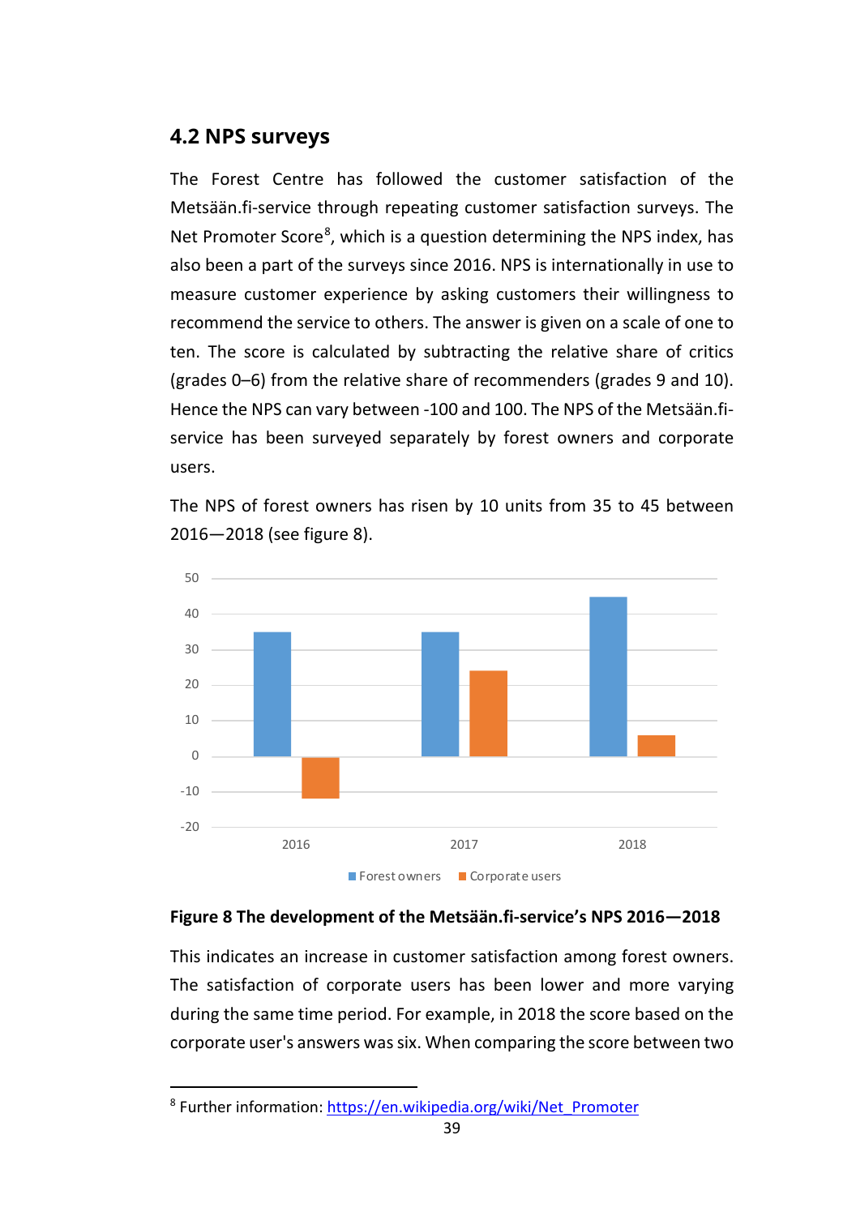## 4.2 NPS surveys

The Forest Centre has followed the customer satisfaction of the Metsään.fi-service through repeating customer satisfaction surveys. The Net Promoter Score[8], which is a question determining the NPS index, has also been a part of the surveys since 2016. NPS is internationally in use to measure customer experience by asking customers their willingness to recommend the service to others. The answer is given on a scale of one to ten. The score is calculated by subtracting the relative share of critics (grades 0–6) from the relative share of recommenders (grades 9 and 10). Hence the NPS can vary between -100 and 100. The NPS of the Metsään.fi-service has been surveyed separately by forest owners and corporate users.

The NPS of forest owners has risen by 10 units from 35 to 45 between 2016—2018 (see figure 8).

**Figure 8 The development of the Metsään.fi-service's NPS 2016—2018**

This indicates an increase in customer satisfaction among forest owners. The satisfaction of corporate users has been lower and more varying during the same time period. For example, in 2018 the score based on the corporate user's answers was six. When comparing the score between two

[8] Further information: https://en.wikipedia.org/wiki/Net_Promoter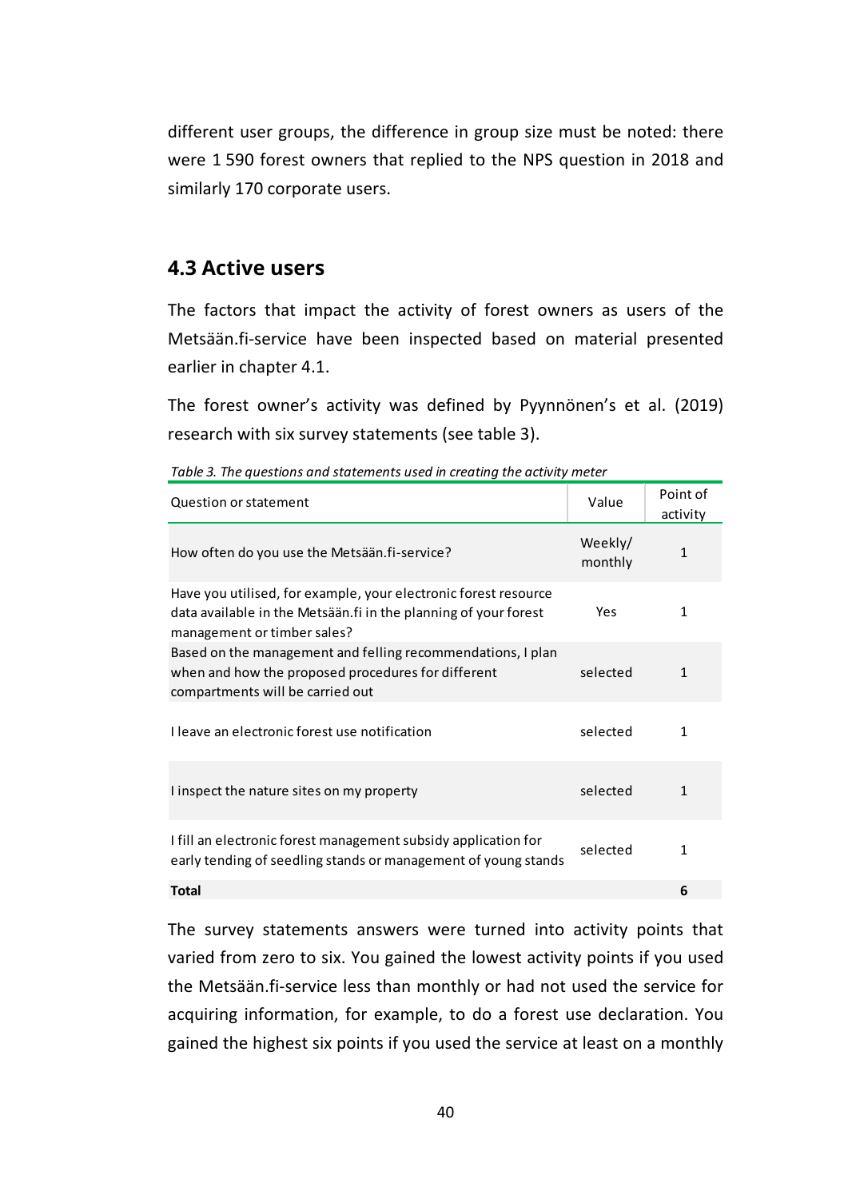different user groups, the difference in group size must be noted: there were 1 590 forest owners that replied to the NPS question in 2018 and similarly 170 corporate users.

## 4.3 Active users

The factors that impact the activity of forest owners as users of the Metsään.fi-service have been inspected based on material presented earlier in chapter 4.1.

The forest owner's activity was defined by Pyynnönen's et al. (2019) research with six survey statements (see table 3).

*Table 3. The questions and statements used in creating the activity meter*

| Question or statement | Value | Point of activity |
|---|---|---|
| How often do you use the Metsään.fi-service? | Weekly/ monthly | 1 |
| Have you utilised, for example, your electronic forest resource data available in the Metsään.fi in the planning of your forest management or timber sales? | Yes | 1 |
| Based on the management and felling recommendations, I plan when and how the proposed procedures for different compartments will be carried out | selected | 1 |
| I leave an electronic forest use notification | selected | 1 |
| I inspect the nature sites on my property | selected | 1 |
| I fill an electronic forest management subsidy application for early tending of seedling stands or management of young stands | selected | 1 |
| **Total** | | **6** |

The survey statements answers were turned into activity points that varied from zero to six. You gained the lowest activity points if you used the Metsään.fi-service less than monthly or had not used the service for acquiring information, for example, to do a forest use declaration. You gained the highest six points if you used the service at least on a monthly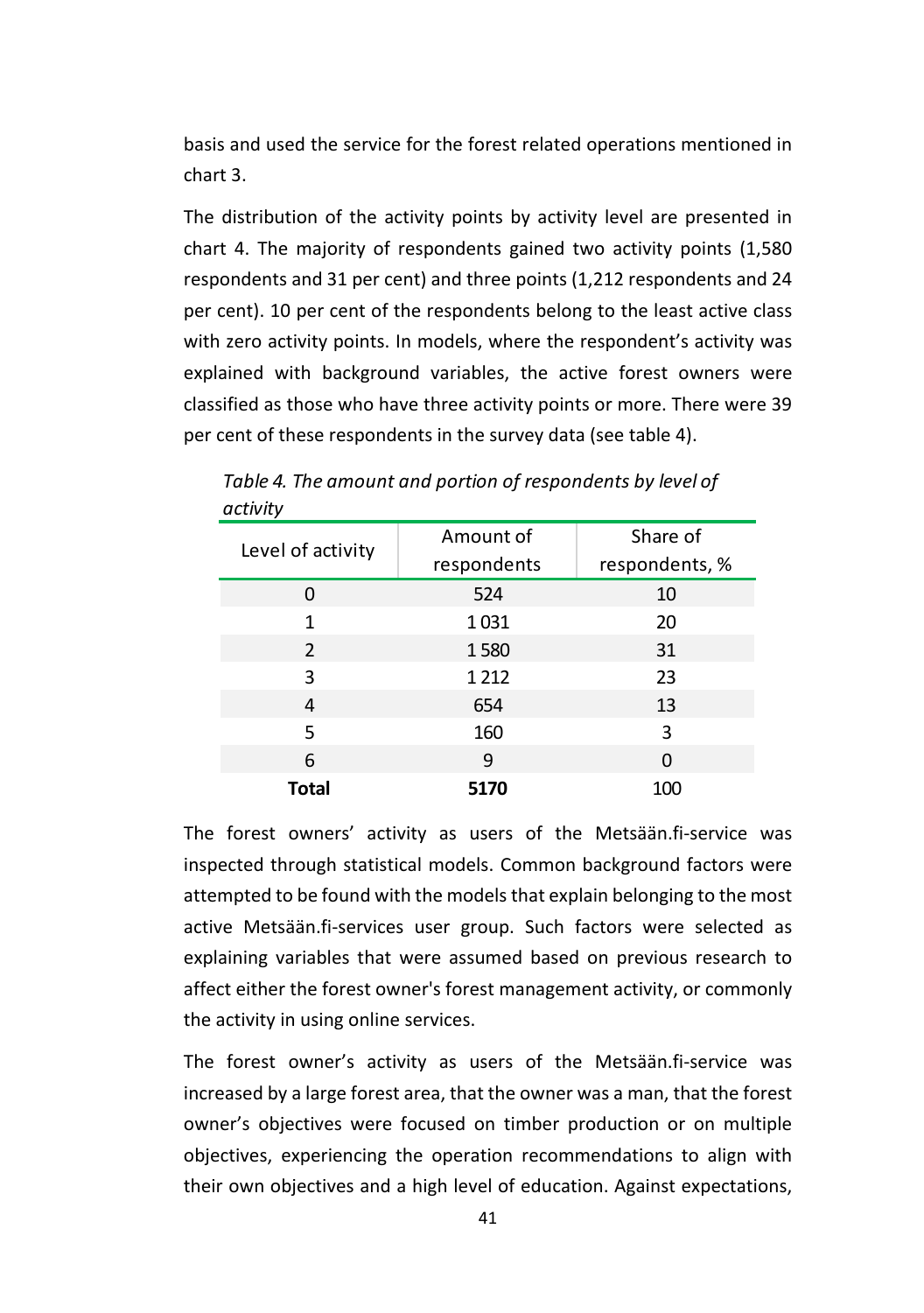basis and used the service for the forest related operations mentioned in chart 3.

The distribution of the activity points by activity level are presented in chart 4. The majority of respondents gained two activity points (1,580 respondents and 31 per cent) and three points (1,212 respondents and 24 per cent). 10 per cent of the respondents belong to the least active class with zero activity points. In models, where the respondent's activity was explained with background variables, the active forest owners were classified as those who have three activity points or more. There were 39 per cent of these respondents in the survey data (see table 4).

*Table 4. The amount and portion of respondents by level of activity*

| Level of activity | Amount of respondents | Share of respondents, % |
|---|---|---|
| 0 | 524 | 10 |
| 1 | 1 031 | 20 |
| 2 | 1 580 | 31 |
| 3 | 1 212 | 23 |
| 4 | 654 | 13 |
| 5 | 160 | 3 |
| 6 | 9 | 0 |
| **Total** | **5170** | 100 |

The forest owners' activity as users of the Metsään.fi-service was inspected through statistical models. Common background factors were attempted to be found with the models that explain belonging to the most active Metsään.fi-services user group. Such factors were selected as explaining variables that were assumed based on previous research to affect either the forest owner's forest management activity, or commonly the activity in using online services.

The forest owner's activity as users of the Metsään.fi-service was increased by a large forest area, that the owner was a man, that the forest owner's objectives were focused on timber production or on multiple objectives, experiencing the operation recommendations to align with their own objectives and a high level of education. Against expectations,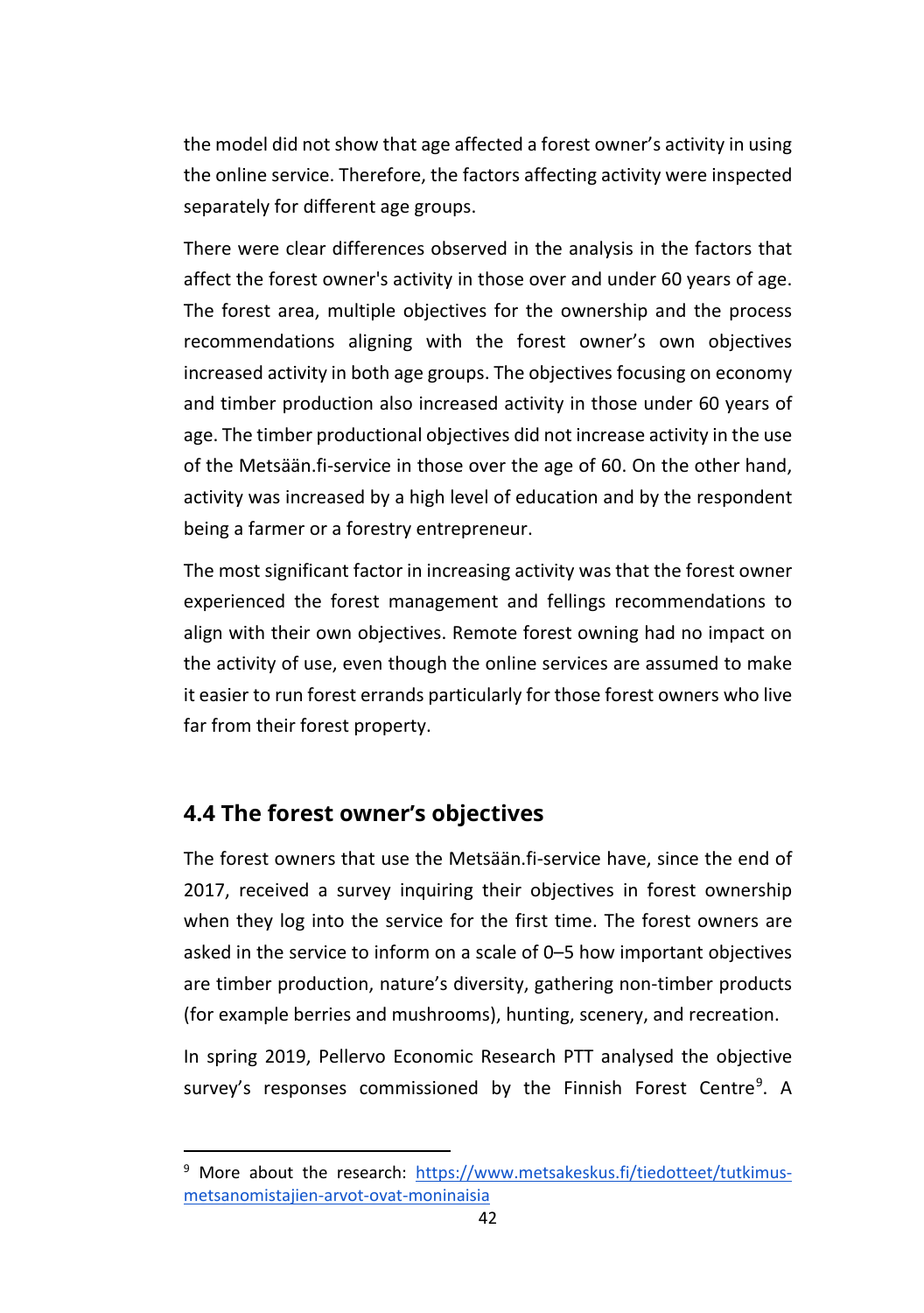the model did not show that age affected a forest owner's activity in using the online service. Therefore, the factors affecting activity were inspected separately for different age groups.

There were clear differences observed in the analysis in the factors that affect the forest owner's activity in those over and under 60 years of age. The forest area, multiple objectives for the ownership and the process recommendations aligning with the forest owner's own objectives increased activity in both age groups. The objectives focusing on economy and timber production also increased activity in those under 60 years of age. The timber productional objectives did not increase activity in the use of the Metsään.fi-service in those over the age of 60. On the other hand, activity was increased by a high level of education and by the respondent being a farmer or a forestry entrepreneur.

The most significant factor in increasing activity was that the forest owner experienced the forest management and fellings recommendations to align with their own objectives. Remote forest owning had no impact on the activity of use, even though the online services are assumed to make it easier to run forest errands particularly for those forest owners who live far from their forest property.

## 4.4 The forest owner's objectives

The forest owners that use the Metsään.fi-service have, since the end of 2017, received a survey inquiring their objectives in forest ownership when they log into the service for the first time. The forest owners are asked in the service to inform on a scale of 0–5 how important objectives are timber production, nature's diversity, gathering non-timber products (for example berries and mushrooms), hunting, scenery, and recreation.

In spring 2019, Pellervo Economic Research PTT analysed the objective survey's responses commissioned by the Finnish Forest Centre[9]. A

[9] More about the research: https://www.metsakeskus.fi/tiedotteet/tutkimus-metsanomistajien-arvot-ovat-moninaisia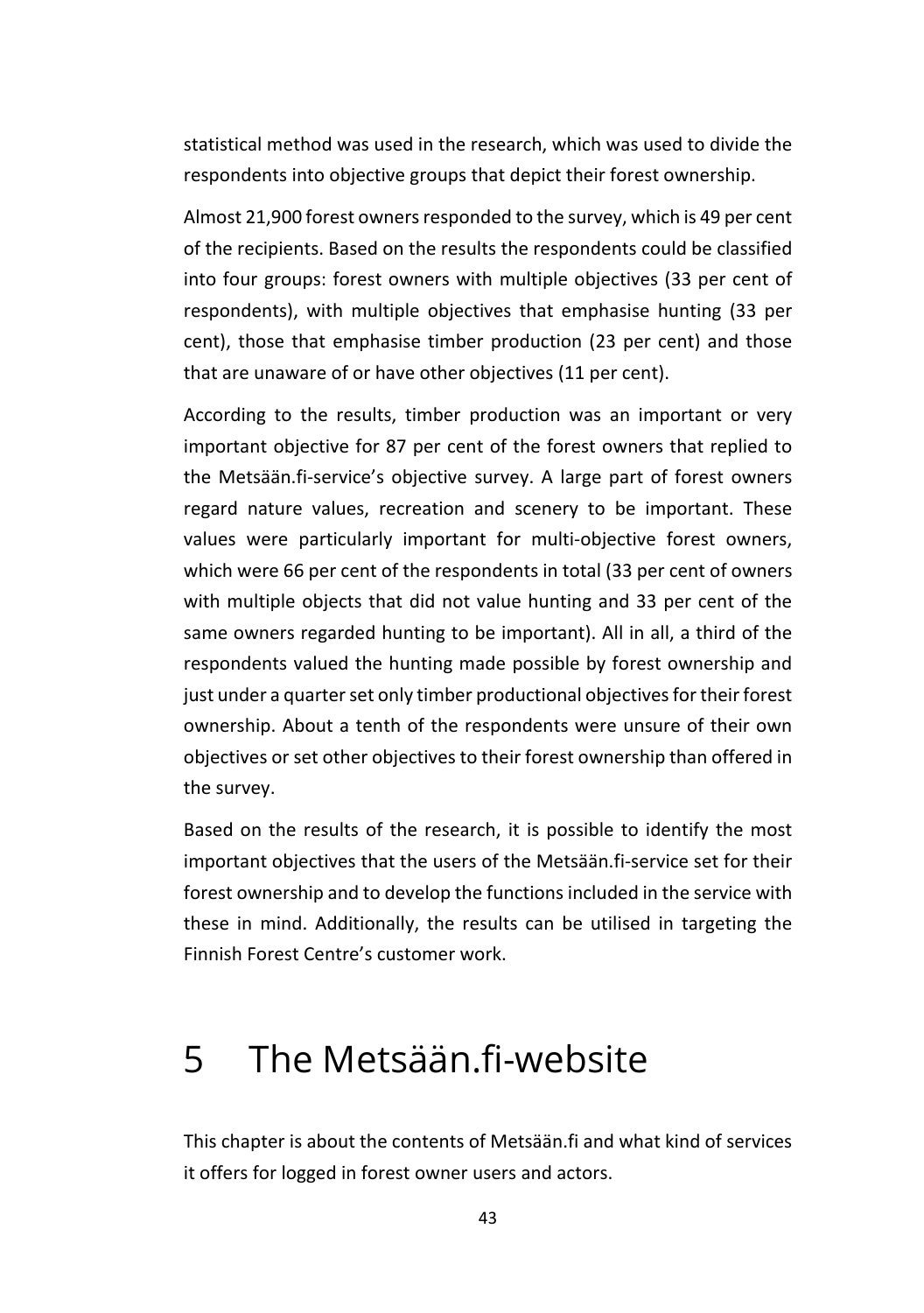statistical method was used in the research, which was used to divide the respondents into objective groups that depict their forest ownership.

Almost 21,900 forest owners responded to the survey, which is 49 per cent of the recipients. Based on the results the respondents could be classified into four groups: forest owners with multiple objectives (33 per cent of respondents), with multiple objectives that emphasise hunting (33 per cent), those that emphasise timber production (23 per cent) and those that are unaware of or have other objectives (11 per cent).

According to the results, timber production was an important or very important objective for 87 per cent of the forest owners that replied to the Metsään.fi-service's objective survey. A large part of forest owners regard nature values, recreation and scenery to be important. These values were particularly important for multi-objective forest owners, which were 66 per cent of the respondents in total (33 per cent of owners with multiple objects that did not value hunting and 33 per cent of the same owners regarded hunting to be important). All in all, a third of the respondents valued the hunting made possible by forest ownership and just under a quarter set only timber productional objectives for their forest ownership. About a tenth of the respondents were unsure of their own objectives or set other objectives to their forest ownership than offered in the survey.

Based on the results of the research, it is possible to identify the most important objectives that the users of the Metsään.fi-service set for their forest ownership and to develop the functions included in the service with these in mind. Additionally, the results can be utilised in targeting the Finnish Forest Centre's customer work.

# 5 The Metsään.fi-website

This chapter is about the contents of Metsään.fi and what kind of services it offers for logged in forest owner users and actors.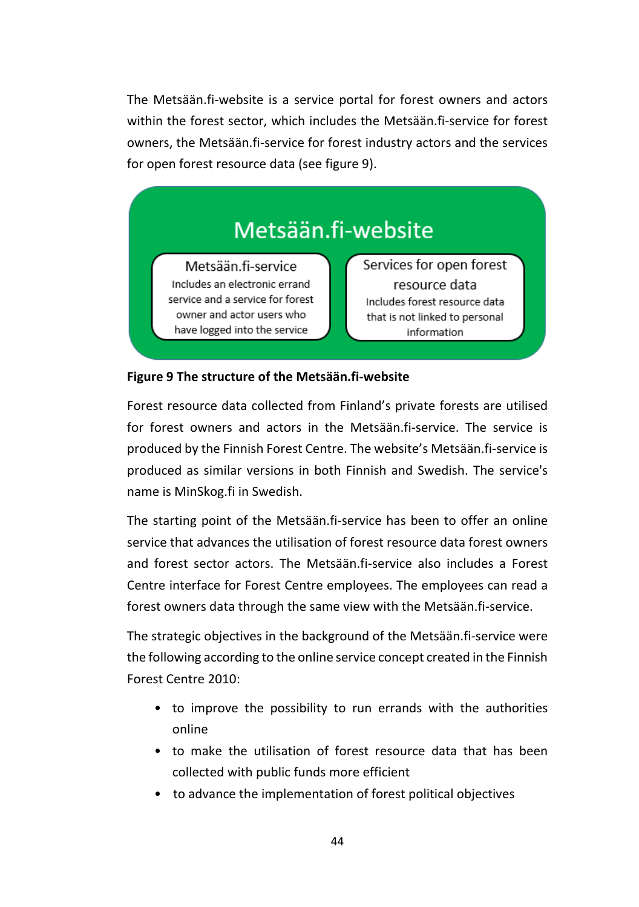The Metsään.fi-website is a service portal for forest owners and actors within the forest sector, which includes the Metsään.fi-service for forest owners, the Metsään.fi-service for forest industry actors and the services for open forest resource data (see figure 9).

Metsään.fi-website

Metsään.fi-service
Includes an electronic errand service and a service for forest owner and actor users who have logged into the service

Services for open forest resource data
Includes forest resource data that is not linked to personal information

**Figure 9 The structure of the Metsään.fi-website**

Forest resource data collected from Finland's private forests are utilised for forest owners and actors in the Metsään.fi-service. The service is produced by the Finnish Forest Centre. The website's Metsään.fi-service is produced as similar versions in both Finnish and Swedish. The service's name is MinSkog.fi in Swedish.

The starting point of the Metsään.fi-service has been to offer an online service that advances the utilisation of forest resource data forest owners and forest sector actors. The Metsään.fi-service also includes a Forest Centre interface for Forest Centre employees. The employees can read a forest owners data through the same view with the Metsään.fi-service.

The strategic objectives in the background of the Metsään.fi-service were the following according to the online service concept created in the Finnish Forest Centre 2010:

- to improve the possibility to run errands with the authorities online
- to make the utilisation of forest resource data that has been collected with public funds more efficient
- to advance the implementation of forest political objectives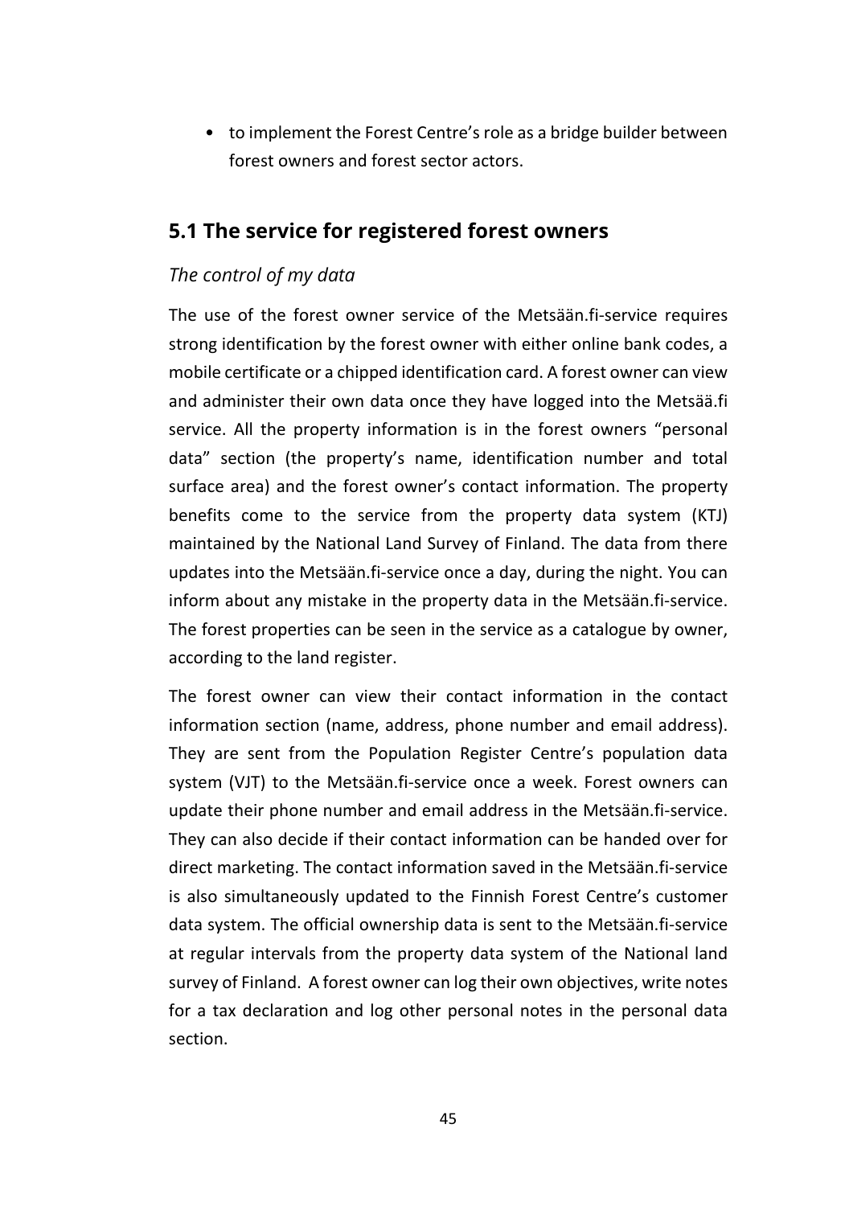- to implement the Forest Centre's role as a bridge builder between forest owners and forest sector actors.

## 5.1 The service for registered forest owners

*The control of my data*

The use of the forest owner service of the Metsään.fi-service requires strong identification by the forest owner with either online bank codes, a mobile certificate or a chipped identification card. A forest owner can view and administer their own data once they have logged into the Metsää.fi service. All the property information is in the forest owners "personal data" section (the property's name, identification number and total surface area) and the forest owner's contact information. The property benefits come to the service from the property data system (KTJ) maintained by the National Land Survey of Finland. The data from there updates into the Metsään.fi-service once a day, during the night. You can inform about any mistake in the property data in the Metsään.fi-service. The forest properties can be seen in the service as a catalogue by owner, according to the land register.

The forest owner can view their contact information in the contact information section (name, address, phone number and email address). They are sent from the Population Register Centre's population data system (VJT) to the Metsään.fi-service once a week. Forest owners can update their phone number and email address in the Metsään.fi-service. They can also decide if their contact information can be handed over for direct marketing. The contact information saved in the Metsään.fi-service is also simultaneously updated to the Finnish Forest Centre's customer data system. The official ownership data is sent to the Metsään.fi-service at regular intervals from the property data system of the National land survey of Finland. A forest owner can log their own objectives, write notes for a tax declaration and log other personal notes in the personal data section.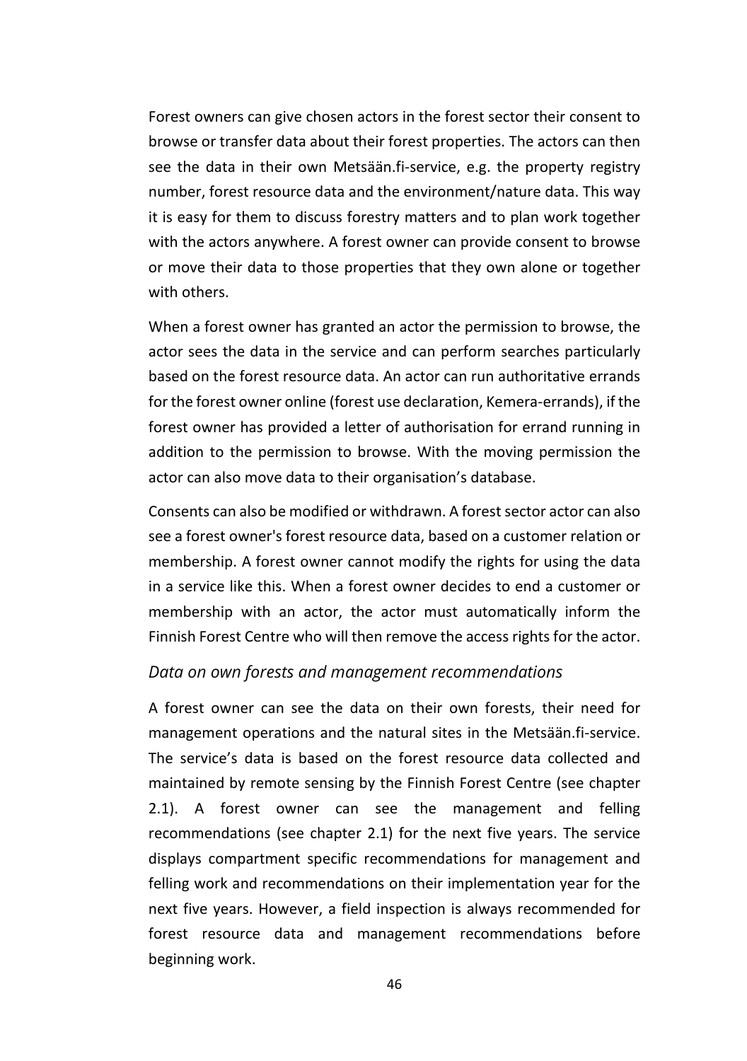Forest owners can give chosen actors in the forest sector their consent to browse or transfer data about their forest properties. The actors can then see the data in their own Metsään.fi-service, e.g. the property registry number, forest resource data and the environment/nature data. This way it is easy for them to discuss forestry matters and to plan work together with the actors anywhere. A forest owner can provide consent to browse or move their data to those properties that they own alone or together with others.

When a forest owner has granted an actor the permission to browse, the actor sees the data in the service and can perform searches particularly based on the forest resource data. An actor can run authoritative errands for the forest owner online (forest use declaration, Kemera-errands), if the forest owner has provided a letter of authorisation for errand running in addition to the permission to browse. With the moving permission the actor can also move data to their organisation's database.

Consents can also be modified or withdrawn. A forest sector actor can also see a forest owner's forest resource data, based on a customer relation or membership. A forest owner cannot modify the rights for using the data in a service like this. When a forest owner decides to end a customer or membership with an actor, the actor must automatically inform the Finnish Forest Centre who will then remove the access rights for the actor.

### *Data on own forests and management recommendations*

A forest owner can see the data on their own forests, their need for management operations and the natural sites in the Metsään.fi-service. The service's data is based on the forest resource data collected and maintained by remote sensing by the Finnish Forest Centre (see chapter 2.1). A forest owner can see the management and felling recommendations (see chapter 2.1) for the next five years. The service displays compartment specific recommendations for management and felling work and recommendations on their implementation year for the next five years. However, a field inspection is always recommended for forest resource data and management recommendations before beginning work.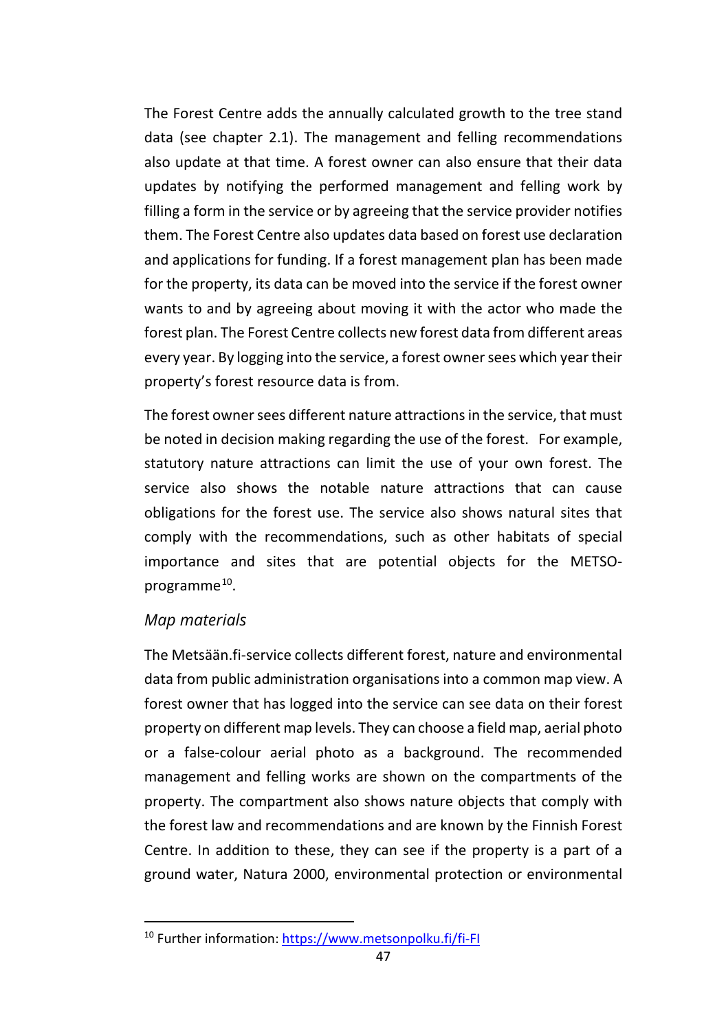The Forest Centre adds the annually calculated growth to the tree stand data (see chapter 2.1). The management and felling recommendations also update at that time. A forest owner can also ensure that their data updates by notifying the performed management and felling work by filling a form in the service or by agreeing that the service provider notifies them. The Forest Centre also updates data based on forest use declaration and applications for funding. If a forest management plan has been made for the property, its data can be moved into the service if the forest owner wants to and by agreeing about moving it with the actor who made the forest plan. The Forest Centre collects new forest data from different areas every year. By logging into the service, a forest owner sees which year their property's forest resource data is from.

The forest owner sees different nature attractions in the service, that must be noted in decision making regarding the use of the forest. For example, statutory nature attractions can limit the use of your own forest. The service also shows the notable nature attractions that can cause obligations for the forest use. The service also shows natural sites that comply with the recommendations, such as other habitats of special importance and sites that are potential objects for the METSO-programme[10].

*Map materials*

The Metsään.fi-service collects different forest, nature and environmental data from public administration organisations into a common map view. A forest owner that has logged into the service can see data on their forest property on different map levels. They can choose a field map, aerial photo or a false-colour aerial photo as a background. The recommended management and felling works are shown on the compartments of the property. The compartment also shows nature objects that comply with the forest law and recommendations and are known by the Finnish Forest Centre. In addition to these, they can see if the property is a part of a ground water, Natura 2000, environmental protection or environmental

[10] Further information: https://www.metsonpolku.fi/fi-FI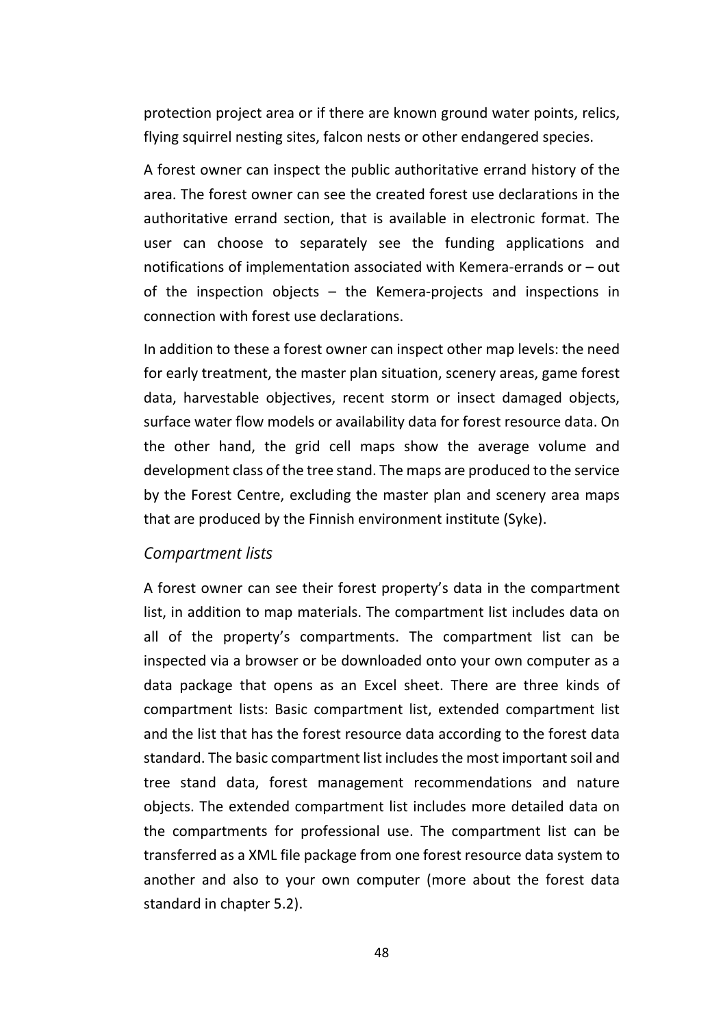protection project area or if there are known ground water points, relics, flying squirrel nesting sites, falcon nests or other endangered species.

A forest owner can inspect the public authoritative errand history of the area. The forest owner can see the created forest use declarations in the authoritative errand section, that is available in electronic format. The user can choose to separately see the funding applications and notifications of implementation associated with Kemera-errands or – out of the inspection objects – the Kemera-projects and inspections in connection with forest use declarations.

In addition to these a forest owner can inspect other map levels: the need for early treatment, the master plan situation, scenery areas, game forest data, harvestable objectives, recent storm or insect damaged objects, surface water flow models or availability data for forest resource data. On the other hand, the grid cell maps show the average volume and development class of the tree stand. The maps are produced to the service by the Forest Centre, excluding the master plan and scenery area maps that are produced by the Finnish environment institute (Syke).

### *Compartment lists*

A forest owner can see their forest property's data in the compartment list, in addition to map materials. The compartment list includes data on all of the property's compartments. The compartment list can be inspected via a browser or be downloaded onto your own computer as a data package that opens as an Excel sheet. There are three kinds of compartment lists: Basic compartment list, extended compartment list and the list that has the forest resource data according to the forest data standard. The basic compartment list includes the most important soil and tree stand data, forest management recommendations and nature objects. The extended compartment list includes more detailed data on the compartments for professional use. The compartment list can be transferred as a XML file package from one forest resource data system to another and also to your own computer (more about the forest data standard in chapter 5.2).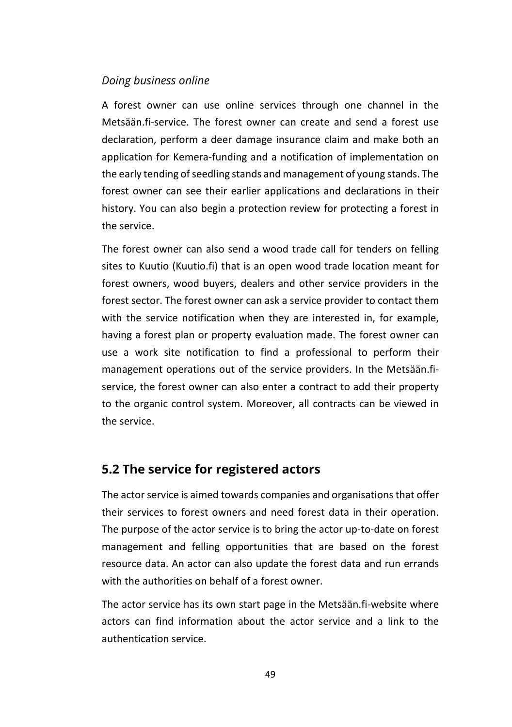*Doing business online*

A forest owner can use online services through one channel in the Metsään.fi-service. The forest owner can create and send a forest use declaration, perform a deer damage insurance claim and make both an application for Kemera-funding and a notification of implementation on the early tending of seedling stands and management of young stands. The forest owner can see their earlier applications and declarations in their history. You can also begin a protection review for protecting a forest in the service.

The forest owner can also send a wood trade call for tenders on felling sites to Kuutio (Kuutio.fi) that is an open wood trade location meant for forest owners, wood buyers, dealers and other service providers in the forest sector. The forest owner can ask a service provider to contact them with the service notification when they are interested in, for example, having a forest plan or property evaluation made. The forest owner can use a work site notification to find a professional to perform their management operations out of the service providers. In the Metsään.fi-service, the forest owner can also enter a contract to add their property to the organic control system. Moreover, all contracts can be viewed in the service.

## 5.2 The service for registered actors

The actor service is aimed towards companies and organisations that offer their services to forest owners and need forest data in their operation. The purpose of the actor service is to bring the actor up-to-date on forest management and felling opportunities that are based on the forest resource data. An actor can also update the forest data and run errands with the authorities on behalf of a forest owner.

The actor service has its own start page in the Metsään.fi-website where actors can find information about the actor service and a link to the authentication service.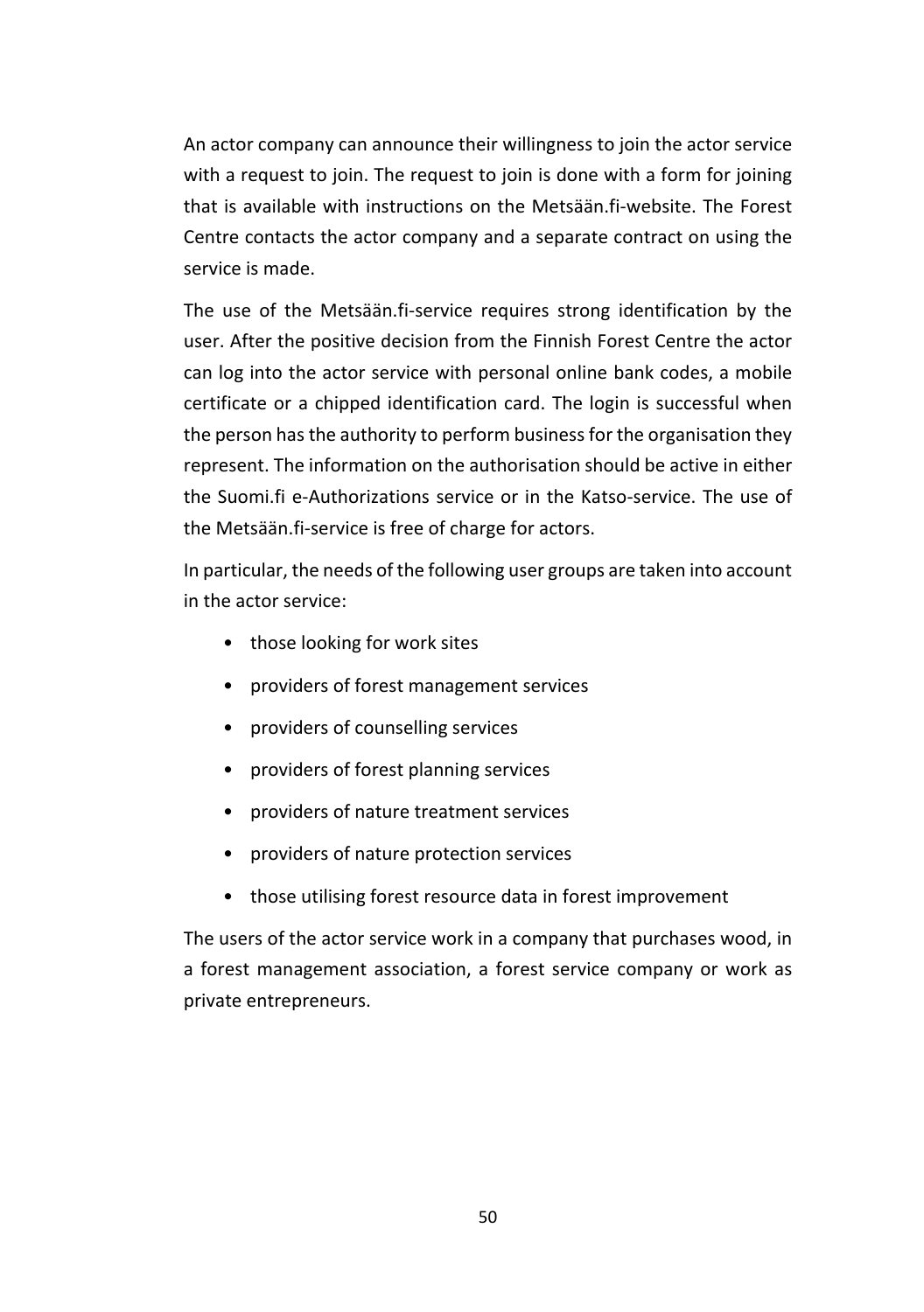An actor company can announce their willingness to join the actor service with a request to join. The request to join is done with a form for joining that is available with instructions on the Metsään.fi-website. The Forest Centre contacts the actor company and a separate contract on using the service is made.

The use of the Metsään.fi-service requires strong identification by the user. After the positive decision from the Finnish Forest Centre the actor can log into the actor service with personal online bank codes, a mobile certificate or a chipped identification card. The login is successful when the person has the authority to perform business for the organisation they represent. The information on the authorisation should be active in either the Suomi.fi e-Authorizations service or in the Katso-service. The use of the Metsään.fi-service is free of charge for actors.

In particular, the needs of the following user groups are taken into account in the actor service:

- those looking for work sites
- providers of forest management services
- providers of counselling services
- providers of forest planning services
- providers of nature treatment services
- providers of nature protection services
- those utilising forest resource data in forest improvement

The users of the actor service work in a company that purchases wood, in a forest management association, a forest service company or work as private entrepreneurs.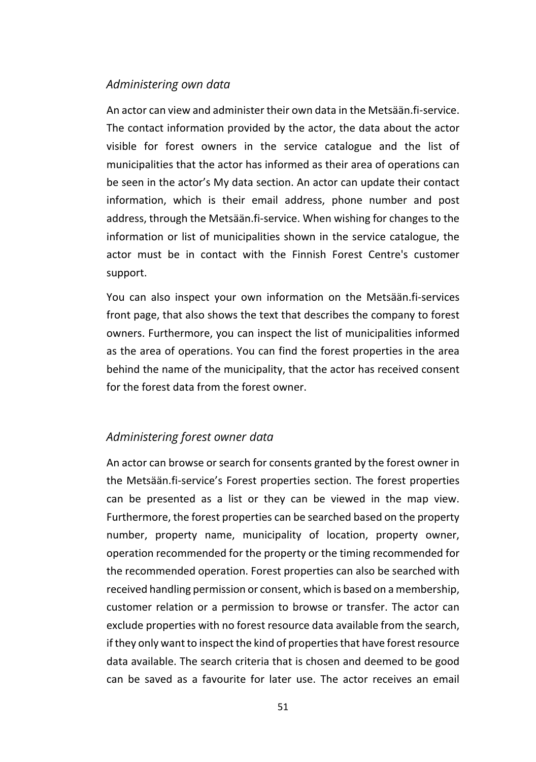### *Administering own data*

An actor can view and administer their own data in the Metsään.fi-service. The contact information provided by the actor, the data about the actor visible for forest owners in the service catalogue and the list of municipalities that the actor has informed as their area of operations can be seen in the actor's My data section. An actor can update their contact information, which is their email address, phone number and post address, through the Metsään.fi-service. When wishing for changes to the information or list of municipalities shown in the service catalogue, the actor must be in contact with the Finnish Forest Centre's customer support.

You can also inspect your own information on the Metsään.fi-services front page, that also shows the text that describes the company to forest owners. Furthermore, you can inspect the list of municipalities informed as the area of operations. You can find the forest properties in the area behind the name of the municipality, that the actor has received consent for the forest data from the forest owner.

### *Administering forest owner data*

An actor can browse or search for consents granted by the forest owner in the Metsään.fi-service's Forest properties section. The forest properties can be presented as a list or they can be viewed in the map view. Furthermore, the forest properties can be searched based on the property number, property name, municipality of location, property owner, operation recommended for the property or the timing recommended for the recommended operation. Forest properties can also be searched with received handling permission or consent, which is based on a membership, customer relation or a permission to browse or transfer. The actor can exclude properties with no forest resource data available from the search, if they only want to inspect the kind of properties that have forest resource data available. The search criteria that is chosen and deemed to be good can be saved as a favourite for later use. The actor receives an email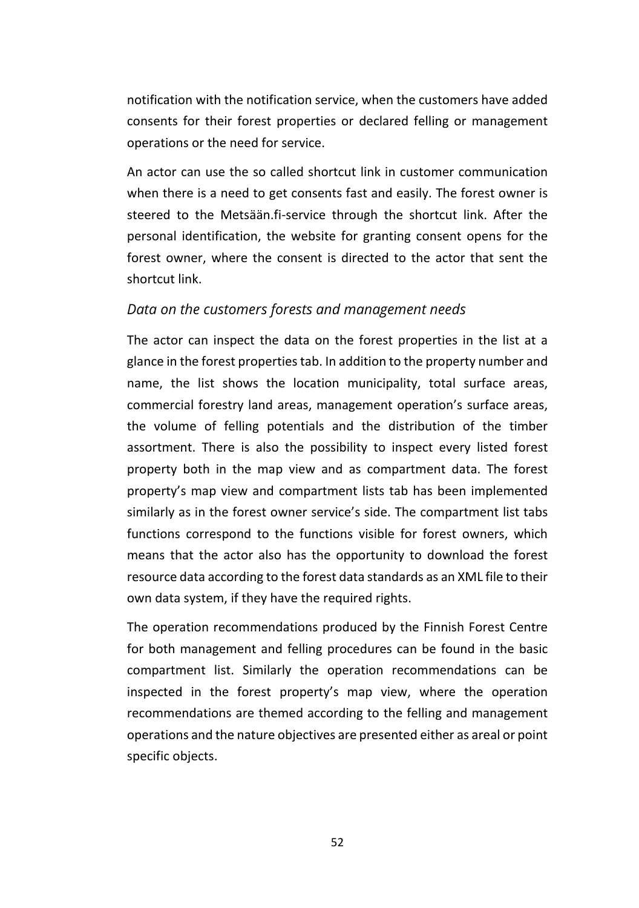notification with the notification service, when the customers have added consents for their forest properties or declared felling or management operations or the need for service.

An actor can use the so called shortcut link in customer communication when there is a need to get consents fast and easily. The forest owner is steered to the Metsään.fi-service through the shortcut link. After the personal identification, the website for granting consent opens for the forest owner, where the consent is directed to the actor that sent the shortcut link.

### *Data on the customers forests and management needs*

The actor can inspect the data on the forest properties in the list at a glance in the forest properties tab. In addition to the property number and name, the list shows the location municipality, total surface areas, commercial forestry land areas, management operation's surface areas, the volume of felling potentials and the distribution of the timber assortment. There is also the possibility to inspect every listed forest property both in the map view and as compartment data. The forest property's map view and compartment lists tab has been implemented similarly as in the forest owner service's side. The compartment list tabs functions correspond to the functions visible for forest owners, which means that the actor also has the opportunity to download the forest resource data according to the forest data standards as an XML file to their own data system, if they have the required rights.

The operation recommendations produced by the Finnish Forest Centre for both management and felling procedures can be found in the basic compartment list. Similarly the operation recommendations can be inspected in the forest property's map view, where the operation recommendations are themed according to the felling and management operations and the nature objectives are presented either as areal or point specific objects.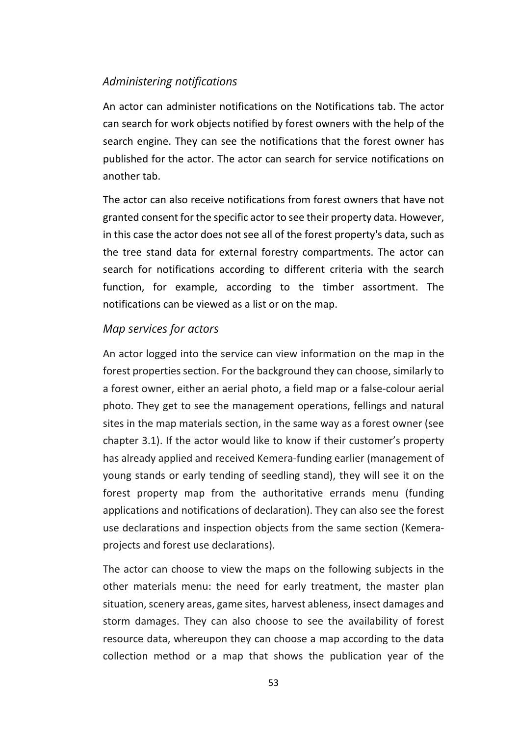### *Administering notifications*

An actor can administer notifications on the Notifications tab. The actor can search for work objects notified by forest owners with the help of the search engine. They can see the notifications that the forest owner has published for the actor. The actor can search for service notifications on another tab.

The actor can also receive notifications from forest owners that have not granted consent for the specific actor to see their property data. However, in this case the actor does not see all of the forest property's data, such as the tree stand data for external forestry compartments. The actor can search for notifications according to different criteria with the search function, for example, according to the timber assortment. The notifications can be viewed as a list or on the map.

### *Map services for actors*

An actor logged into the service can view information on the map in the forest properties section. For the background they can choose, similarly to a forest owner, either an aerial photo, a field map or a false-colour aerial photo. They get to see the management operations, fellings and natural sites in the map materials section, in the same way as a forest owner (see chapter 3.1). If the actor would like to know if their customer's property has already applied and received Kemera-funding earlier (management of young stands or early tending of seedling stand), they will see it on the forest property map from the authoritative errands menu (funding applications and notifications of declaration). They can also see the forest use declarations and inspection objects from the same section (Kemera-projects and forest use declarations).

The actor can choose to view the maps on the following subjects in the other materials menu: the need for early treatment, the master plan situation, scenery areas, game sites, harvest ableness, insect damages and storm damages. They can also choose to see the availability of forest resource data, whereupon they can choose a map according to the data collection method or a map that shows the publication year of the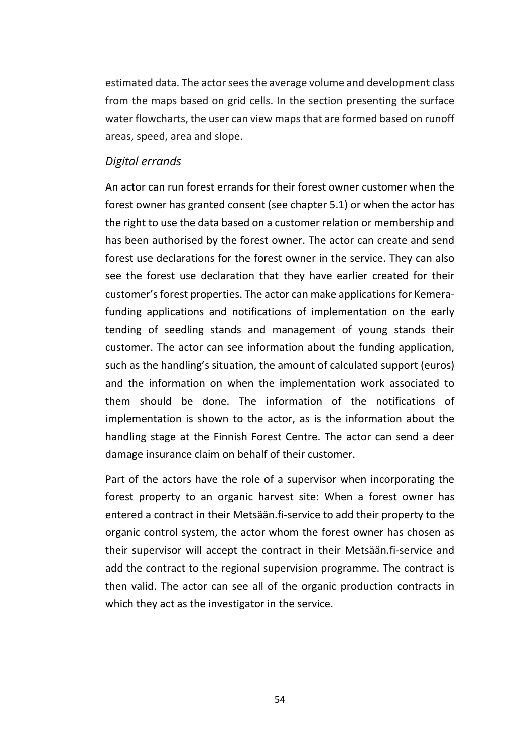estimated data. The actor sees the average volume and development class from the maps based on grid cells. In the section presenting the surface water flowcharts, the user can view maps that are formed based on runoff areas, speed, area and slope.

### *Digital errands*

An actor can run forest errands for their forest owner customer when the forest owner has granted consent (see chapter 5.1) or when the actor has the right to use the data based on a customer relation or membership and has been authorised by the forest owner. The actor can create and send forest use declarations for the forest owner in the service. They can also see the forest use declaration that they have earlier created for their customer's forest properties. The actor can make applications for Kemera-funding applications and notifications of implementation on the early tending of seedling stands and management of young stands their customer. The actor can see information about the funding application, such as the handling's situation, the amount of calculated support (euros) and the information on when the implementation work associated to them should be done. The information of the notifications of implementation is shown to the actor, as is the information about the handling stage at the Finnish Forest Centre. The actor can send a deer damage insurance claim on behalf of their customer.

Part of the actors have the role of a supervisor when incorporating the forest property to an organic harvest site: When a forest owner has entered a contract in their Metsään.fi-service to add their property to the organic control system, the actor whom the forest owner has chosen as their supervisor will accept the contract in their Metsään.fi-service and add the contract to the regional supervision programme. The contract is then valid. The actor can see all of the organic production contracts in which they act as the investigator in the service.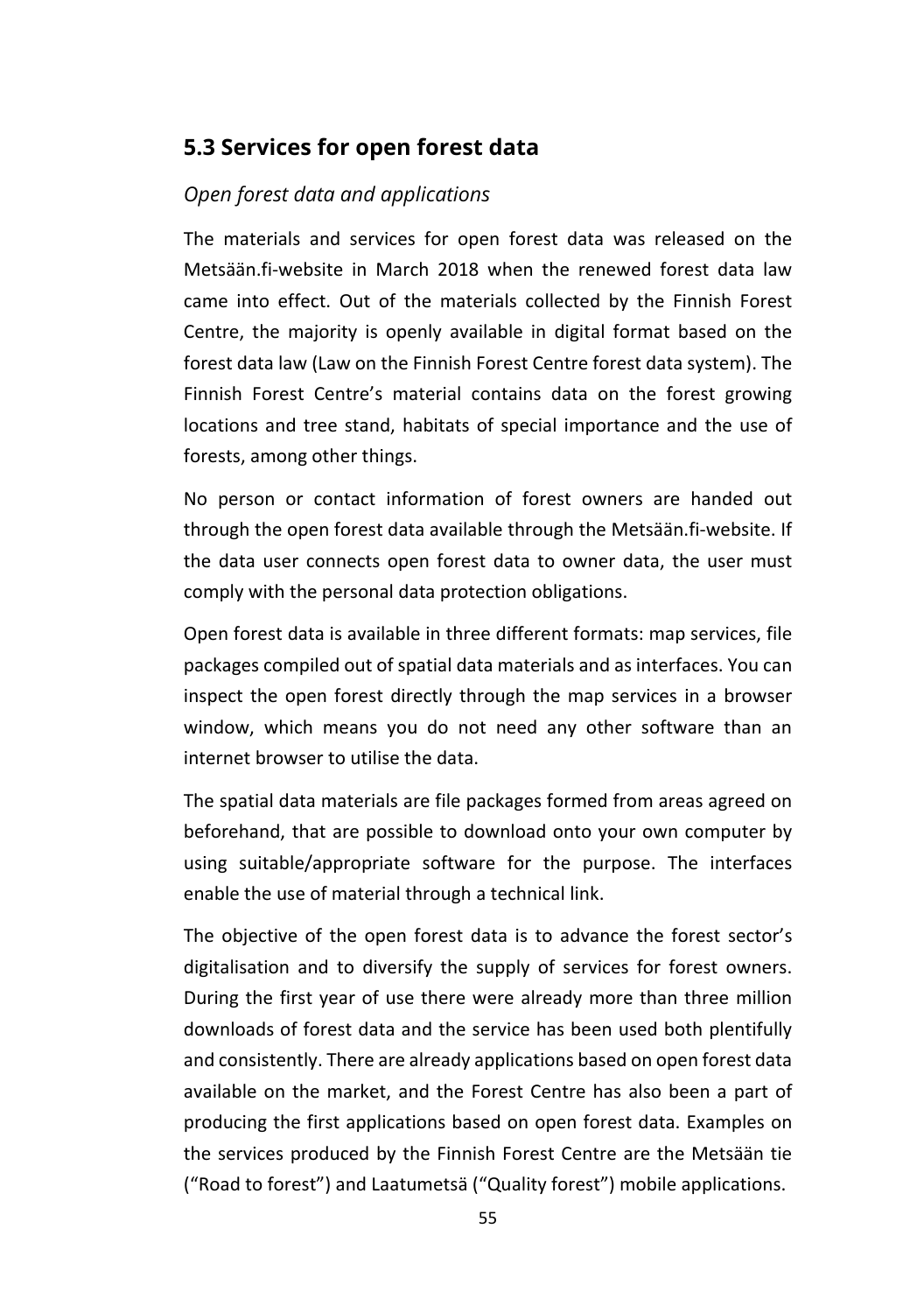## 5.3 Services for open forest data

*Open forest data and applications*

The materials and services for open forest data was released on the Metsään.fi-website in March 2018 when the renewed forest data law came into effect. Out of the materials collected by the Finnish Forest Centre, the majority is openly available in digital format based on the forest data law (Law on the Finnish Forest Centre forest data system). The Finnish Forest Centre's material contains data on the forest growing locations and tree stand, habitats of special importance and the use of forests, among other things.

No person or contact information of forest owners are handed out through the open forest data available through the Metsään.fi-website. If the data user connects open forest data to owner data, the user must comply with the personal data protection obligations.

Open forest data is available in three different formats: map services, file packages compiled out of spatial data materials and as interfaces. You can inspect the open forest directly through the map services in a browser window, which means you do not need any other software than an internet browser to utilise the data.

The spatial data materials are file packages formed from areas agreed on beforehand, that are possible to download onto your own computer by using suitable/appropriate software for the purpose. The interfaces enable the use of material through a technical link.

The objective of the open forest data is to advance the forest sector's digitalisation and to diversify the supply of services for forest owners. During the first year of use there were already more than three million downloads of forest data and the service has been used both plentifully and consistently. There are already applications based on open forest data available on the market, and the Forest Centre has also been a part of producing the first applications based on open forest data. Examples on the services produced by the Finnish Forest Centre are the Metsään tie ("Road to forest") and Laatumetsä ("Quality forest") mobile applications.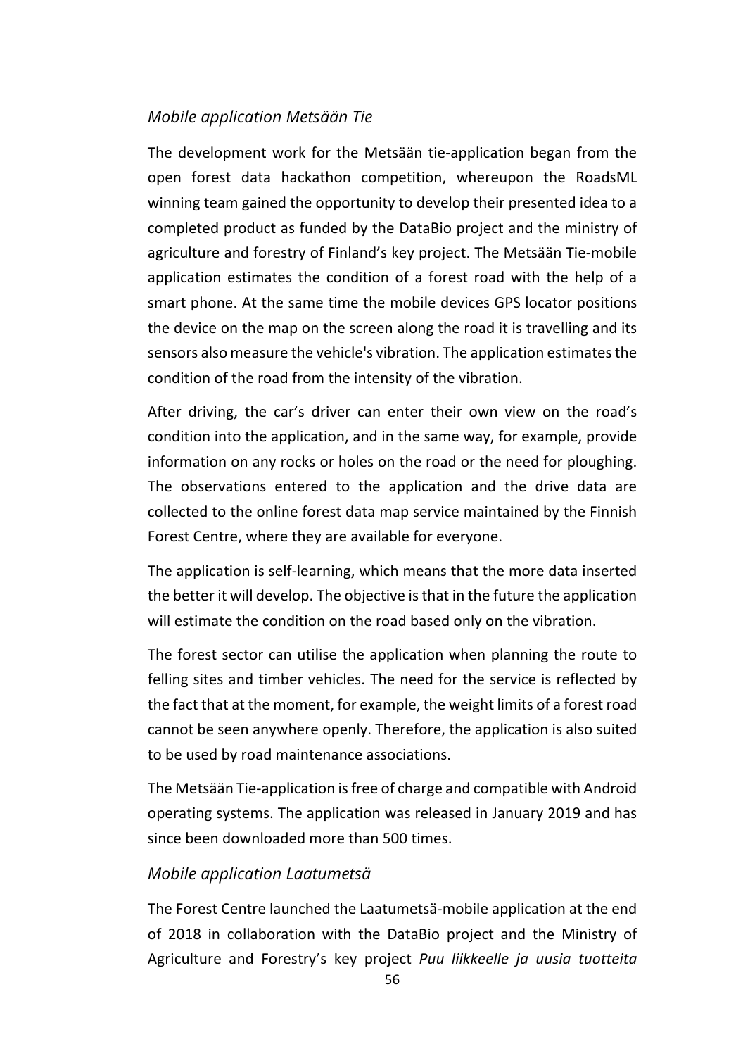### *Mobile application Metsään Tie*

The development work for the Metsään tie-application began from the open forest data hackathon competition, whereupon the RoadsML winning team gained the opportunity to develop their presented idea to a completed product as funded by the DataBio project and the ministry of agriculture and forestry of Finland's key project. The Metsään Tie-mobile application estimates the condition of a forest road with the help of a smart phone. At the same time the mobile devices GPS locator positions the device on the map on the screen along the road it is travelling and its sensors also measure the vehicle's vibration. The application estimates the condition of the road from the intensity of the vibration.

After driving, the car's driver can enter their own view on the road's condition into the application, and in the same way, for example, provide information on any rocks or holes on the road or the need for ploughing. The observations entered to the application and the drive data are collected to the online forest data map service maintained by the Finnish Forest Centre, where they are available for everyone.

The application is self-learning, which means that the more data inserted the better it will develop. The objective is that in the future the application will estimate the condition on the road based only on the vibration.

The forest sector can utilise the application when planning the route to felling sites and timber vehicles. The need for the service is reflected by the fact that at the moment, for example, the weight limits of a forest road cannot be seen anywhere openly. Therefore, the application is also suited to be used by road maintenance associations.

The Metsään Tie-application is free of charge and compatible with Android operating systems. The application was released in January 2019 and has since been downloaded more than 500 times.

### *Mobile application Laatumetsä*

The Forest Centre launched the Laatumetsä-mobile application at the end of 2018 in collaboration with the DataBio project and the Ministry of Agriculture and Forestry's key project *Puu liikkeelle ja uusia tuotteita*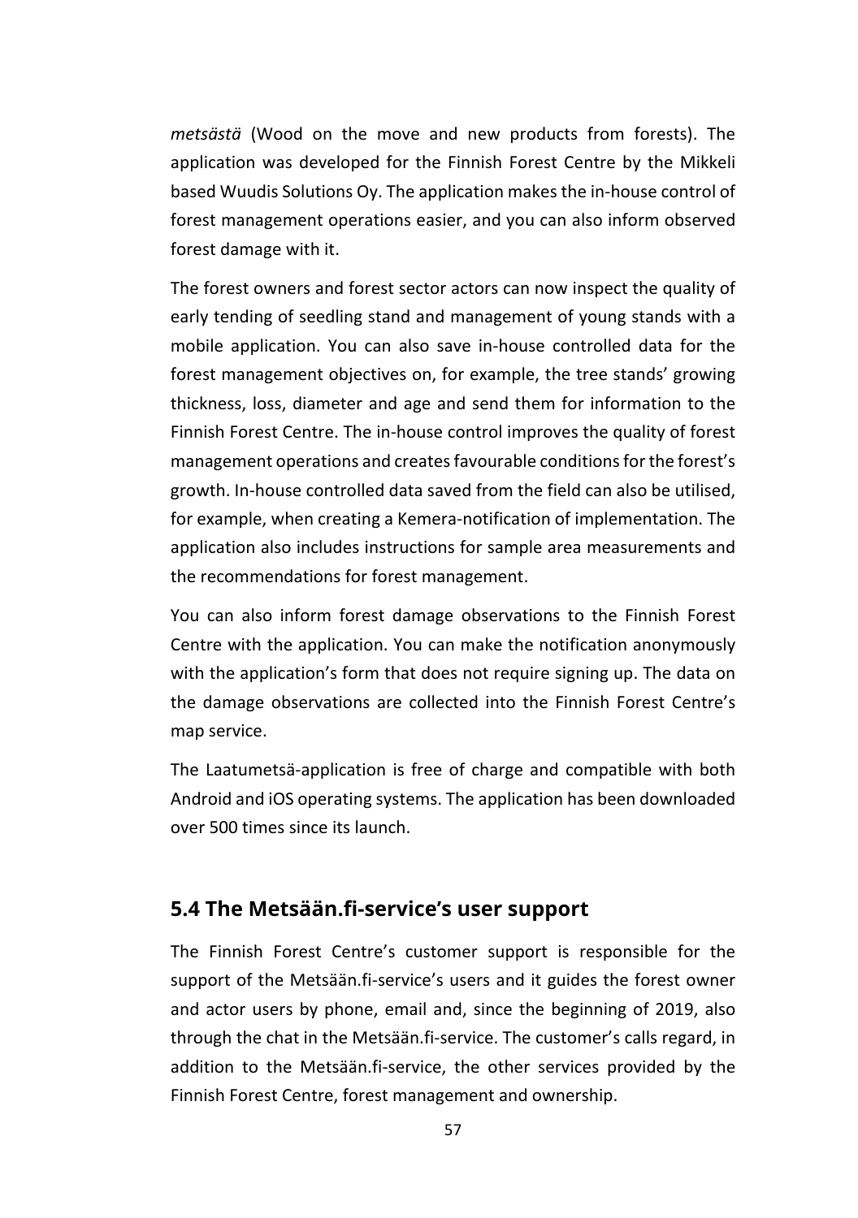*metsästä* (Wood on the move and new products from forests). The application was developed for the Finnish Forest Centre by the Mikkeli based Wuudis Solutions Oy. The application makes the in-house control of forest management operations easier, and you can also inform observed forest damage with it.

The forest owners and forest sector actors can now inspect the quality of early tending of seedling stand and management of young stands with a mobile application. You can also save in-house controlled data for the forest management objectives on, for example, the tree stands' growing thickness, loss, diameter and age and send them for information to the Finnish Forest Centre. The in-house control improves the quality of forest management operations and creates favourable conditions for the forest's growth. In-house controlled data saved from the field can also be utilised, for example, when creating a Kemera-notification of implementation. The application also includes instructions for sample area measurements and the recommendations for forest management.

You can also inform forest damage observations to the Finnish Forest Centre with the application. You can make the notification anonymously with the application's form that does not require signing up. The data on the damage observations are collected into the Finnish Forest Centre's map service.

The Laatumetsä-application is free of charge and compatible with both Android and iOS operating systems. The application has been downloaded over 500 times since its launch.

## 5.4 The Metsään.fi-service's user support

The Finnish Forest Centre's customer support is responsible for the support of the Metsään.fi-service's users and it guides the forest owner and actor users by phone, email and, since the beginning of 2019, also through the chat in the Metsään.fi-service. The customer's calls regard, in addition to the Metsään.fi-service, the other services provided by the Finnish Forest Centre, forest management and ownership.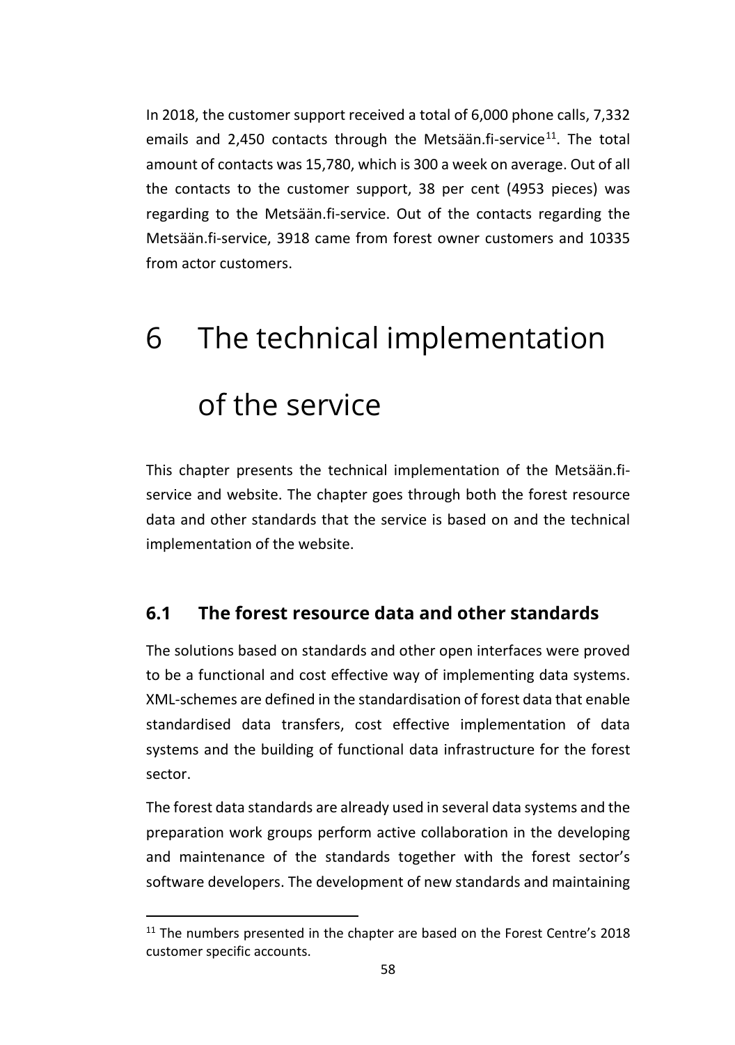In 2018, the customer support received a total of 6,000 phone calls, 7,332 emails and 2,450 contacts through the Metsään.fi-service[11]. The total amount of contacts was 15,780, which is 300 a week on average. Out of all the contacts to the customer support, 38 per cent (4953 pieces) was regarding to the Metsään.fi-service. Out of the contacts regarding the Metsään.fi-service, 3918 came from forest owner customers and 10335 from actor customers.

# 6 The technical implementation of the service

This chapter presents the technical implementation of the Metsään.fi-service and website. The chapter goes through both the forest resource data and other standards that the service is based on and the technical implementation of the website.

## 6.1 The forest resource data and other standards

The solutions based on standards and other open interfaces were proved to be a functional and cost effective way of implementing data systems. XML-schemes are defined in the standardisation of forest data that enable standardised data transfers, cost effective implementation of data systems and the building of functional data infrastructure for the forest sector.

The forest data standards are already used in several data systems and the preparation work groups perform active collaboration in the developing and maintenance of the standards together with the forest sector's software developers. The development of new standards and maintaining

[11] The numbers presented in the chapter are based on the Forest Centre's 2018 customer specific accounts.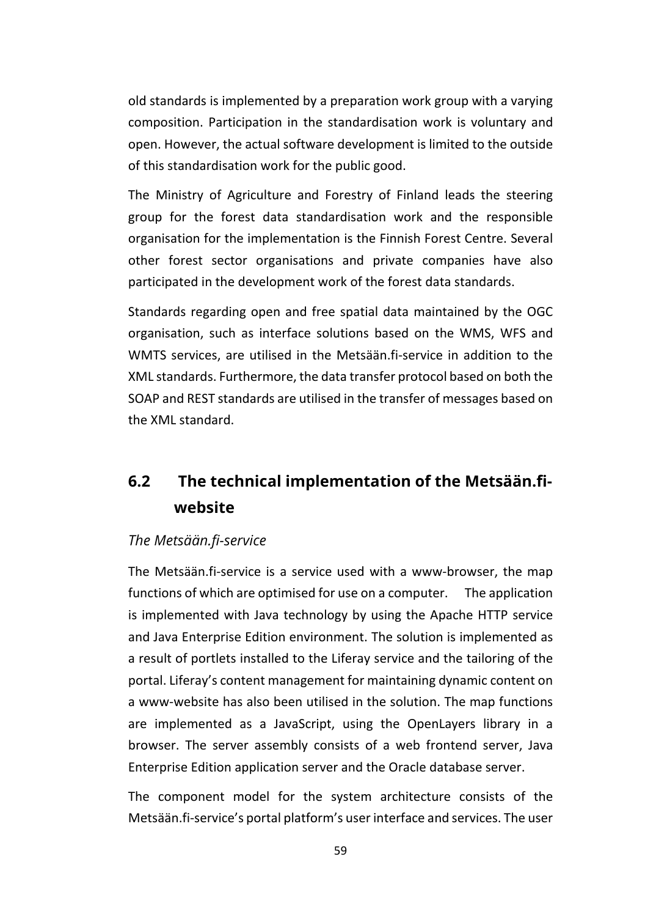old standards is implemented by a preparation work group with a varying composition. Participation in the standardisation work is voluntary and open. However, the actual software development is limited to the outside of this standardisation work for the public good.

The Ministry of Agriculture and Forestry of Finland leads the steering group for the forest data standardisation work and the responsible organisation for the implementation is the Finnish Forest Centre. Several other forest sector organisations and private companies have also participated in the development work of the forest data standards.

Standards regarding open and free spatial data maintained by the OGC organisation, such as interface solutions based on the WMS, WFS and WMTS services, are utilised in the Metsään.fi-service in addition to the XML standards. Furthermore, the data transfer protocol based on both the SOAP and REST standards are utilised in the transfer of messages based on the XML standard.

## 6.2 The technical implementation of the Metsään.fi-website

*The Metsään.fi-service*

The Metsään.fi-service is a service used with a www-browser, the map functions of which are optimised for use on a computer. The application is implemented with Java technology by using the Apache HTTP service and Java Enterprise Edition environment. The solution is implemented as a result of portlets installed to the Liferay service and the tailoring of the portal. Liferay's content management for maintaining dynamic content on a www-website has also been utilised in the solution. The map functions are implemented as a JavaScript, using the OpenLayers library in a browser. The server assembly consists of a web frontend server, Java Enterprise Edition application server and the Oracle database server.

The component model for the system architecture consists of the Metsään.fi-service's portal platform's user interface and services. The user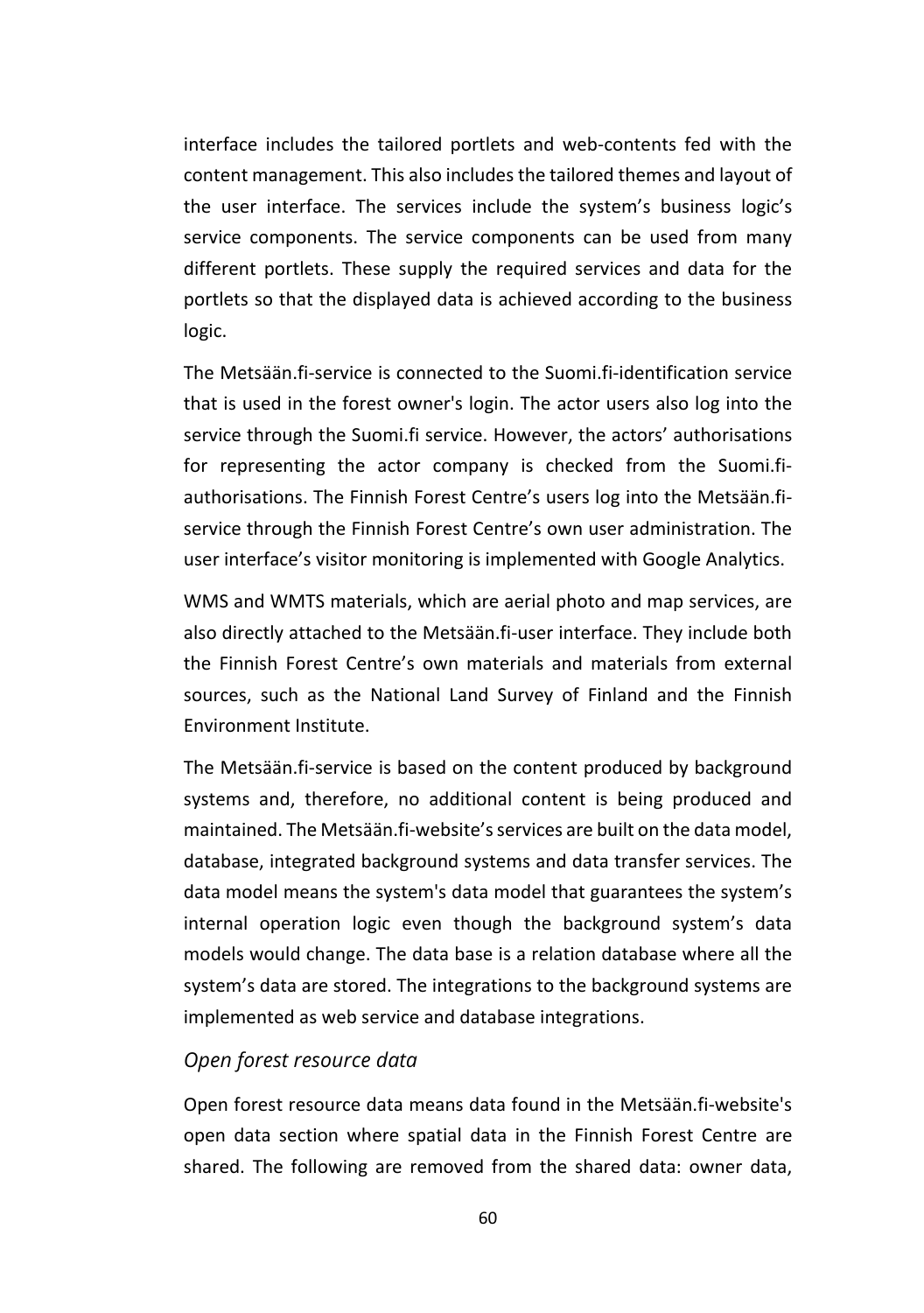interface includes the tailored portlets and web-contents fed with the content management. This also includes the tailored themes and layout of the user interface. The services include the system's business logic's service components. The service components can be used from many different portlets. These supply the required services and data for the portlets so that the displayed data is achieved according to the business logic.

The Metsään.fi-service is connected to the Suomi.fi-identification service that is used in the forest owner's login. The actor users also log into the service through the Suomi.fi service. However, the actors' authorisations for representing the actor company is checked from the Suomi.fi-authorisations. The Finnish Forest Centre's users log into the Metsään.fi-service through the Finnish Forest Centre's own user administration. The user interface's visitor monitoring is implemented with Google Analytics.

WMS and WMTS materials, which are aerial photo and map services, are also directly attached to the Metsään.fi-user interface. They include both the Finnish Forest Centre's own materials and materials from external sources, such as the National Land Survey of Finland and the Finnish Environment Institute.

The Metsään.fi-service is based on the content produced by background systems and, therefore, no additional content is being produced and maintained. The Metsään.fi-website's services are built on the data model, database, integrated background systems and data transfer services. The data model means the system's data model that guarantees the system's internal operation logic even though the background system's data models would change. The data base is a relation database where all the system's data are stored. The integrations to the background systems are implemented as web service and database integrations.

### *Open forest resource data*

Open forest resource data means data found in the Metsään.fi-website's open data section where spatial data in the Finnish Forest Centre are shared. The following are removed from the shared data: owner data,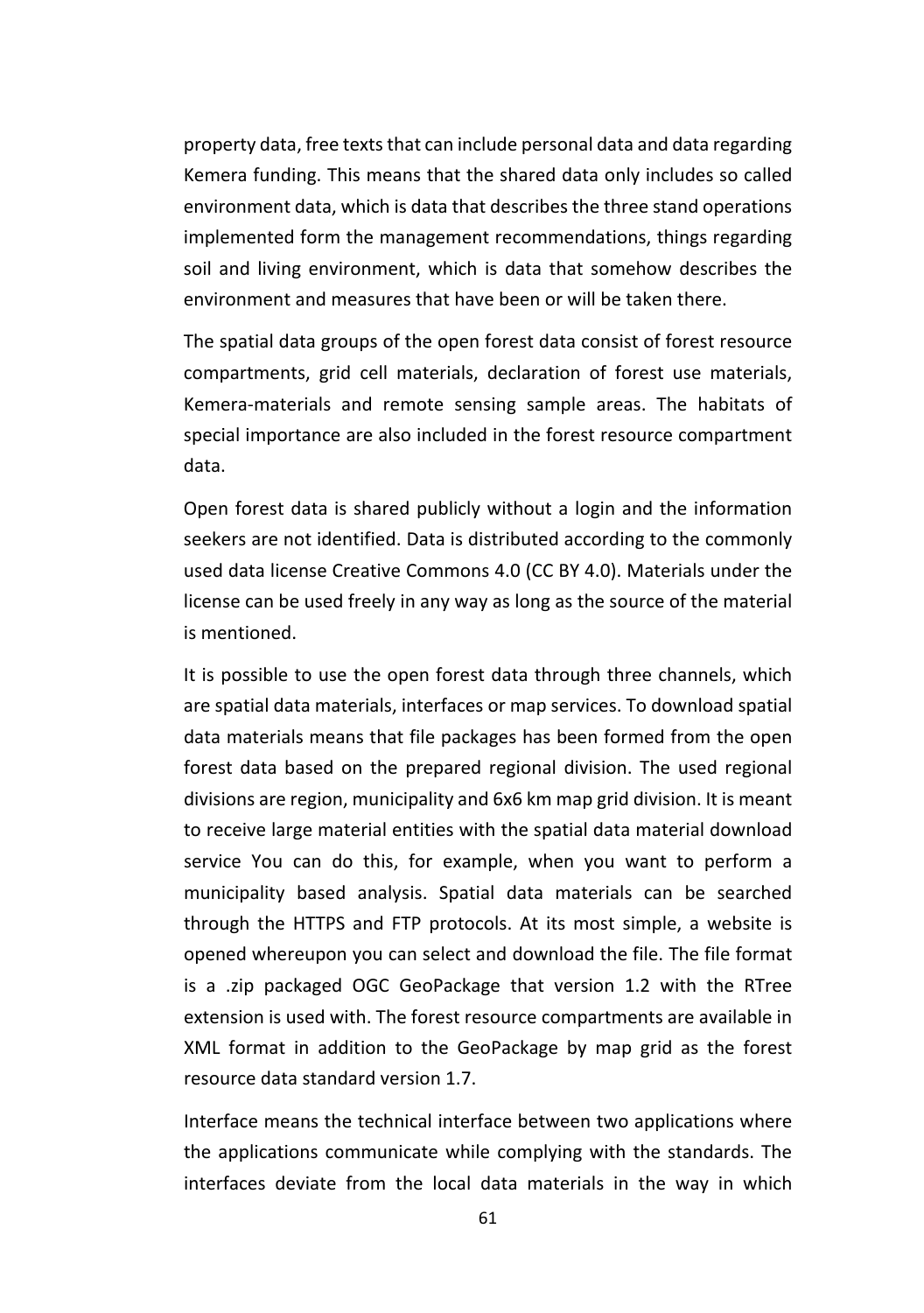property data, free texts that can include personal data and data regarding Kemera funding. This means that the shared data only includes so called environment data, which is data that describes the three stand operations implemented form the management recommendations, things regarding soil and living environment, which is data that somehow describes the environment and measures that have been or will be taken there.

The spatial data groups of the open forest data consist of forest resource compartments, grid cell materials, declaration of forest use materials, Kemera-materials and remote sensing sample areas. The habitats of special importance are also included in the forest resource compartment data.

Open forest data is shared publicly without a login and the information seekers are not identified. Data is distributed according to the commonly used data license Creative Commons 4.0 (CC BY 4.0). Materials under the license can be used freely in any way as long as the source of the material is mentioned.

It is possible to use the open forest data through three channels, which are spatial data materials, interfaces or map services. To download spatial data materials means that file packages has been formed from the open forest data based on the prepared regional division. The used regional divisions are region, municipality and 6x6 km map grid division. It is meant to receive large material entities with the spatial data material download service You can do this, for example, when you want to perform a municipality based analysis. Spatial data materials can be searched through the HTTPS and FTP protocols. At its most simple, a website is opened whereupon you can select and download the file. The file format is a .zip packaged OGC GeoPackage that version 1.2 with the RTree extension is used with. The forest resource compartments are available in XML format in addition to the GeoPackage by map grid as the forest resource data standard version 1.7.

Interface means the technical interface between two applications where the applications communicate while complying with the standards. The interfaces deviate from the local data materials in the way in which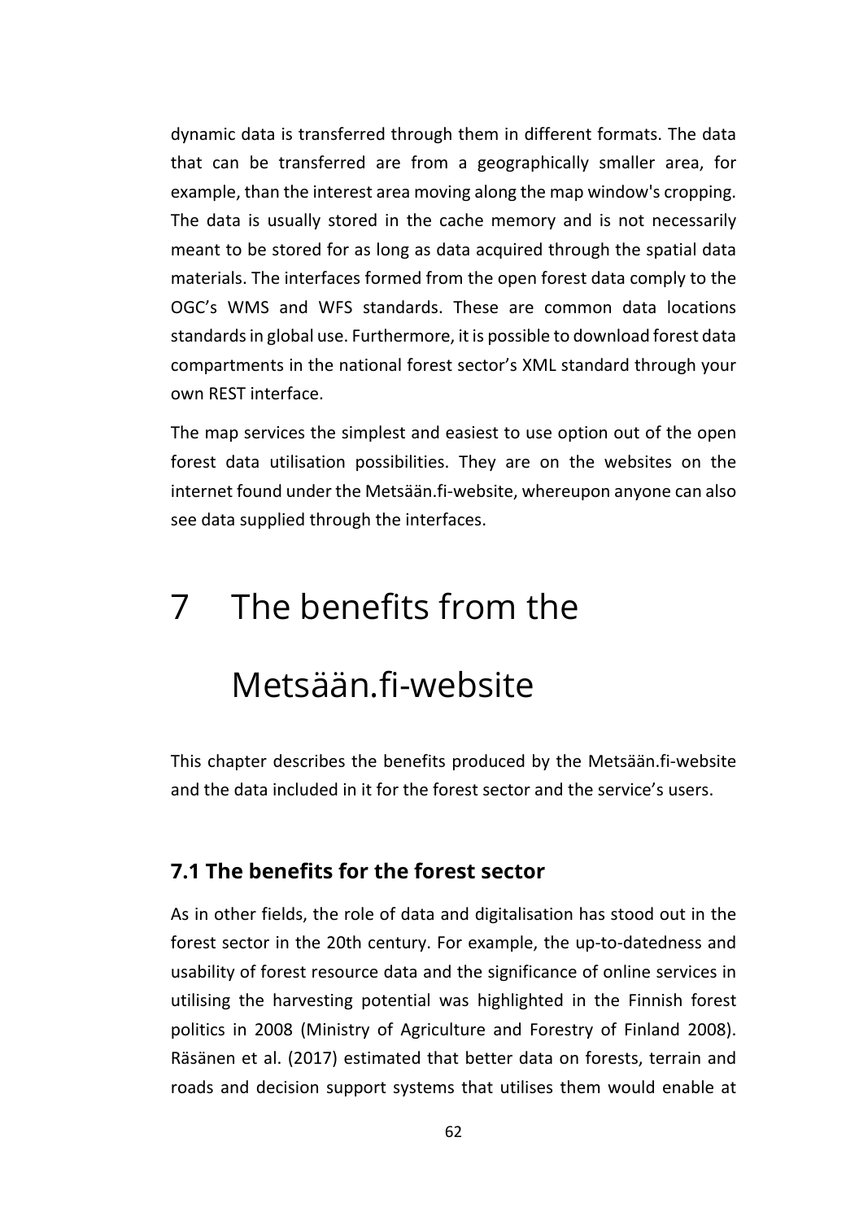dynamic data is transferred through them in different formats. The data that can be transferred are from a geographically smaller area, for example, than the interest area moving along the map window's cropping. The data is usually stored in the cache memory and is not necessarily meant to be stored for as long as data acquired through the spatial data materials. The interfaces formed from the open forest data comply to the OGC's WMS and WFS standards. These are common data locations standards in global use. Furthermore, it is possible to download forest data compartments in the national forest sector's XML standard through your own REST interface.

The map services the simplest and easiest to use option out of the open forest data utilisation possibilities. They are on the websites on the internet found under the Metsään.fi-website, whereupon anyone can also see data supplied through the interfaces.

# 7 The benefits from the Metsään.fi-website

This chapter describes the benefits produced by the Metsään.fi-website and the data included in it for the forest sector and the service's users.

## 7.1 The benefits for the forest sector

As in other fields, the role of data and digitalisation has stood out in the forest sector in the 20th century. For example, the up-to-datedness and usability of forest resource data and the significance of online services in utilising the harvesting potential was highlighted in the Finnish forest politics in 2008 (Ministry of Agriculture and Forestry of Finland 2008). Räsänen et al. (2017) estimated that better data on forests, terrain and roads and decision support systems that utilises them would enable at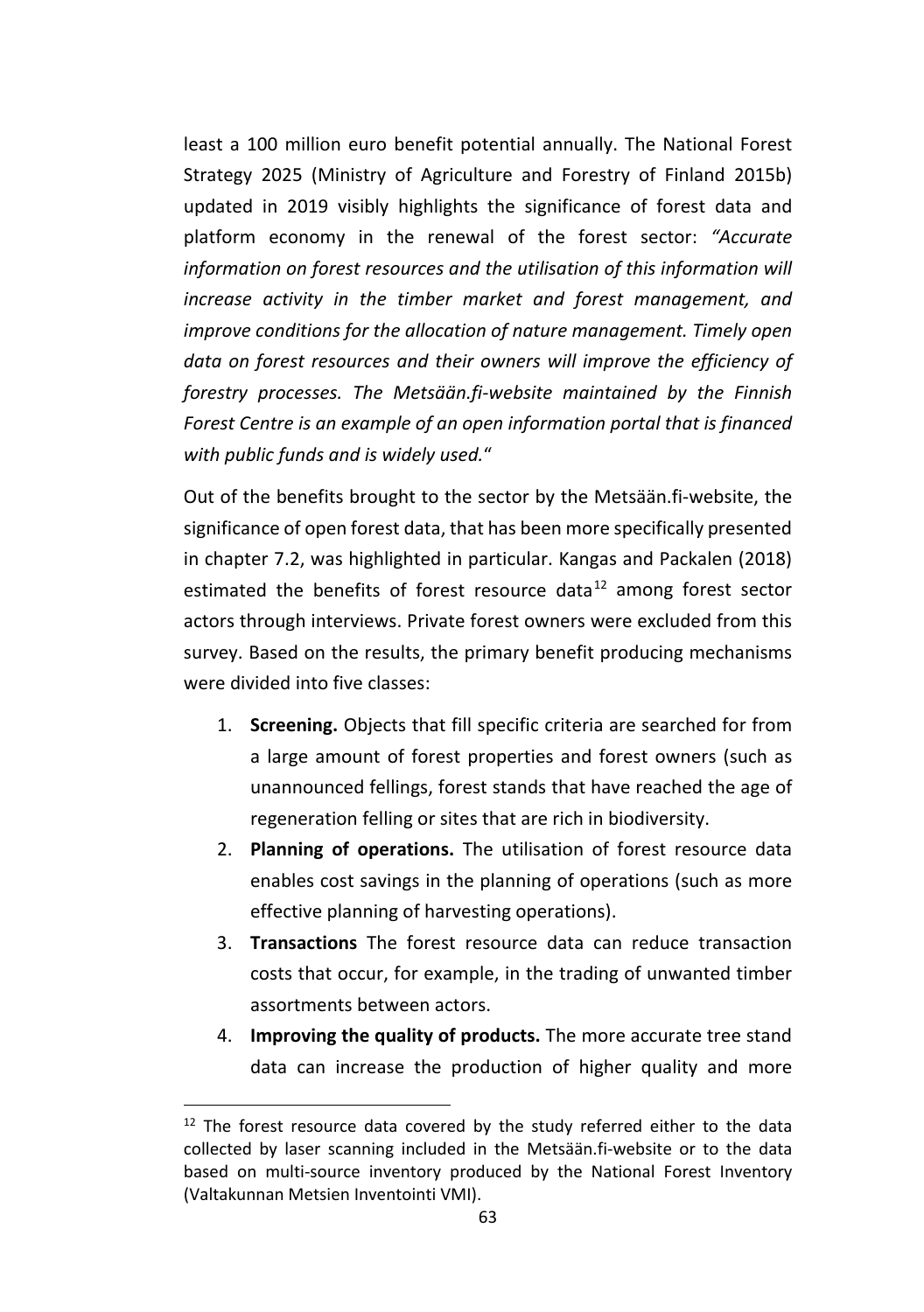least a 100 million euro benefit potential annually. The National Forest Strategy 2025 (Ministry of Agriculture and Forestry of Finland 2015b) updated in 2019 visibly highlights the significance of forest data and platform economy in the renewal of the forest sector: *"Accurate information on forest resources and the utilisation of this information will increase activity in the timber market and forest management, and improve conditions for the allocation of nature management. Timely open data on forest resources and their owners will improve the efficiency of forestry processes. The Metsään.fi-website maintained by the Finnish Forest Centre is an example of an open information portal that is financed with public funds and is widely used.*"

Out of the benefits brought to the sector by the Metsään.fi-website, the significance of open forest data, that has been more specifically presented in chapter 7.2, was highlighted in particular. Kangas and Packalen (2018) estimated the benefits of forest resource data[12] among forest sector actors through interviews. Private forest owners were excluded from this survey. Based on the results, the primary benefit producing mechanisms were divided into five classes:

1. **Screening.** Objects that fill specific criteria are searched for from a large amount of forest properties and forest owners (such as unannounced fellings, forest stands that have reached the age of regeneration felling or sites that are rich in biodiversity.
2. **Planning of operations.** The utilisation of forest resource data enables cost savings in the planning of operations (such as more effective planning of harvesting operations).
3. **Transactions** The forest resource data can reduce transaction costs that occur, for example, in the trading of unwanted timber assortments between actors.
4. **Improving the quality of products.** The more accurate tree stand data can increase the production of higher quality and more

[12] The forest resource data covered by the study referred either to the data collected by laser scanning included in the Metsään.fi-website or to the data based on multi-source inventory produced by the National Forest Inventory (Valtakunnan Metsien Inventointi VMI).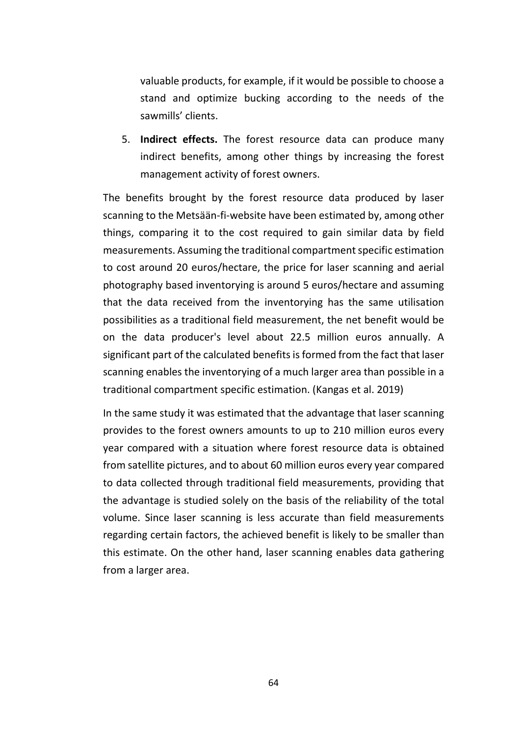valuable products, for example, if it would be possible to choose a stand and optimize bucking according to the needs of the sawmills' clients.

5. **Indirect effects.** The forest resource data can produce many indirect benefits, among other things by increasing the forest management activity of forest owners.

The benefits brought by the forest resource data produced by laser scanning to the Metsään-fi-website have been estimated by, among other things, comparing it to the cost required to gain similar data by field measurements. Assuming the traditional compartment specific estimation to cost around 20 euros/hectare, the price for laser scanning and aerial photography based inventorying is around 5 euros/hectare and assuming that the data received from the inventorying has the same utilisation possibilities as a traditional field measurement, the net benefit would be on the data producer's level about 22.5 million euros annually. A significant part of the calculated benefits is formed from the fact that laser scanning enables the inventorying of a much larger area than possible in a traditional compartment specific estimation. (Kangas et al. 2019)

In the same study it was estimated that the advantage that laser scanning provides to the forest owners amounts to up to 210 million euros every year compared with a situation where forest resource data is obtained from satellite pictures, and to about 60 million euros every year compared to data collected through traditional field measurements, providing that the advantage is studied solely on the basis of the reliability of the total volume. Since laser scanning is less accurate than field measurements regarding certain factors, the achieved benefit is likely to be smaller than this estimate. On the other hand, laser scanning enables data gathering from a larger area.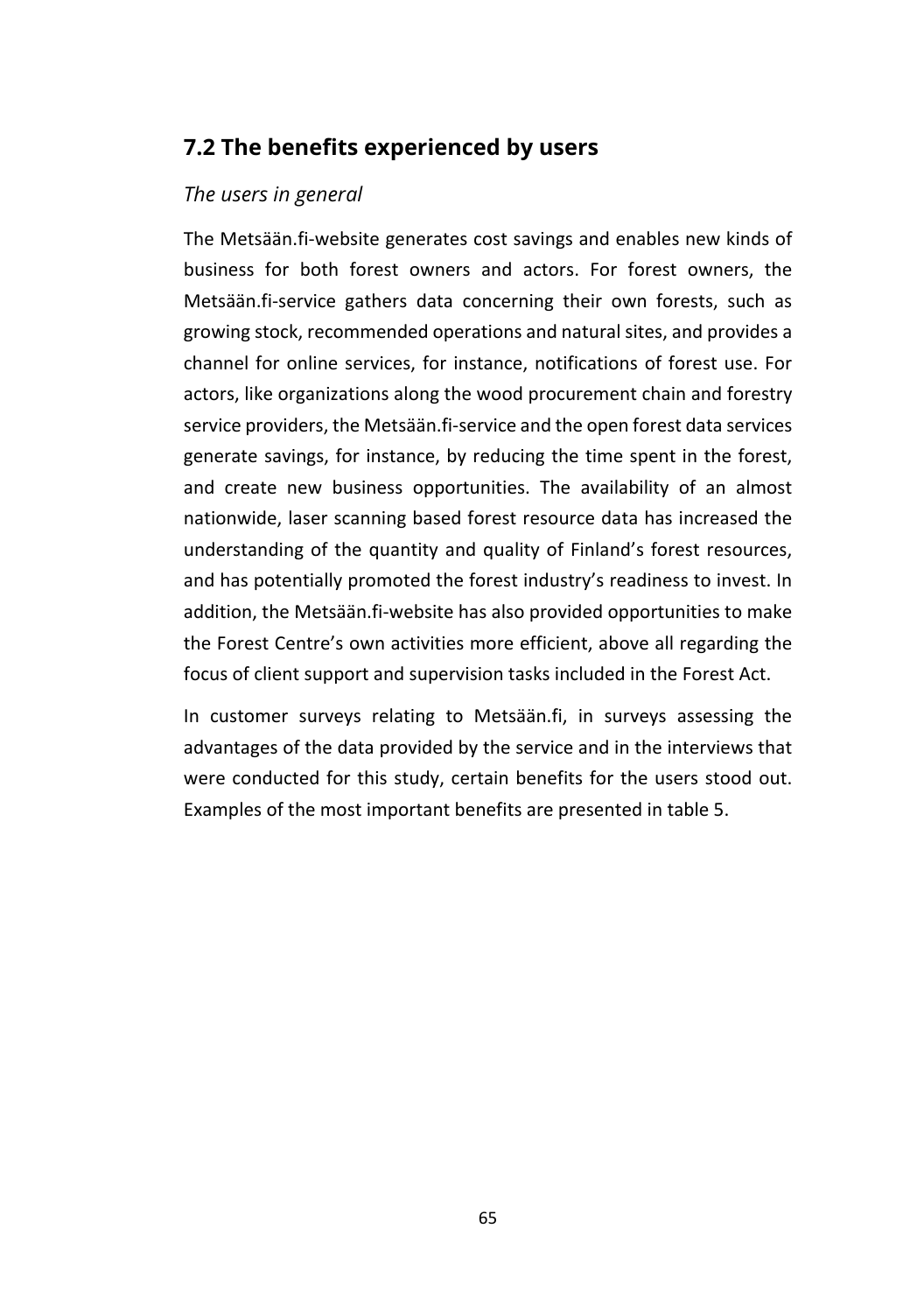## 7.2 The benefits experienced by users

*The users in general*

The Metsään.fi-website generates cost savings and enables new kinds of business for both forest owners and actors. For forest owners, the Metsään.fi-service gathers data concerning their own forests, such as growing stock, recommended operations and natural sites, and provides a channel for online services, for instance, notifications of forest use. For actors, like organizations along the wood procurement chain and forestry service providers, the Metsään.fi-service and the open forest data services generate savings, for instance, by reducing the time spent in the forest, and create new business opportunities. The availability of an almost nationwide, laser scanning based forest resource data has increased the understanding of the quantity and quality of Finland's forest resources, and has potentially promoted the forest industry's readiness to invest. In addition, the Metsään.fi-website has also provided opportunities to make the Forest Centre's own activities more efficient, above all regarding the focus of client support and supervision tasks included in the Forest Act.

In customer surveys relating to Metsään.fi, in surveys assessing the advantages of the data provided by the service and in the interviews that were conducted for this study, certain benefits for the users stood out. Examples of the most important benefits are presented in table 5.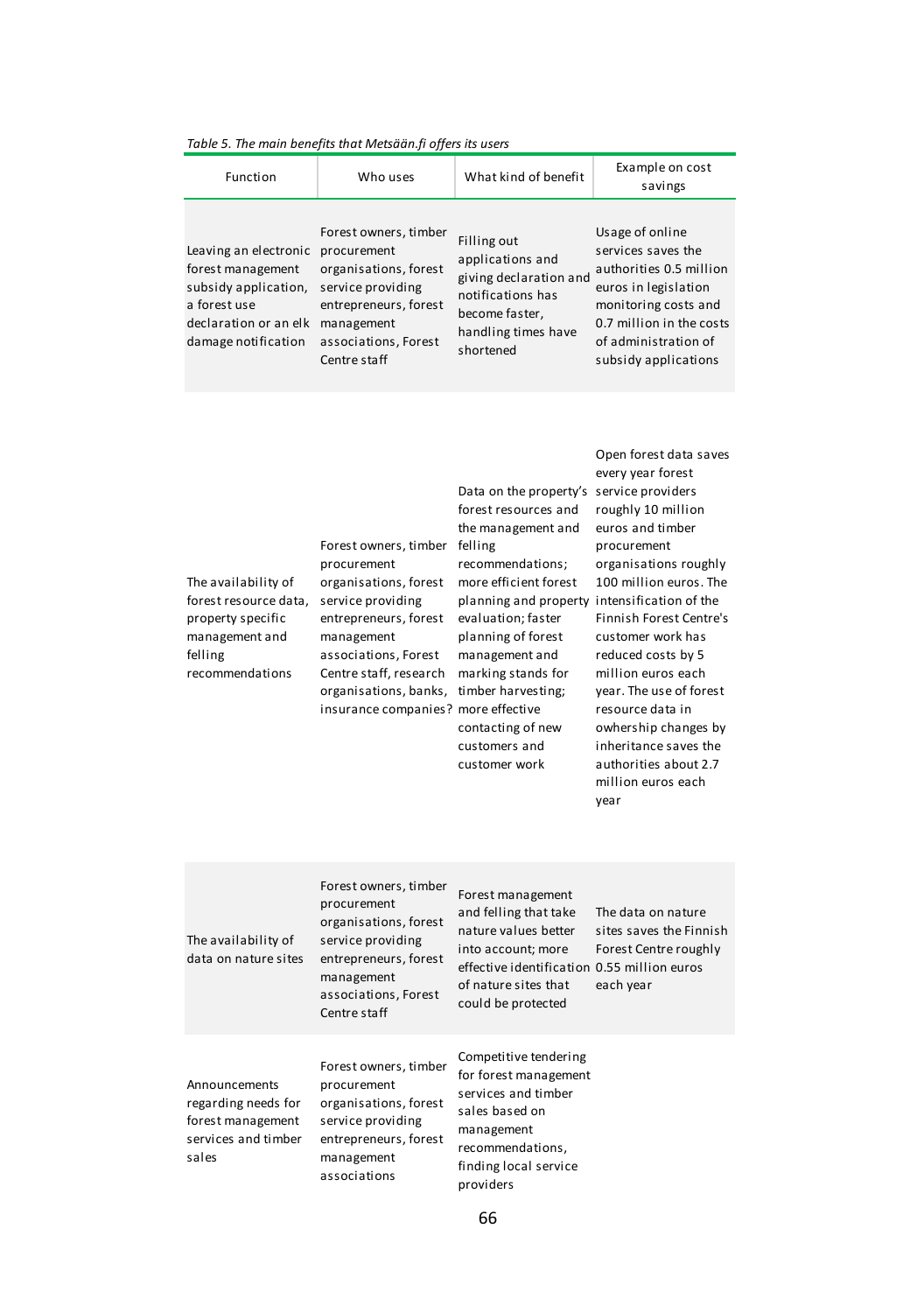*Table 5. The main benefits that Metsään.fi offers its users*

| Function | Who uses | What kind of benefit | Example on cost savings |
|---|---|---|---|
| Leaving an electronic forest management subsidy application, a forest use declaration or an elk damage notification | Forest owners, timber procurement organisations, forest service providing entrepreneurs, forest management associations, Forest Centre staff | Filling out applications and giving declaration and notifications has become faster, handling times have shortened | Usage of online services saves the authorities 0.5 million euros in legislation monitoring costs and 0.7 million in the costs of administration of subsidy applications |
| The availability of forest resource data, property specific management and felling recommendations | Forest owners, timber procurement organisations, forest service providing entrepreneurs, forest management associations, Forest Centre staff, research organisations, banks, insurance companies? | Data on the property's forest resources and the management and felling recommendations; more efficient forest planning and property evaluation; faster planning of forest management and marking stands for timber harvesting; more effective contacting of new customers and customer work | Open forest data saves every year forest service providers roughly 10 million euros and timber procurement organisations roughly 100 million euros. The intensification of the Finnish Forest Centre's customer work has reduced costs by 5 million euros each year. The use of forest resource data in owhership changes by inheritance saves the authorities about 2.7 million euros each year |
| The availability of data on nature sites | Forest owners, timber procurement organisations, forest service providing entrepreneurs, forest management associations, Forest Centre staff | Forest management and felling that take nature values better into account; more effective identification of nature sites that could be protected | The data on nature sites saves the Finnish Forest Centre roughly 0.55 million euros each year |
| Announcements regarding needs for forest management services and timber sales | Forest owners, timber procurement organisations, forest service providing entrepreneurs, forest management associations | Competitive tendering for forest management services and timber sales based on management recommendations, finding local service providers | |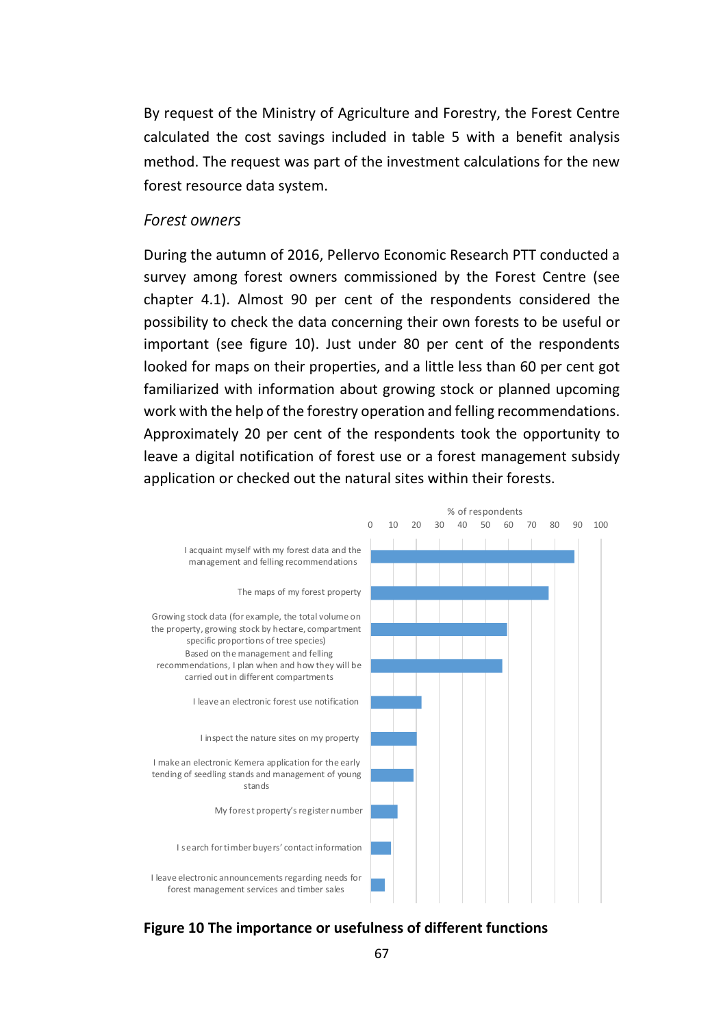By request of the Ministry of Agriculture and Forestry, the Forest Centre calculated the cost savings included in table 5 with a benefit analysis method. The request was part of the investment calculations for the new forest resource data system.

*Forest owners*

During the autumn of 2016, Pellervo Economic Research PTT conducted a survey among forest owners commissioned by the Forest Centre (see chapter 4.1). Almost 90 per cent of the respondents considered the possibility to check the data concerning their own forests to be useful or important (see figure 10). Just under 80 per cent of the respondents looked for maps on their properties, and a little less than 60 per cent got familiarized with information about growing stock or planned upcoming work with the help of the forestry operation and felling recommendations. Approximately 20 per cent of the respondents took the opportunity to leave a digital notification of forest use or a forest management subsidy application or checked out the natural sites within their forests.

% of respondents

0 10 20 30 40 50 60 70 80 90 100

I acquaint myself with my forest data and the management and felling recommendations

The maps of my forest property

Growing stock data (for example, the total volume on the property, growing stock by hectare, compartment specific proportions of tree species)

Based on the management and felling recommendations, I plan when and how they will be carried out in different compartments

I leave an electronic forest use notification

I inspect the nature sites on my property

I make an electronic Kemera application for the early tending of seedling stands and management of young stands

My forest property's register number

I search for timber buyers' contact information

I leave electronic announcements regarding needs for forest management services and timber sales

**Figure 10 The importance or usefulness of different functions**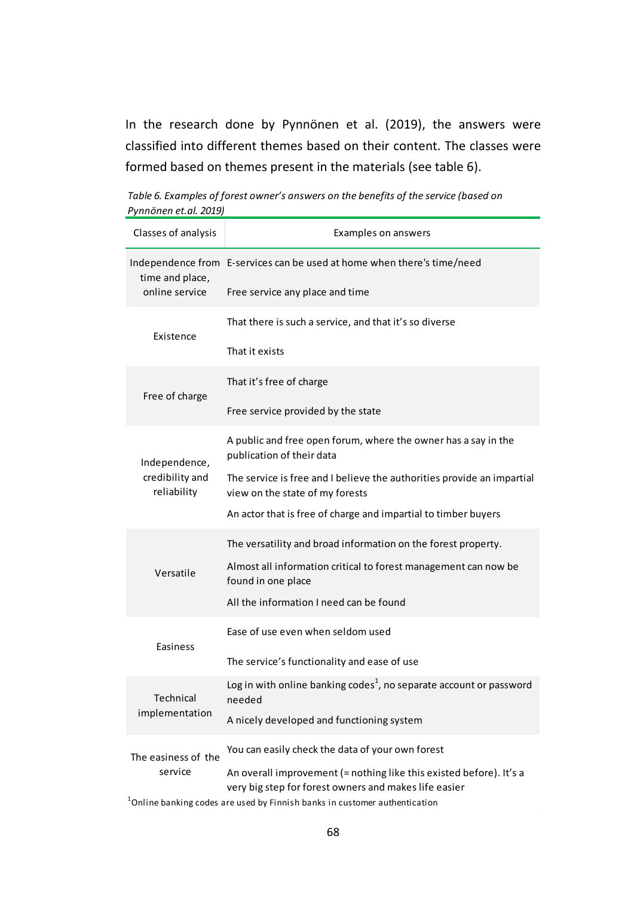In the research done by Pynnönen et al. (2019), the answers were classified into different themes based on their content. The classes were formed based on themes present in the materials (see table 6).

*Table 6. Examples of forest owner's answers on the benefits of the service (based on Pynnönen et.al. 2019)*

| Classes of analysis | Examples on answers |
|---|---|
| Independence from time and place, online service | E-services can be used at home when there's time/need |
| | Free service any place and time |
| Existence | That there is such a service, and that it's so diverse |
| | That it exists |
| Free of charge | That it's free of charge |
| | Free service provided by the state |
| Independence, credibility and reliability | A public and free open forum, where the owner has a say in the publication of their data |
| | The service is free and I believe the authorities provide an impartial view on the state of my forests |
| | An actor that is free of charge and impartial to timber buyers |
| Versatile | The versatility and broad information on the forest property. |
| | Almost all information critical to forest management can now be found in one place |
| | All the information I need can be found |
| Easiness | Ease of use even when seldom used |
| | The service's functionality and ease of use |
| Technical implementation | Log in with online banking codes[1], no separate account or password needed |
| | A nicely developed and functioning system |
| The easiness of the service | You can easily check the data of your own forest |
| | An overall improvement (= nothing like this existed before). It's a very big step for forest owners and makes life easier |

[1]Online banking codes are used by Finnish banks in customer authentication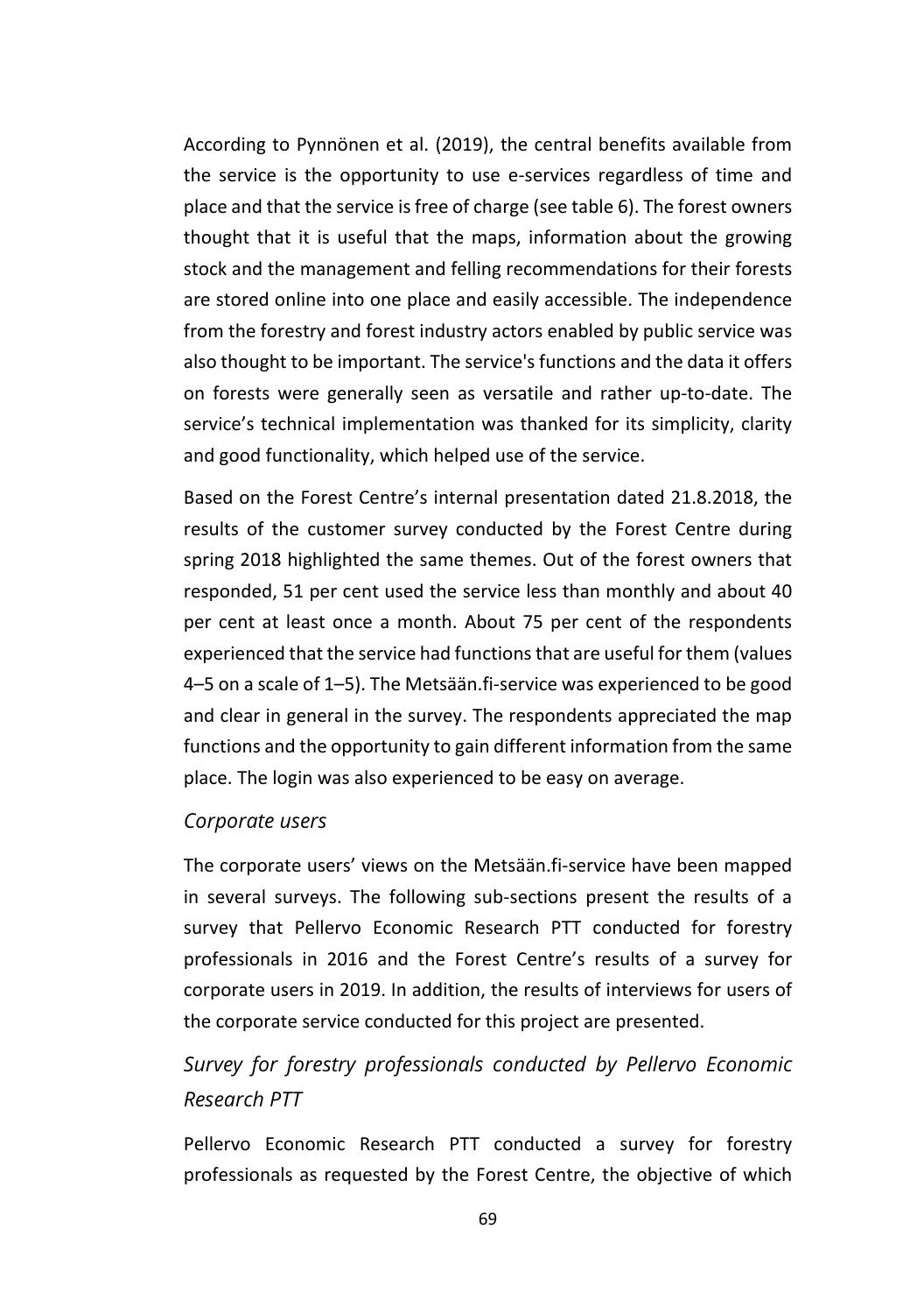According to Pynnönen et al. (2019), the central benefits available from the service is the opportunity to use e-services regardless of time and place and that the service is free of charge (see table 6). The forest owners thought that it is useful that the maps, information about the growing stock and the management and felling recommendations for their forests are stored online into one place and easily accessible. The independence from the forestry and forest industry actors enabled by public service was also thought to be important. The service's functions and the data it offers on forests were generally seen as versatile and rather up-to-date. The service's technical implementation was thanked for its simplicity, clarity and good functionality, which helped use of the service.

Based on the Forest Centre's internal presentation dated 21.8.2018, the results of the customer survey conducted by the Forest Centre during spring 2018 highlighted the same themes. Out of the forest owners that responded, 51 per cent used the service less than monthly and about 40 per cent at least once a month. About 75 per cent of the respondents experienced that the service had functions that are useful for them (values 4–5 on a scale of 1–5). The Metsään.fi-service was experienced to be good and clear in general in the survey. The respondents appreciated the map functions and the opportunity to gain different information from the same place. The login was also experienced to be easy on average.

*Corporate users*

The corporate users' views on the Metsään.fi-service have been mapped in several surveys. The following sub-sections present the results of a survey that Pellervo Economic Research PTT conducted for forestry professionals in 2016 and the Forest Centre's results of a survey for corporate users in 2019. In addition, the results of interviews for users of the corporate service conducted for this project are presented.

*Survey for forestry professionals conducted by Pellervo Economic Research PTT*

Pellervo Economic Research PTT conducted a survey for forestry professionals as requested by the Forest Centre, the objective of which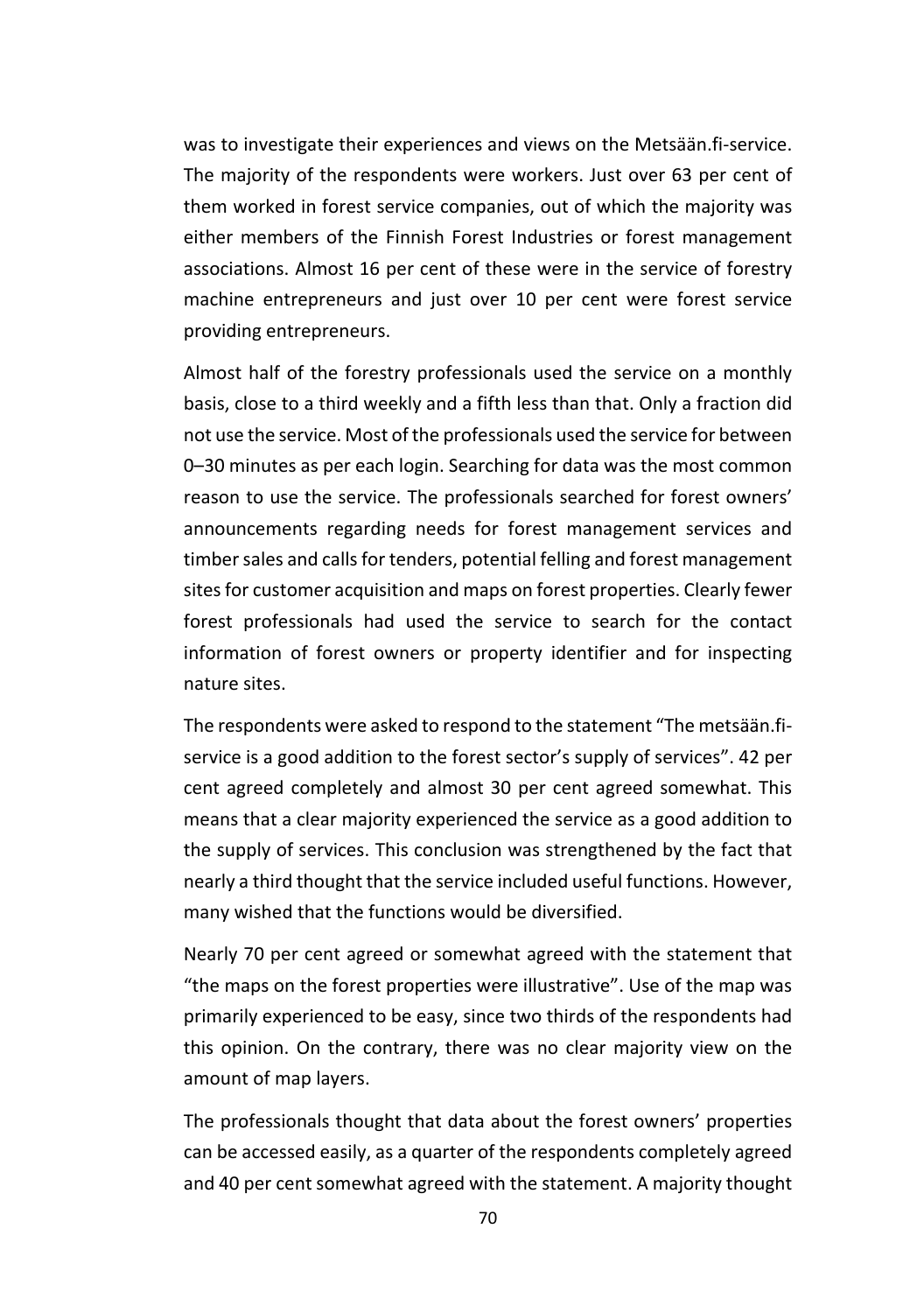was to investigate their experiences and views on the Metsään.fi-service. The majority of the respondents were workers. Just over 63 per cent of them worked in forest service companies, out of which the majority was either members of the Finnish Forest Industries or forest management associations. Almost 16 per cent of these were in the service of forestry machine entrepreneurs and just over 10 per cent were forest service providing entrepreneurs.

Almost half of the forestry professionals used the service on a monthly basis, close to a third weekly and a fifth less than that. Only a fraction did not use the service. Most of the professionals used the service for between 0–30 minutes as per each login. Searching for data was the most common reason to use the service. The professionals searched for forest owners' announcements regarding needs for forest management services and timber sales and calls for tenders, potential felling and forest management sites for customer acquisition and maps on forest properties. Clearly fewer forest professionals had used the service to search for the contact information of forest owners or property identifier and for inspecting nature sites.

The respondents were asked to respond to the statement "The metsään.fi-service is a good addition to the forest sector's supply of services". 42 per cent agreed completely and almost 30 per cent agreed somewhat. This means that a clear majority experienced the service as a good addition to the supply of services. This conclusion was strengthened by the fact that nearly a third thought that the service included useful functions. However, many wished that the functions would be diversified.

Nearly 70 per cent agreed or somewhat agreed with the statement that "the maps on the forest properties were illustrative". Use of the map was primarily experienced to be easy, since two thirds of the respondents had this opinion. On the contrary, there was no clear majority view on the amount of map layers.

The professionals thought that data about the forest owners' properties can be accessed easily, as a quarter of the respondents completely agreed and 40 per cent somewhat agreed with the statement. A majority thought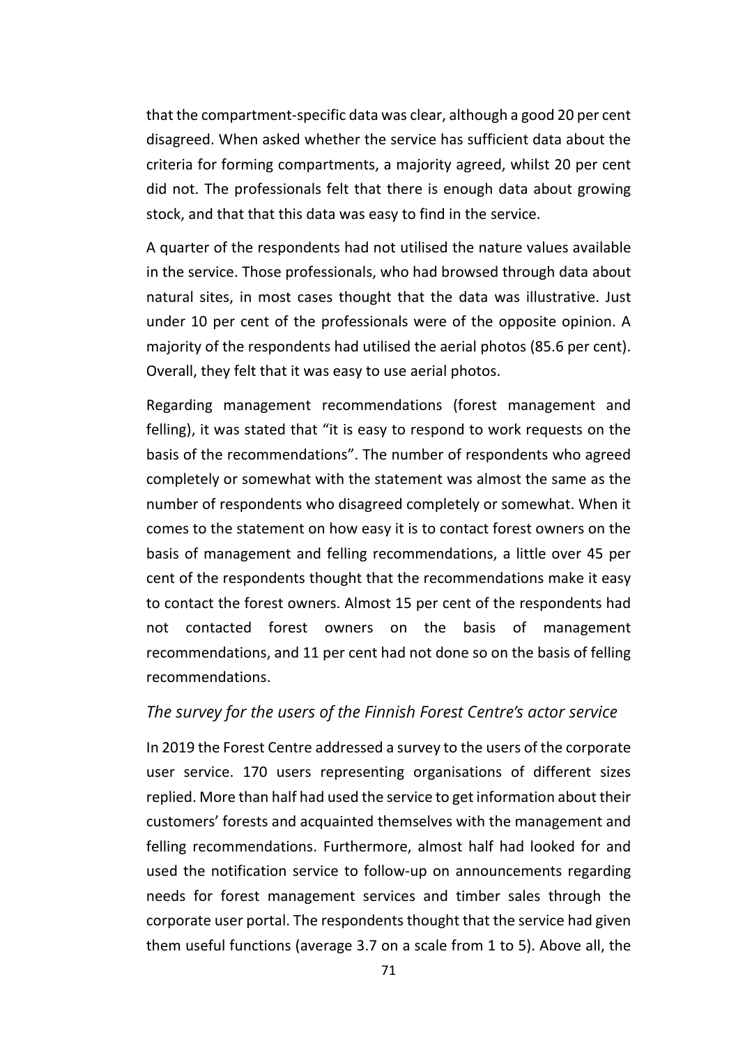that the compartment-specific data was clear, although a good 20 per cent disagreed. When asked whether the service has sufficient data about the criteria for forming compartments, a majority agreed, whilst 20 per cent did not. The professionals felt that there is enough data about growing stock, and that that this data was easy to find in the service.

A quarter of the respondents had not utilised the nature values available in the service. Those professionals, who had browsed through data about natural sites, in most cases thought that the data was illustrative. Just under 10 per cent of the professionals were of the opposite opinion. A majority of the respondents had utilised the aerial photos (85.6 per cent). Overall, they felt that it was easy to use aerial photos.

Regarding management recommendations (forest management and felling), it was stated that "it is easy to respond to work requests on the basis of the recommendations". The number of respondents who agreed completely or somewhat with the statement was almost the same as the number of respondents who disagreed completely or somewhat. When it comes to the statement on how easy it is to contact forest owners on the basis of management and felling recommendations, a little over 45 per cent of the respondents thought that the recommendations make it easy to contact the forest owners. Almost 15 per cent of the respondents had not contacted forest owners on the basis of management recommendations, and 11 per cent had not done so on the basis of felling recommendations.

### *The survey for the users of the Finnish Forest Centre's actor service*

In 2019 the Forest Centre addressed a survey to the users of the corporate user service. 170 users representing organisations of different sizes replied. More than half had used the service to get information about their customers' forests and acquainted themselves with the management and felling recommendations. Furthermore, almost half had looked for and used the notification service to follow-up on announcements regarding needs for forest management services and timber sales through the corporate user portal. The respondents thought that the service had given them useful functions (average 3.7 on a scale from 1 to 5). Above all, the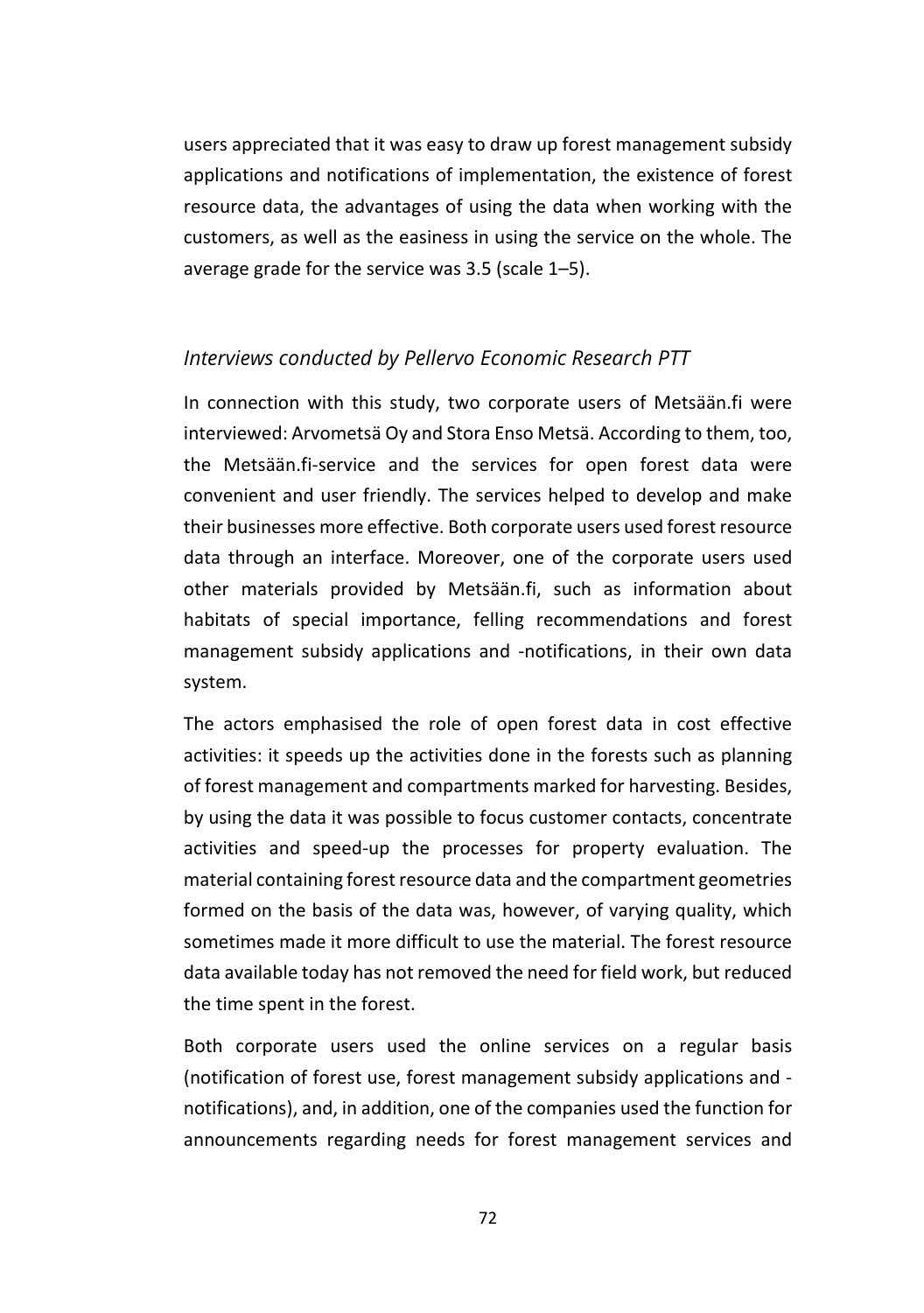users appreciated that it was easy to draw up forest management subsidy applications and notifications of implementation, the existence of forest resource data, the advantages of using the data when working with the customers, as well as the easiness in using the service on the whole. The average grade for the service was 3.5 (scale 1–5).

### *Interviews conducted by Pellervo Economic Research PTT*

In connection with this study, two corporate users of Metsään.fi were interviewed: Arvometsä Oy and Stora Enso Metsä. According to them, too, the Metsään.fi-service and the services for open forest data were convenient and user friendly. The services helped to develop and make their businesses more effective. Both corporate users used forest resource data through an interface. Moreover, one of the corporate users used other materials provided by Metsään.fi, such as information about habitats of special importance, felling recommendations and forest management subsidy applications and -notifications, in their own data system.

The actors emphasised the role of open forest data in cost effective activities: it speeds up the activities done in the forests such as planning of forest management and compartments marked for harvesting. Besides, by using the data it was possible to focus customer contacts, concentrate activities and speed-up the processes for property evaluation. The material containing forest resource data and the compartment geometries formed on the basis of the data was, however, of varying quality, which sometimes made it more difficult to use the material. The forest resource data available today has not removed the need for field work, but reduced the time spent in the forest.

Both corporate users used the online services on a regular basis (notification of forest use, forest management subsidy applications and -notifications), and, in addition, one of the companies used the function for announcements regarding needs for forest management services and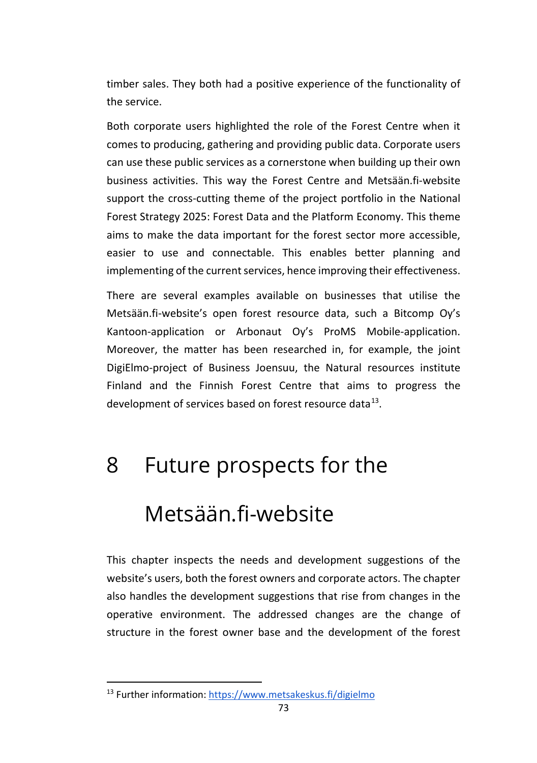timber sales. They both had a positive experience of the functionality of the service.

Both corporate users highlighted the role of the Forest Centre when it comes to producing, gathering and providing public data. Corporate users can use these public services as a cornerstone when building up their own business activities. This way the Forest Centre and Metsään.fi-website support the cross-cutting theme of the project portfolio in the National Forest Strategy 2025: Forest Data and the Platform Economy. This theme aims to make the data important for the forest sector more accessible, easier to use and connectable. This enables better planning and implementing of the current services, hence improving their effectiveness.

There are several examples available on businesses that utilise the Metsään.fi-website's open forest resource data, such a Bitcomp Oy's Kantoon-application or Arbonaut Oy's ProMS Mobile-application. Moreover, the matter has been researched in, for example, the joint DigiElmo-project of Business Joensuu, the Natural resources institute Finland and the Finnish Forest Centre that aims to progress the development of services based on forest resource data[13].

# 8 Future prospects for the Metsään.fi-website

This chapter inspects the needs and development suggestions of the website's users, both the forest owners and corporate actors. The chapter also handles the development suggestions that rise from changes in the operative environment. The addressed changes are the change of structure in the forest owner base and the development of the forest

[13] Further information: https://www.metsakeskus.fi/digielmo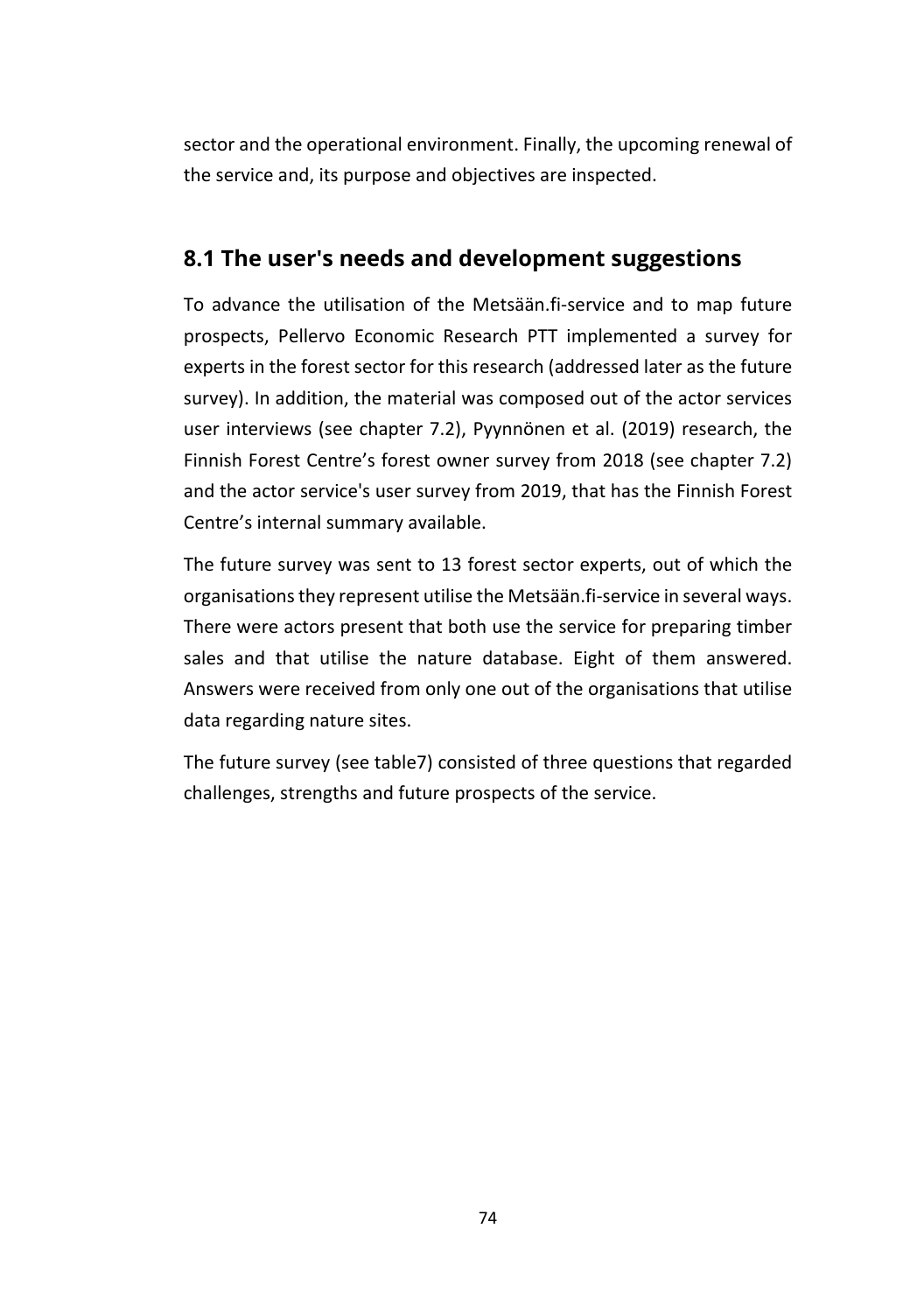sector and the operational environment. Finally, the upcoming renewal of the service and, its purpose and objectives are inspected.

## 8.1 The user's needs and development suggestions

To advance the utilisation of the Metsään.fi-service and to map future prospects, Pellervo Economic Research PTT implemented a survey for experts in the forest sector for this research (addressed later as the future survey). In addition, the material was composed out of the actor services user interviews (see chapter 7.2), Pyynnönen et al. (2019) research, the Finnish Forest Centre's forest owner survey from 2018 (see chapter 7.2) and the actor service's user survey from 2019, that has the Finnish Forest Centre's internal summary available.

The future survey was sent to 13 forest sector experts, out of which the organisations they represent utilise the Metsään.fi-service in several ways. There were actors present that both use the service for preparing timber sales and that utilise the nature database. Eight of them answered. Answers were received from only one out of the organisations that utilise data regarding nature sites.

The future survey (see table7) consisted of three questions that regarded challenges, strengths and future prospects of the service.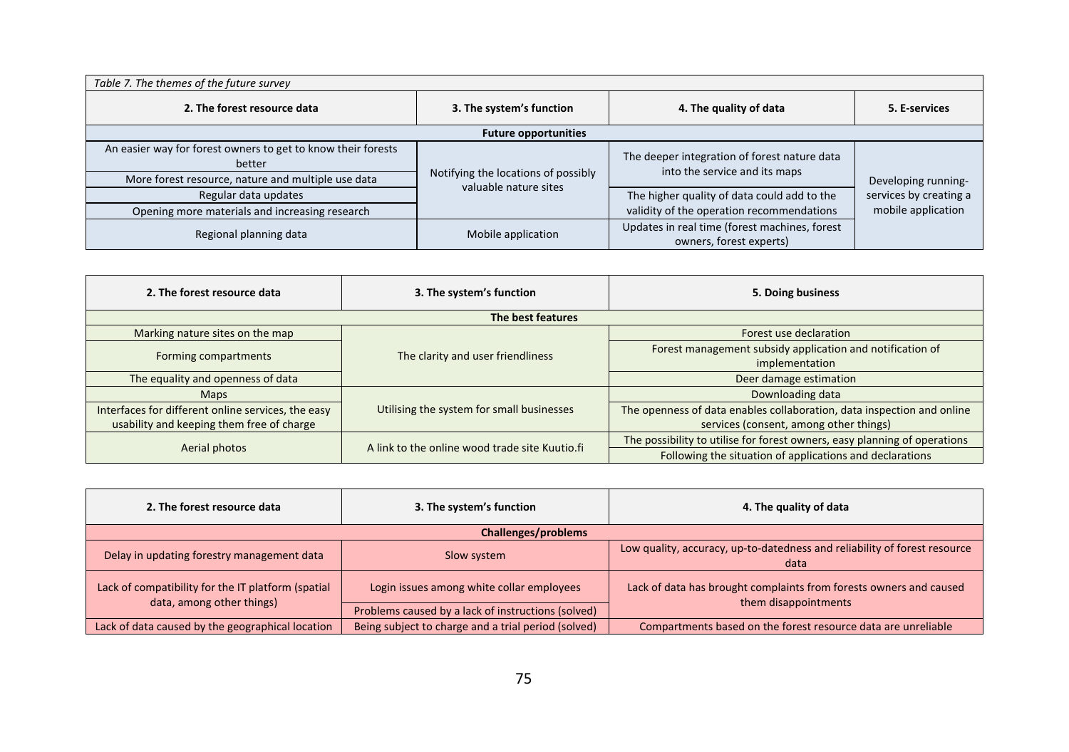*Table 7. The themes of the future survey*

| 2. The forest resource data | 3. The system's function | 4. The quality of data | 5. E-services |
|---|---|---|---|
| **Future opportunities** | | | |
| An easier way for forest owners to get to know their forests better | Notifying the locations of possibly valuable nature sites | The deeper integration of forest nature data into the service and its maps | Developing running-services by creating a mobile application |
| More forest resource, nature and multiple use data | | | |
| Regular data updates | | The higher quality of data could add to the validity of the operation recommendations | |
| Opening more materials and increasing research | | | |
| Regional planning data | Mobile application | Updates in real time (forest machines, forest owners, forest experts) | |

| 2. The forest resource data | 3. The system's function | 5. Doing business |
|---|---|---|
| **The best features** | | |
| Marking nature sites on the map | The clarity and user friendliness | Forest use declaration |
| Forming compartments | | Forest management subsidy application and notification of implementation |
| The equality and openness of data | | Deer damage estimation |
| Maps | Utilising the system for small businesses | Downloading data |
| Interfaces for different online services, the easy usability and keeping them free of charge | | The openness of data enables collaboration, data inspection and online services (consent, among other things) |
| Aerial photos | A link to the online wood trade site Kuutio.fi | The possibility to utilise for forest owners, easy planning of operations |
| | | Following the situation of applications and declarations |

| 2. The forest resource data | 3. The system's function | 4. The quality of data |
|---|---|---|
| **Challenges/problems** | | |
| Delay in updating forestry management data | Slow system | Low quality, accuracy, up-to-datedness and reliability of forest resource data |
| Lack of compatibility for the IT platform (spatial data, among other things) | Login issues among white collar employees | Lack of data has brought complaints from forests owners and caused them disappointments |
| | Problems caused by a lack of instructions (solved) | |
| Lack of data caused by the geographical location | Being subject to charge and a trial period (solved) | Compartments based on the forest resource data are unreliable |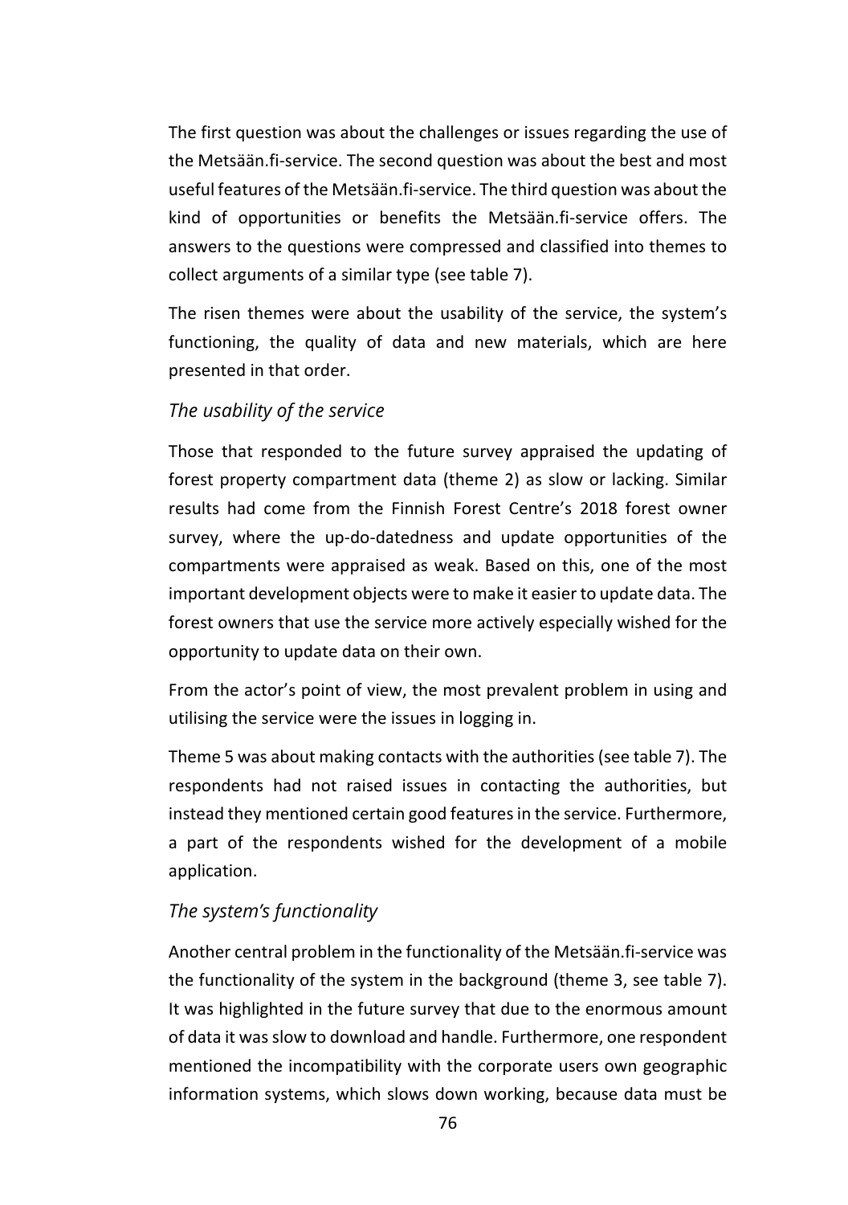The first question was about the challenges or issues regarding the use of the Metsään.fi-service. The second question was about the best and most useful features of the Metsään.fi-service. The third question was about the kind of opportunities or benefits the Metsään.fi-service offers. The answers to the questions were compressed and classified into themes to collect arguments of a similar type (see table 7).

The risen themes were about the usability of the service, the system's functioning, the quality of data and new materials, which are here presented in that order.

### *The usability of the service*

Those that responded to the future survey appraised the updating of forest property compartment data (theme 2) as slow or lacking. Similar results had come from the Finnish Forest Centre's 2018 forest owner survey, where the up-do-datedness and update opportunities of the compartments were appraised as weak. Based on this, one of the most important development objects were to make it easier to update data. The forest owners that use the service more actively especially wished for the opportunity to update data on their own.

From the actor's point of view, the most prevalent problem in using and utilising the service were the issues in logging in.

Theme 5 was about making contacts with the authorities (see table 7). The respondents had not raised issues in contacting the authorities, but instead they mentioned certain good features in the service. Furthermore, a part of the respondents wished for the development of a mobile application.

### *The system's functionality*

Another central problem in the functionality of the Metsään.fi-service was the functionality of the system in the background (theme 3, see table 7). It was highlighted in the future survey that due to the enormous amount of data it was slow to download and handle. Furthermore, one respondent mentioned the incompatibility with the corporate users own geographic information systems, which slows down working, because data must be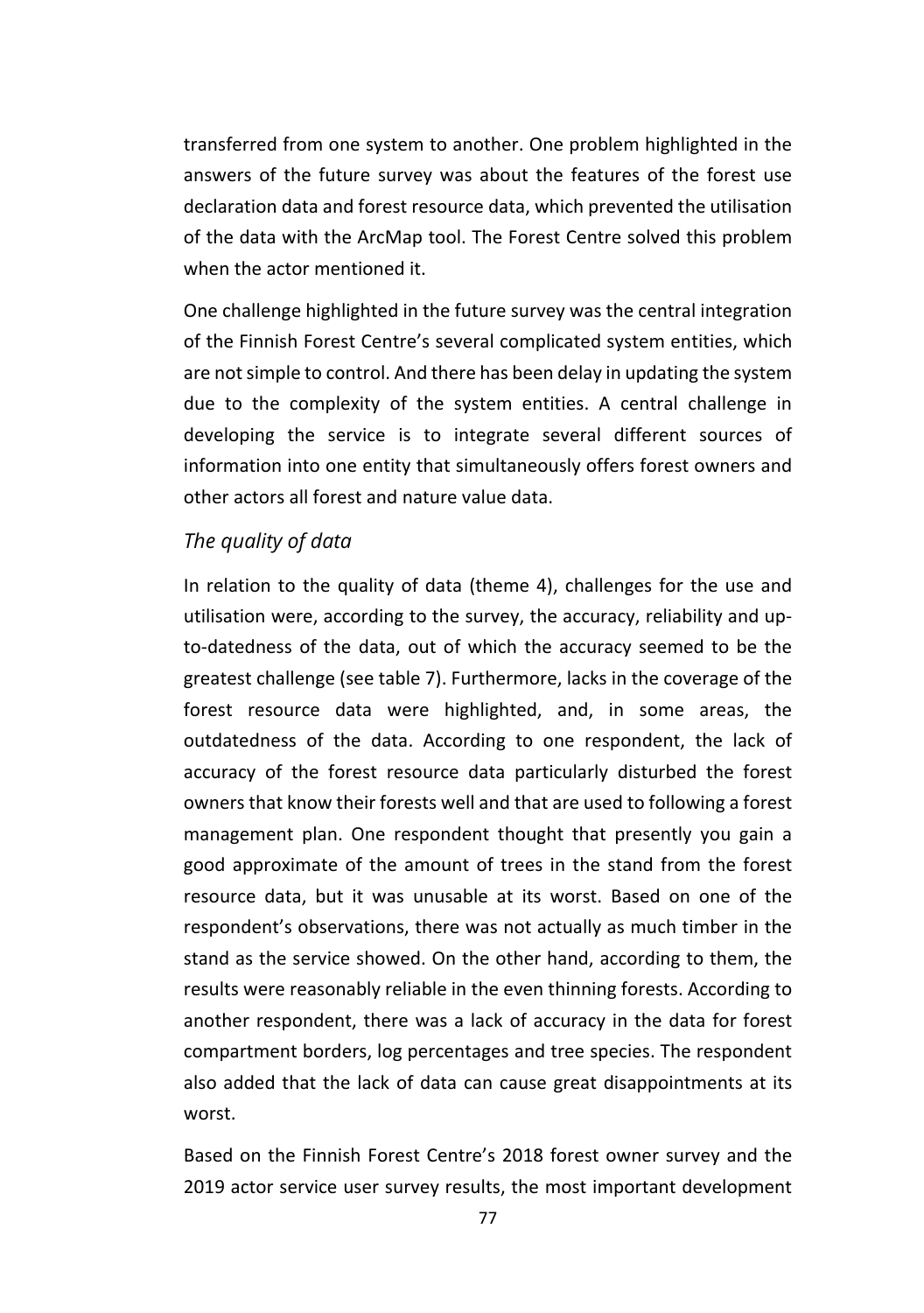transferred from one system to another. One problem highlighted in the answers of the future survey was about the features of the forest use declaration data and forest resource data, which prevented the utilisation of the data with the ArcMap tool. The Forest Centre solved this problem when the actor mentioned it.

One challenge highlighted in the future survey was the central integration of the Finnish Forest Centre's several complicated system entities, which are not simple to control. And there has been delay in updating the system due to the complexity of the system entities. A central challenge in developing the service is to integrate several different sources of information into one entity that simultaneously offers forest owners and other actors all forest and nature value data.

### *The quality of data*

In relation to the quality of data (theme 4), challenges for the use and utilisation were, according to the survey, the accuracy, reliability and up-to-datedness of the data, out of which the accuracy seemed to be the greatest challenge (see table 7). Furthermore, lacks in the coverage of the forest resource data were highlighted, and, in some areas, the outdatedness of the data. According to one respondent, the lack of accuracy of the forest resource data particularly disturbed the forest owners that know their forests well and that are used to following a forest management plan. One respondent thought that presently you gain a good approximate of the amount of trees in the stand from the forest resource data, but it was unusable at its worst. Based on one of the respondent's observations, there was not actually as much timber in the stand as the service showed. On the other hand, according to them, the results were reasonably reliable in the even thinning forests. According to another respondent, there was a lack of accuracy in the data for forest compartment borders, log percentages and tree species. The respondent also added that the lack of data can cause great disappointments at its worst.

Based on the Finnish Forest Centre's 2018 forest owner survey and the 2019 actor service user survey results, the most important development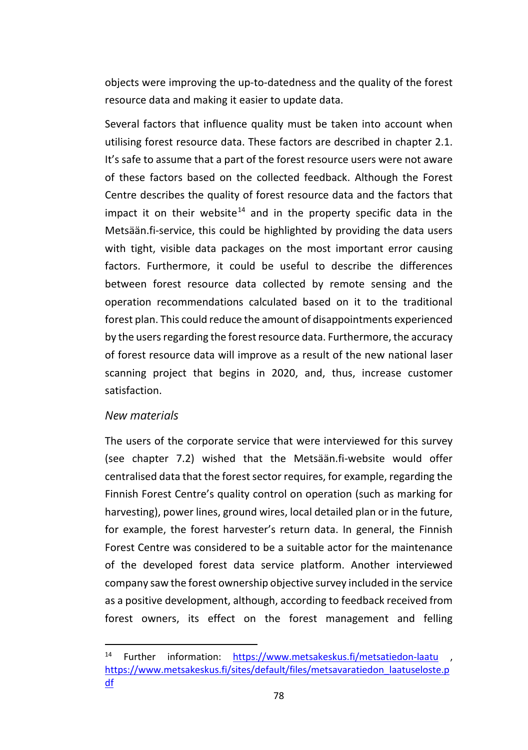objects were improving the up-to-datedness and the quality of the forest resource data and making it easier to update data.

Several factors that influence quality must be taken into account when utilising forest resource data. These factors are described in chapter 2.1. It's safe to assume that a part of the forest resource users were not aware of these factors based on the collected feedback. Although the Forest Centre describes the quality of forest resource data and the factors that impact it on their website[14] and in the property specific data in the Metsään.fi-service, this could be highlighted by providing the data users with tight, visible data packages on the most important error causing factors. Furthermore, it could be useful to describe the differences between forest resource data collected by remote sensing and the operation recommendations calculated based on it to the traditional forest plan. This could reduce the amount of disappointments experienced by the users regarding the forest resource data. Furthermore, the accuracy of forest resource data will improve as a result of the new national laser scanning project that begins in 2020, and, thus, increase customer satisfaction.

*New materials*

The users of the corporate service that were interviewed for this survey (see chapter 7.2) wished that the Metsään.fi-website would offer centralised data that the forest sector requires, for example, regarding the Finnish Forest Centre's quality control on operation (such as marking for harvesting), power lines, ground wires, local detailed plan or in the future, for example, the forest harvester's return data. In general, the Finnish Forest Centre was considered to be a suitable actor for the maintenance of the developed forest data service platform. Another interviewed company saw the forest ownership objective survey included in the service as a positive development, although, according to feedback received from forest owners, its effect on the forest management and felling

[14] Further information: https://www.metsakeskus.fi/metsatiedon-laatu , https://www.metsakeskus.fi/sites/default/files/metsavaratiedon_laatuseloste.pdf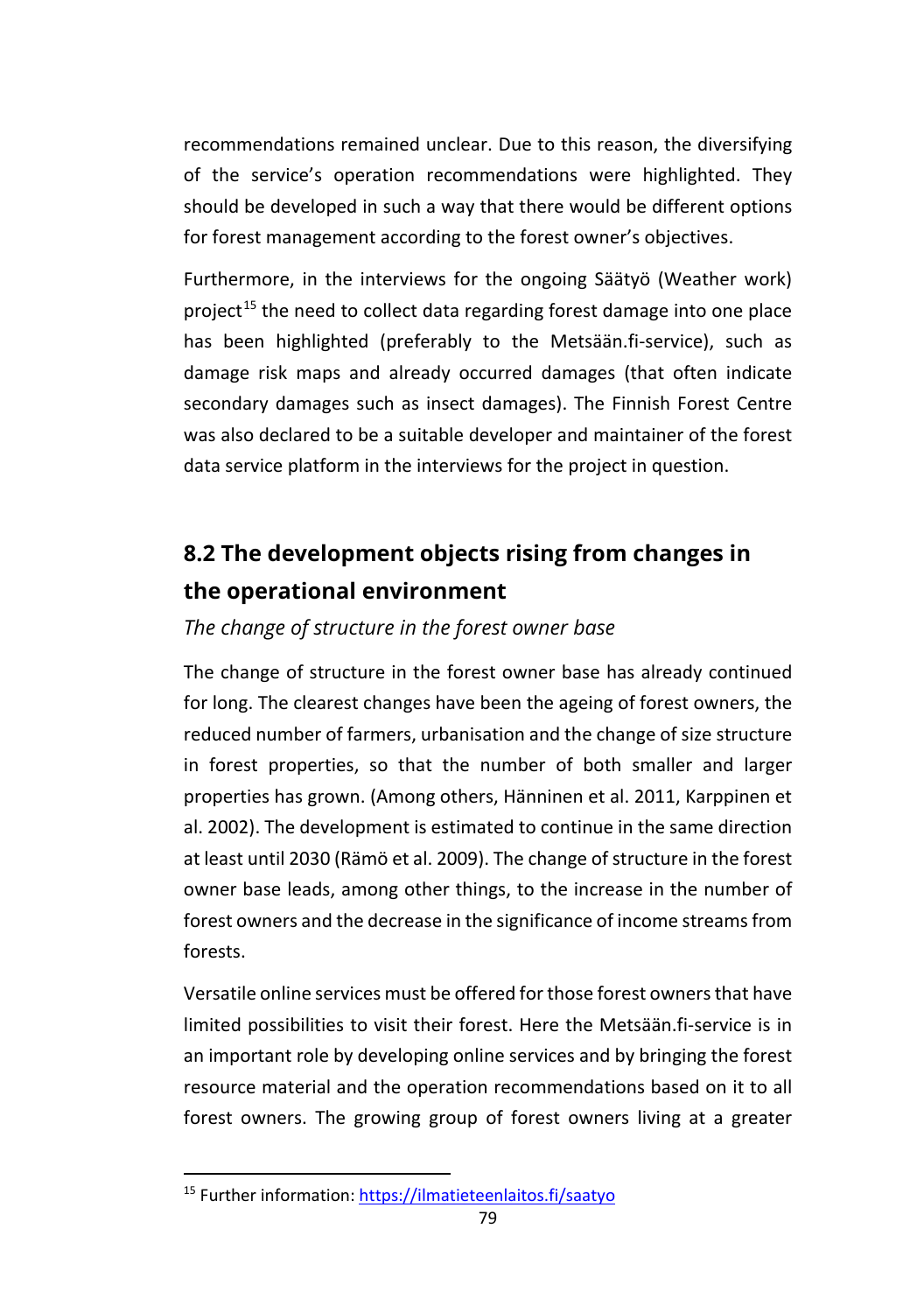recommendations remained unclear. Due to this reason, the diversifying of the service's operation recommendations were highlighted. They should be developed in such a way that there would be different options for forest management according to the forest owner's objectives.

Furthermore, in the interviews for the ongoing Säätyö (Weather work) project[15] the need to collect data regarding forest damage into one place has been highlighted (preferably to the Metsään.fi-service), such as damage risk maps and already occurred damages (that often indicate secondary damages such as insect damages). The Finnish Forest Centre was also declared to be a suitable developer and maintainer of the forest data service platform in the interviews for the project in question.

## 8.2 The development objects rising from changes in the operational environment

*The change of structure in the forest owner base*

The change of structure in the forest owner base has already continued for long. The clearest changes have been the ageing of forest owners, the reduced number of farmers, urbanisation and the change of size structure in forest properties, so that the number of both smaller and larger properties has grown. (Among others, Hänninen et al. 2011, Karppinen et al. 2002). The development is estimated to continue in the same direction at least until 2030 (Rämö et al. 2009). The change of structure in the forest owner base leads, among other things, to the increase in the number of forest owners and the decrease in the significance of income streams from forests.

Versatile online services must be offered for those forest owners that have limited possibilities to visit their forest. Here the Metsään.fi-service is in an important role by developing online services and by bringing the forest resource material and the operation recommendations based on it to all forest owners. The growing group of forest owners living at a greater

[15] Further information: https://ilmatieteenlaitos.fi/saatyo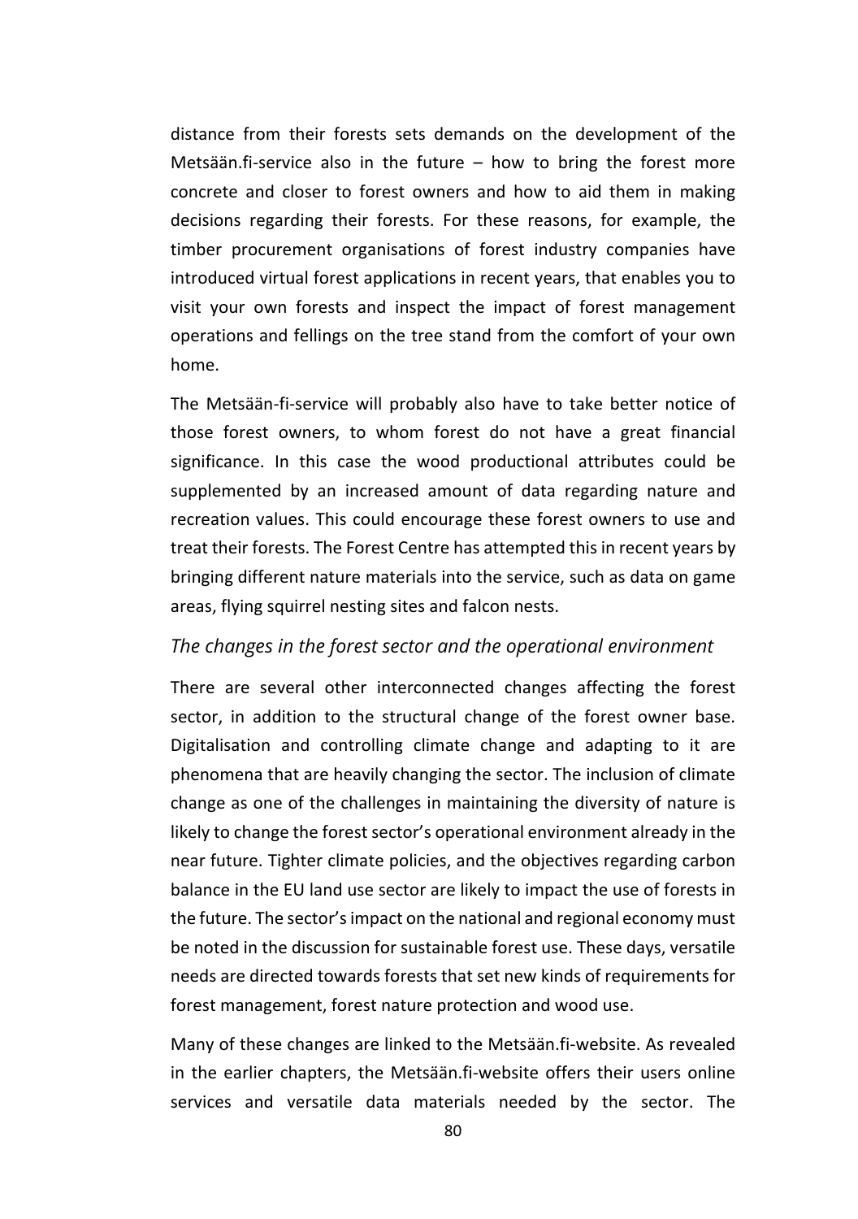distance from their forests sets demands on the development of the Metsään.fi-service also in the future – how to bring the forest more concrete and closer to forest owners and how to aid them in making decisions regarding their forests. For these reasons, for example, the timber procurement organisations of forest industry companies have introduced virtual forest applications in recent years, that enables you to visit your own forests and inspect the impact of forest management operations and fellings on the tree stand from the comfort of your own home.

The Metsään-fi-service will probably also have to take better notice of those forest owners, to whom forest do not have a great financial significance. In this case the wood productional attributes could be supplemented by an increased amount of data regarding nature and recreation values. This could encourage these forest owners to use and treat their forests. The Forest Centre has attempted this in recent years by bringing different nature materials into the service, such as data on game areas, flying squirrel nesting sites and falcon nests.

### *The changes in the forest sector and the operational environment*

There are several other interconnected changes affecting the forest sector, in addition to the structural change of the forest owner base. Digitalisation and controlling climate change and adapting to it are phenomena that are heavily changing the sector. The inclusion of climate change as one of the challenges in maintaining the diversity of nature is likely to change the forest sector's operational environment already in the near future. Tighter climate policies, and the objectives regarding carbon balance in the EU land use sector are likely to impact the use of forests in the future. The sector's impact on the national and regional economy must be noted in the discussion for sustainable forest use. These days, versatile needs are directed towards forests that set new kinds of requirements for forest management, forest nature protection and wood use.

Many of these changes are linked to the Metsään.fi-website. As revealed in the earlier chapters, the Metsään.fi-website offers their users online services and versatile data materials needed by the sector. The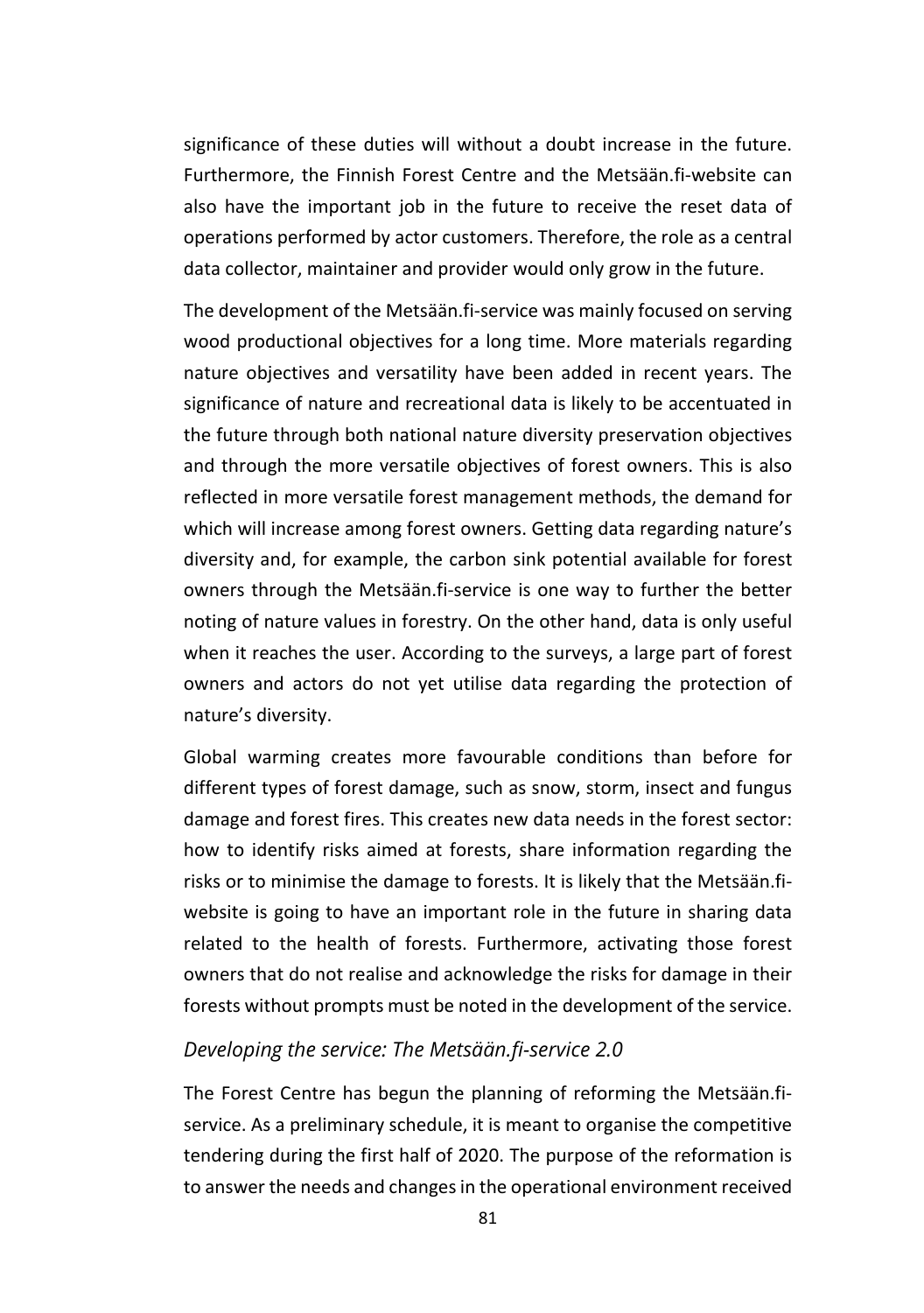significance of these duties will without a doubt increase in the future. Furthermore, the Finnish Forest Centre and the Metsään.fi-website can also have the important job in the future to receive the reset data of operations performed by actor customers. Therefore, the role as a central data collector, maintainer and provider would only grow in the future.

The development of the Metsään.fi-service was mainly focused on serving wood productional objectives for a long time. More materials regarding nature objectives and versatility have been added in recent years. The significance of nature and recreational data is likely to be accentuated in the future through both national nature diversity preservation objectives and through the more versatile objectives of forest owners. This is also reflected in more versatile forest management methods, the demand for which will increase among forest owners. Getting data regarding nature's diversity and, for example, the carbon sink potential available for forest owners through the Metsään.fi-service is one way to further the better noting of nature values in forestry. On the other hand, data is only useful when it reaches the user. According to the surveys, a large part of forest owners and actors do not yet utilise data regarding the protection of nature's diversity.

Global warming creates more favourable conditions than before for different types of forest damage, such as snow, storm, insect and fungus damage and forest fires. This creates new data needs in the forest sector: how to identify risks aimed at forests, share information regarding the risks or to minimise the damage to forests. It is likely that the Metsään.fi-website is going to have an important role in the future in sharing data related to the health of forests. Furthermore, activating those forest owners that do not realise and acknowledge the risks for damage in their forests without prompts must be noted in the development of the service.

### *Developing the service: The Metsään.fi-service 2.0*

The Forest Centre has begun the planning of reforming the Metsään.fi-service. As a preliminary schedule, it is meant to organise the competitive tendering during the first half of 2020. The purpose of the reformation is to answer the needs and changes in the operational environment received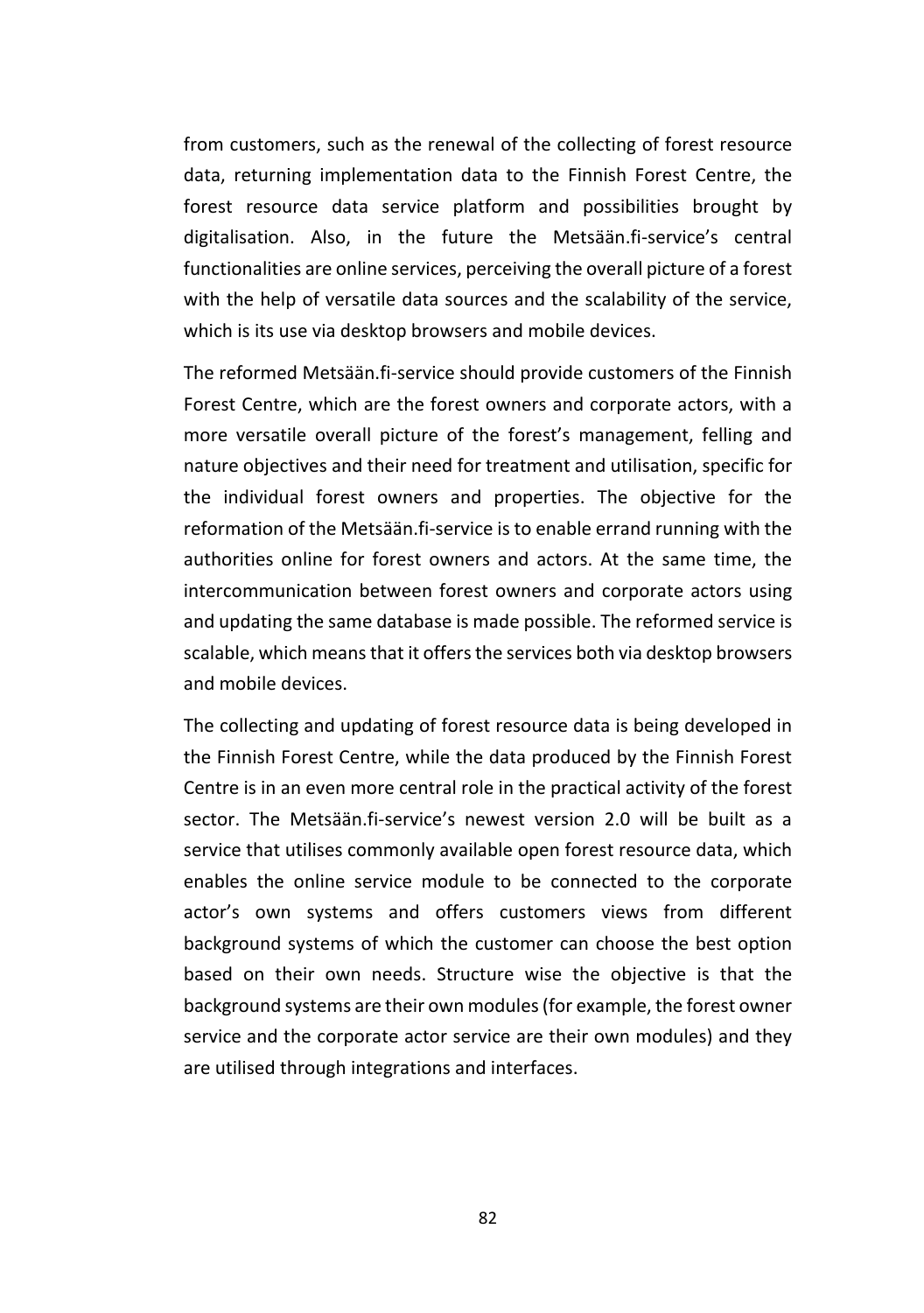from customers, such as the renewal of the collecting of forest resource data, returning implementation data to the Finnish Forest Centre, the forest resource data service platform and possibilities brought by digitalisation. Also, in the future the Metsään.fi-service's central functionalities are online services, perceiving the overall picture of a forest with the help of versatile data sources and the scalability of the service, which is its use via desktop browsers and mobile devices.

The reformed Metsään.fi-service should provide customers of the Finnish Forest Centre, which are the forest owners and corporate actors, with a more versatile overall picture of the forest's management, felling and nature objectives and their need for treatment and utilisation, specific for the individual forest owners and properties. The objective for the reformation of the Metsään.fi-service is to enable errand running with the authorities online for forest owners and actors. At the same time, the intercommunication between forest owners and corporate actors using and updating the same database is made possible. The reformed service is scalable, which means that it offers the services both via desktop browsers and mobile devices.

The collecting and updating of forest resource data is being developed in the Finnish Forest Centre, while the data produced by the Finnish Forest Centre is in an even more central role in the practical activity of the forest sector. The Metsään.fi-service's newest version 2.0 will be built as a service that utilises commonly available open forest resource data, which enables the online service module to be connected to the corporate actor's own systems and offers customers views from different background systems of which the customer can choose the best option based on their own needs. Structure wise the objective is that the background systems are their own modules (for example, the forest owner service and the corporate actor service are their own modules) and they are utilised through integrations and interfaces.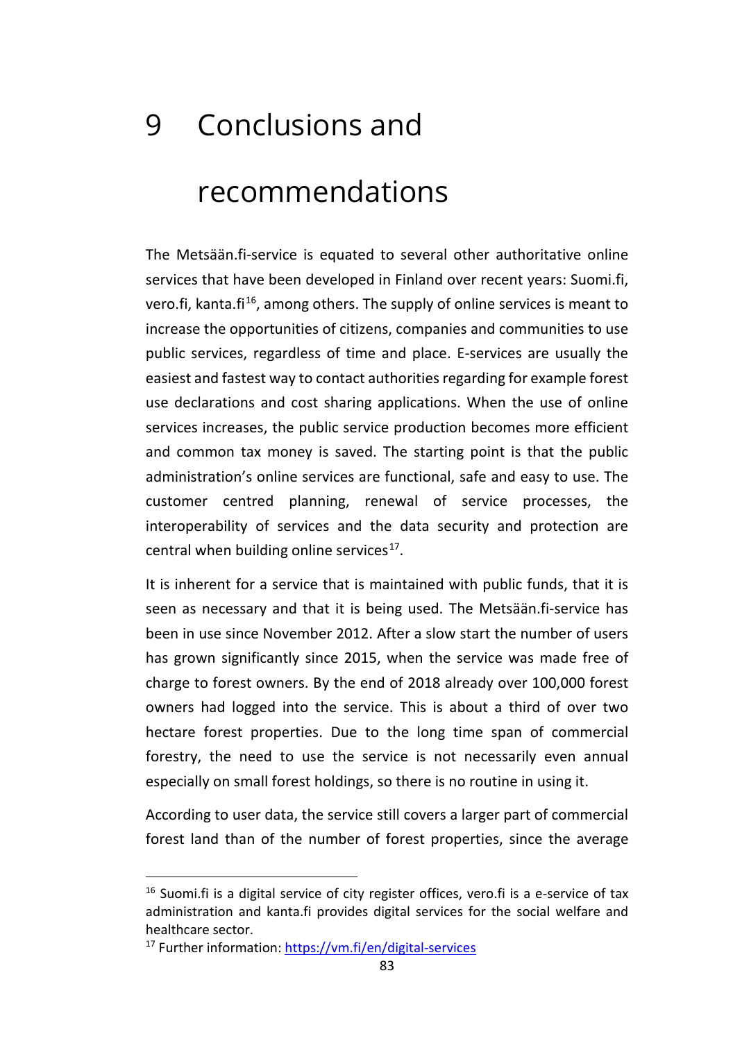# 9 Conclusions and recommendations

The Metsään.fi-service is equated to several other authoritative online services that have been developed in Finland over recent years: Suomi.fi, vero.fi, kanta.fi[16], among others. The supply of online services is meant to increase the opportunities of citizens, companies and communities to use public services, regardless of time and place. E-services are usually the easiest and fastest way to contact authorities regarding for example forest use declarations and cost sharing applications. When the use of online services increases, the public service production becomes more efficient and common tax money is saved. The starting point is that the public administration's online services are functional, safe and easy to use. The customer centred planning, renewal of service processes, the interoperability of services and the data security and protection are central when building online services[17].

It is inherent for a service that is maintained with public funds, that it is seen as necessary and that it is being used. The Metsään.fi-service has been in use since November 2012. After a slow start the number of users has grown significantly since 2015, when the service was made free of charge to forest owners. By the end of 2018 already over 100,000 forest owners had logged into the service. This is about a third of over two hectare forest properties. Due to the long time span of commercial forestry, the need to use the service is not necessarily even annual especially on small forest holdings, so there is no routine in using it.

According to user data, the service still covers a larger part of commercial forest land than of the number of forest properties, since the average

---

[16] Suomi.fi is a digital service of city register offices, vero.fi is a e-service of tax administration and kanta.fi provides digital services for the social welfare and healthcare sector.

[17] Further information: https://vm.fi/en/digital-services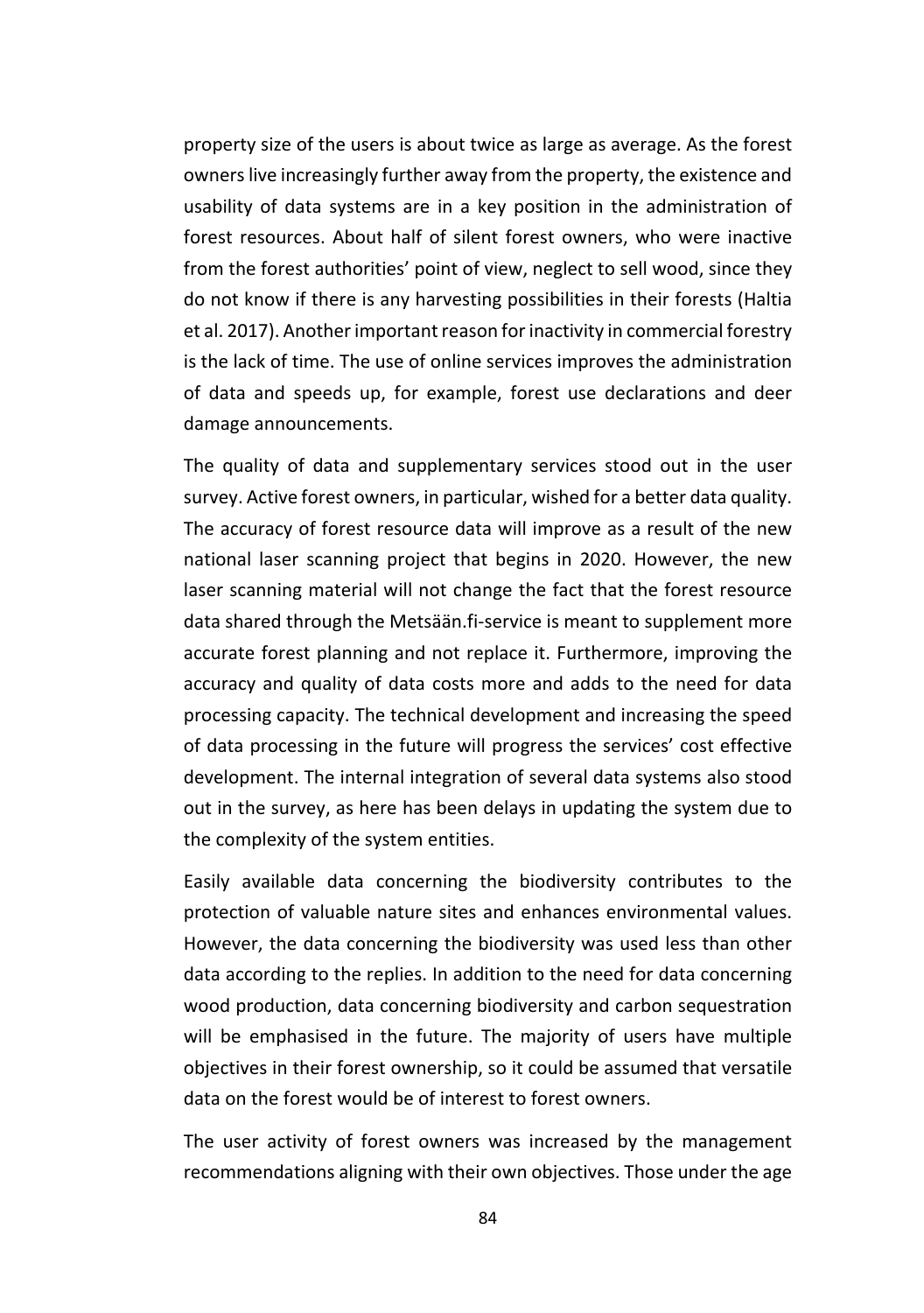property size of the users is about twice as large as average. As the forest owners live increasingly further away from the property, the existence and usability of data systems are in a key position in the administration of forest resources. About half of silent forest owners, who were inactive from the forest authorities' point of view, neglect to sell wood, since they do not know if there is any harvesting possibilities in their forests (Haltia et al. 2017). Another important reason for inactivity in commercial forestry is the lack of time. The use of online services improves the administration of data and speeds up, for example, forest use declarations and deer damage announcements.

The quality of data and supplementary services stood out in the user survey. Active forest owners, in particular, wished for a better data quality. The accuracy of forest resource data will improve as a result of the new national laser scanning project that begins in 2020. However, the new laser scanning material will not change the fact that the forest resource data shared through the Metsään.fi-service is meant to supplement more accurate forest planning and not replace it. Furthermore, improving the accuracy and quality of data costs more and adds to the need for data processing capacity. The technical development and increasing the speed of data processing in the future will progress the services' cost effective development. The internal integration of several data systems also stood out in the survey, as here has been delays in updating the system due to the complexity of the system entities.

Easily available data concerning the biodiversity contributes to the protection of valuable nature sites and enhances environmental values. However, the data concerning the biodiversity was used less than other data according to the replies. In addition to the need for data concerning wood production, data concerning biodiversity and carbon sequestration will be emphasised in the future. The majority of users have multiple objectives in their forest ownership, so it could be assumed that versatile data on the forest would be of interest to forest owners.

The user activity of forest owners was increased by the management recommendations aligning with their own objectives. Those under the age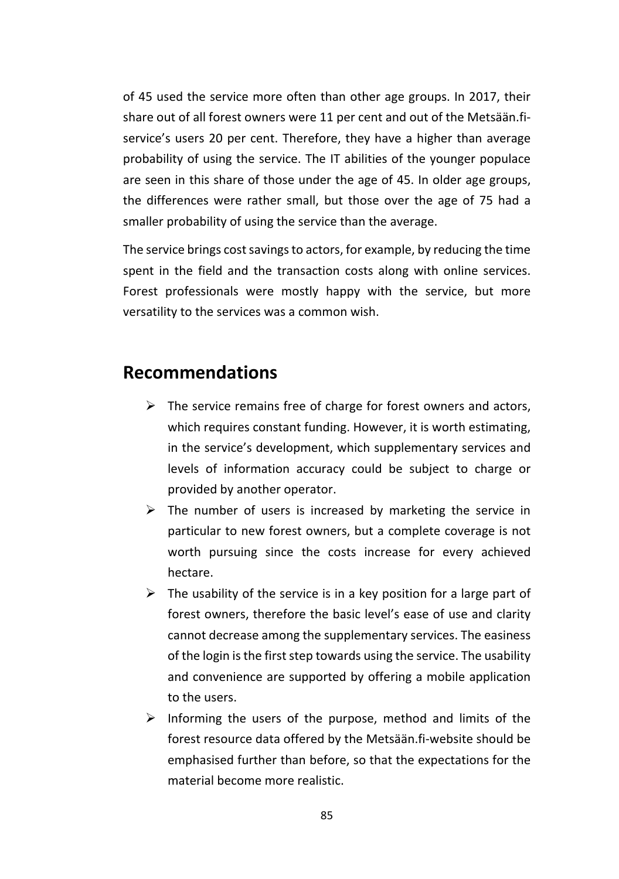of 45 used the service more often than other age groups. In 2017, their share out of all forest owners were 11 per cent and out of the Metsään.fi-service's users 20 per cent. Therefore, they have a higher than average probability of using the service. The IT abilities of the younger populace are seen in this share of those under the age of 45. In older age groups, the differences were rather small, but those over the age of 75 had a smaller probability of using the service than the average.

The service brings cost savings to actors, for example, by reducing the time spent in the field and the transaction costs along with online services. Forest professionals were mostly happy with the service, but more versatility to the services was a common wish.

## Recommendations

- The service remains free of charge for forest owners and actors, which requires constant funding. However, it is worth estimating, in the service's development, which supplementary services and levels of information accuracy could be subject to charge or provided by another operator.
- The number of users is increased by marketing the service in particular to new forest owners, but a complete coverage is not worth pursuing since the costs increase for every achieved hectare.
- The usability of the service is in a key position for a large part of forest owners, therefore the basic level's ease of use and clarity cannot decrease among the supplementary services. The easiness of the login is the first step towards using the service. The usability and convenience are supported by offering a mobile application to the users.
- Informing the users of the purpose, method and limits of the forest resource data offered by the Metsään.fi-website should be emphasised further than before, so that the expectations for the material become more realistic.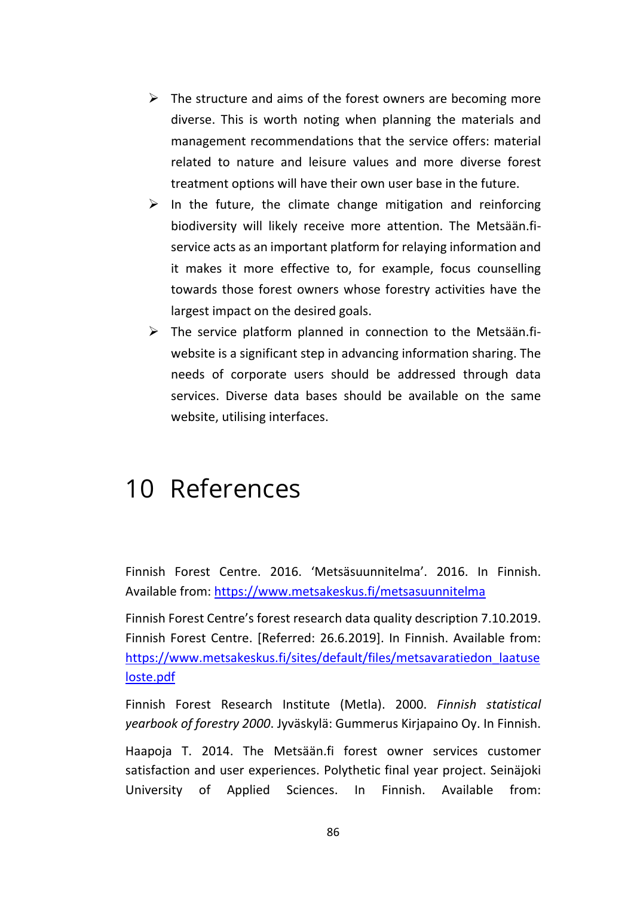- The structure and aims of the forest owners are becoming more diverse. This is worth noting when planning the materials and management recommendations that the service offers: material related to nature and leisure values and more diverse forest treatment options will have their own user base in the future.
- In the future, the climate change mitigation and reinforcing biodiversity will likely receive more attention. The Metsään.fi-service acts as an important platform for relaying information and it makes it more effective to, for example, focus counselling towards those forest owners whose forestry activities have the largest impact on the desired goals.
- The service platform planned in connection to the Metsään.fi-website is a significant step in advancing information sharing. The needs of corporate users should be addressed through data services. Diverse data bases should be available on the same website, utilising interfaces.

# 10 References

Finnish Forest Centre. 2016. 'Metsäsuunnitelma'. 2016. In Finnish. Available from: https://www.metsakeskus.fi/metsasuunnitelma

Finnish Forest Centre's forest research data quality description 7.10.2019. Finnish Forest Centre. [Referred: 26.6.2019]. In Finnish. Available from: https://www.metsakeskus.fi/sites/default/files/metsavaratiedon_laatuseloste.pdf

Finnish Forest Research Institute (Metla). 2000. *Finnish statistical yearbook of forestry 2000*. Jyväskylä: Gummerus Kirjapaino Oy. In Finnish.

Haapoja T. 2014. The Metsään.fi forest owner services customer satisfaction and user experiences. Polythetic final year project. Seinäjoki University of Applied Sciences. In Finnish. Available from: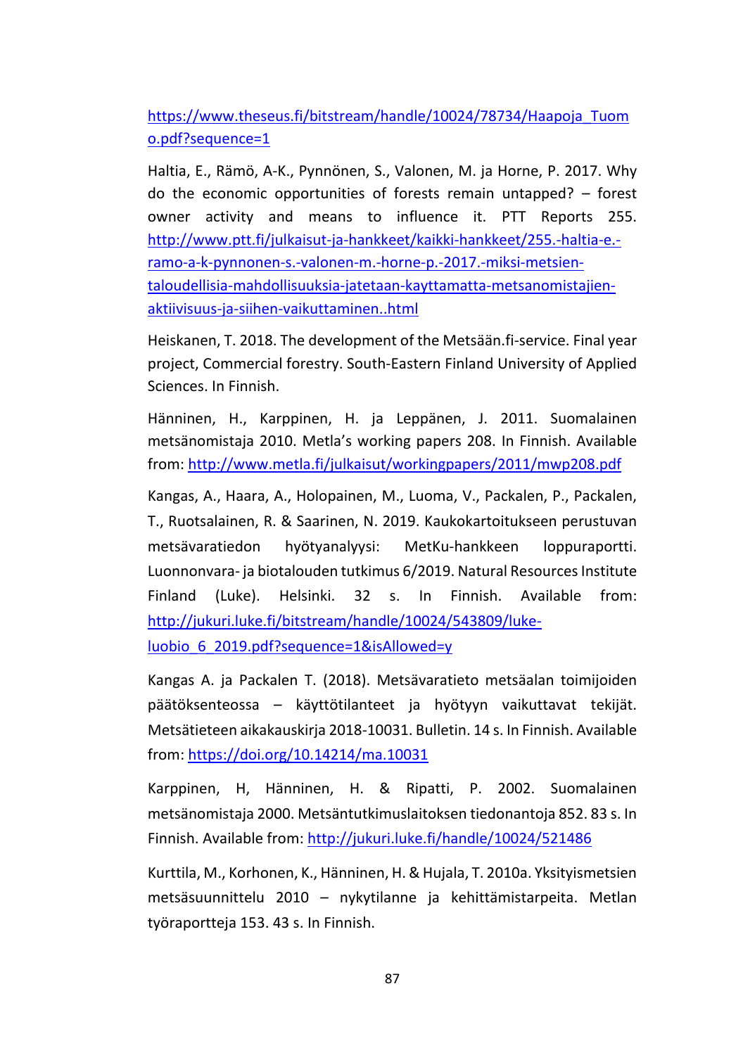https://www.theseus.fi/bitstream/handle/10024/78734/Haapoja_Tuomo.pdf?sequence=1

Haltia, E., Rämö, A-K., Pynnönen, S., Valonen, M. ja Horne, P. 2017. Why do the economic opportunities of forests remain untapped? – forest owner activity and means to influence it. PTT Reports 255. http://www.ptt.fi/julkaisut-ja-hankkeet/kaikki-hankkeet/255.-haltia-e.-ramo-a-k-pynnonen-s.-valonen-m.-horne-p.-2017.-miksi-metsien-taloudellisia-mahdollisuuksia-jatetaan-kayttamatta-metsanomistajien-aktiivisuus-ja-siihen-vaikuttaminen..html

Heiskanen, T. 2018. The development of the Metsään.fi-service. Final year project, Commercial forestry. South-Eastern Finland University of Applied Sciences. In Finnish.

Hänninen, H., Karppinen, H. ja Leppänen, J. 2011. Suomalainen metsänomistaja 2010. Metla's working papers 208. In Finnish. Available from: http://www.metla.fi/julkaisut/workingpapers/2011/mwp208.pdf

Kangas, A., Haara, A., Holopainen, M., Luoma, V., Packalen, P., Packalen, T., Ruotsalainen, R. & Saarinen, N. 2019. Kaukokartoitukseen perustuvan metsävaratiedon hyötyanalyysi: MetKu-hankkeen loppuraportti. Luonnonvara- ja biotalouden tutkimus 6/2019. Natural Resources Institute Finland (Luke). Helsinki. 32 s. In Finnish. Available from: http://jukuri.luke.fi/bitstream/handle/10024/543809/luke-luobio_6_2019.pdf?sequence=1&isAllowed=y

Kangas A. ja Packalen T. (2018). Metsävaratieto metsäalan toimijoiden päätöksenteossa – käyttötilanteet ja hyötyyn vaikuttavat tekijät. Metsätieteen aikakauskirja 2018-10031. Bulletin. 14 s. In Finnish. Available from: https://doi.org/10.14214/ma.10031

Karppinen, H, Hänninen, H. & Ripatti, P. 2002. Suomalainen metsänomistaja 2000. Metsäntutkimuslaitoksen tiedonantoja 852. 83 s. In Finnish. Available from: http://jukuri.luke.fi/handle/10024/521486

Kurttila, M., Korhonen, K., Hänninen, H. & Hujala, T. 2010a. Yksityismetsien metsäsuunnittelu 2010 – nykytilanne ja kehittämistarpeita. Metlan työraportteja 153. 43 s. In Finnish.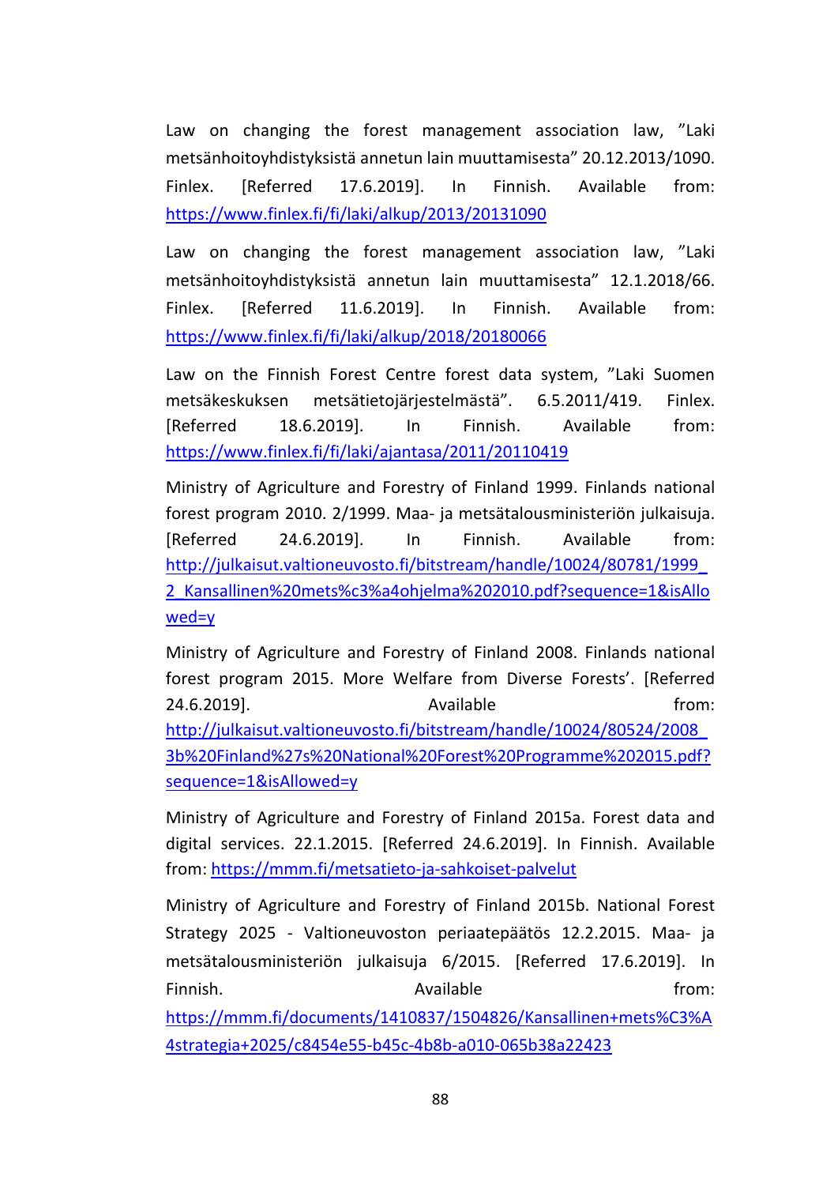Law on changing the forest management association law, ”Laki metsänhoitoyhdistyksistä annetun lain muuttamisesta” 20.12.2013/1090. Finlex. [Referred 17.6.2019]. In Finnish. Available from: https://www.finlex.fi/fi/laki/alkup/2013/20131090

Law on changing the forest management association law, ”Laki metsänhoitoyhdistyksistä annetun lain muuttamisesta” 12.1.2018/66. Finlex. [Referred 11.6.2019]. In Finnish. Available from: https://www.finlex.fi/fi/laki/alkup/2018/20180066

Law on the Finnish Forest Centre forest data system, ”Laki Suomen metsäkeskuksen metsätietojärjestelmästä”. 6.5.2011/419. Finlex. [Referred 18.6.2019]. In Finnish. Available from: https://www.finlex.fi/fi/laki/ajantasa/2011/20110419

Ministry of Agriculture and Forestry of Finland 1999. Finlands national forest program 2010. 2/1999. Maa- ja metsätalousministeriön julkaisuja. [Referred 24.6.2019]. In Finnish. Available from: http://julkaisut.valtioneuvosto.fi/bitstream/handle/10024/80781/1999_2_Kansallinen%20mets%c3%a4ohjelma%202010.pdf?sequence=1&isAllowed=y

Ministry of Agriculture and Forestry of Finland 2008. Finlands national forest program 2015. More Welfare from Diverse Forests’. [Referred 24.6.2019]. Available from: http://julkaisut.valtioneuvosto.fi/bitstream/handle/10024/80524/2008_3b%20Finland%27s%20National%20Forest%20Programme%202015.pdf?sequence=1&isAllowed=y

Ministry of Agriculture and Forestry of Finland 2015a. Forest data and digital services. 22.1.2015. [Referred 24.6.2019]. In Finnish. Available from: https://mmm.fi/metsatieto-ja-sahkoiset-palvelut

Ministry of Agriculture and Forestry of Finland 2015b. National Forest Strategy 2025 - Valtioneuvoston periaatepäätös 12.2.2015. Maa- ja metsätalousministeriön julkaisuja 6/2015. [Referred 17.6.2019]. In Finnish. Available from: https://mmm.fi/documents/1410837/1504826/Kansallinen+mets%C3%A4strategia+2025/c8454e55-b45c-4b8b-a010-065b38a22423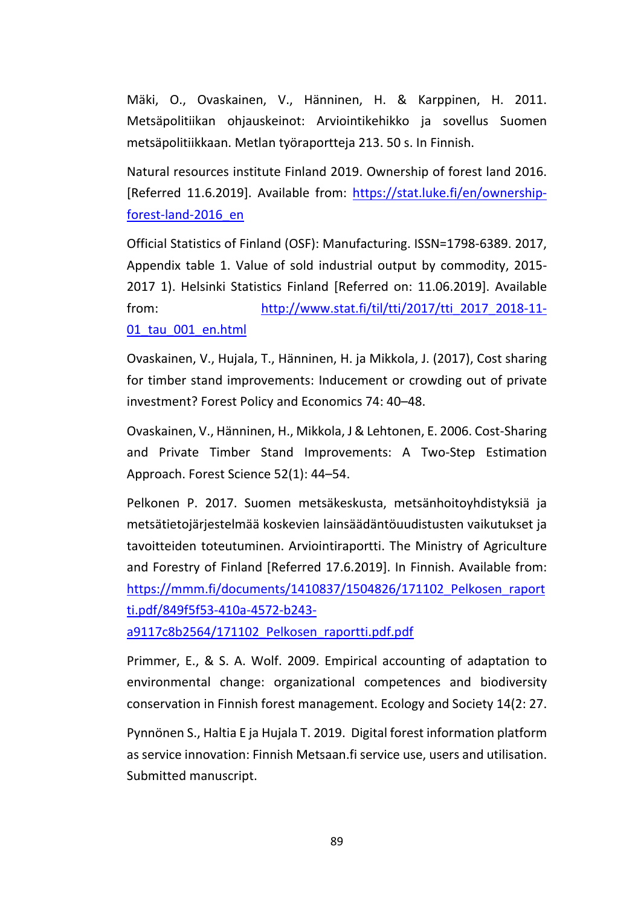Mäki, O., Ovaskainen, V., Hänninen, H. & Karppinen, H. 2011. Metsäpolitiikan ohjauskeinot: Arviointikehikko ja sovellus Suomen metsäpolitiikkaan. Metlan työraportteja 213. 50 s. In Finnish.

Natural resources institute Finland 2019. Ownership of forest land 2016. [Referred 11.6.2019]. Available from: https://stat.luke.fi/en/ownership-forest-land-2016_en

Official Statistics of Finland (OSF): Manufacturing. ISSN=1798-6389. 2017, Appendix table 1. Value of sold industrial output by commodity, 2015-2017 1). Helsinki Statistics Finland [Referred on: 11.06.2019]. Available from: http://www.stat.fi/til/tti/2017/tti_2017_2018-11-01_tau_001_en.html

Ovaskainen, V., Hujala, T., Hänninen, H. ja Mikkola, J. (2017), Cost sharing for timber stand improvements: Inducement or crowding out of private investment? Forest Policy and Economics 74: 40–48.

Ovaskainen, V., Hänninen, H., Mikkola, J & Lehtonen, E. 2006. Cost-Sharing and Private Timber Stand Improvements: A Two-Step Estimation Approach. Forest Science 52(1): 44–54.

Pelkonen P. 2017. Suomen metsäkeskusta, metsänhoitoyhdistyksiä ja metsätietojärjestelmää koskevien lainsäädäntöuudistusten vaikutukset ja tavoitteiden toteutuminen. Arviointiraportti. The Ministry of Agriculture and Forestry of Finland [Referred 17.6.2019]. In Finnish. Available from: https://mmm.fi/documents/1410837/1504826/171102_Pelkosen_raportti.pdf/849f5f53-410a-4572-b243-a9117c8b2564/171102_Pelkosen_raportti.pdf.pdf

Primmer, E., & S. A. Wolf. 2009. Empirical accounting of adaptation to environmental change: organizational competences and biodiversity conservation in Finnish forest management. Ecology and Society 14(2: 27.

Pynnönen S., Haltia E ja Hujala T. 2019. Digital forest information platform as service innovation: Finnish Metsaan.fi service use, users and utilisation. Submitted manuscript.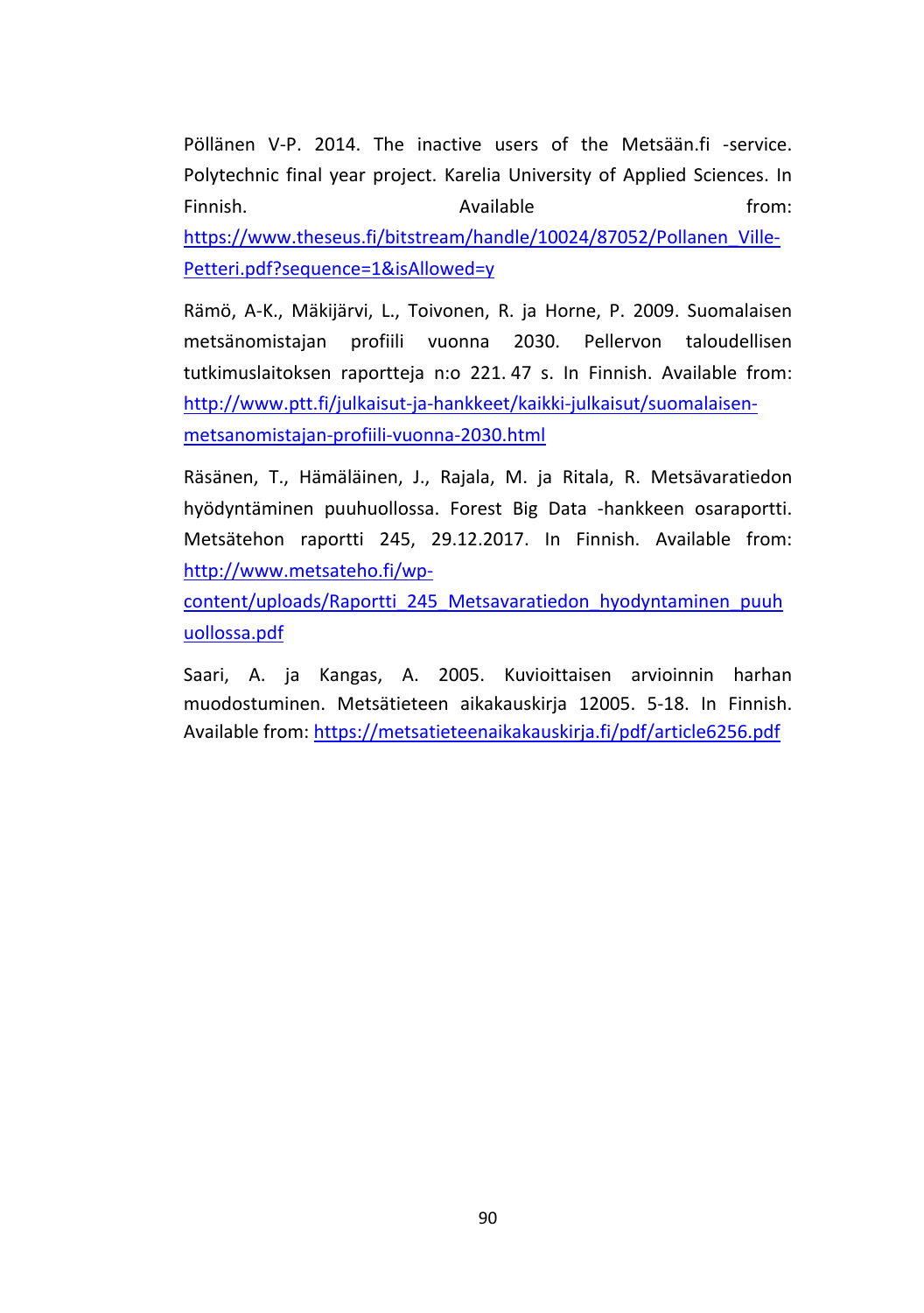Pöllänen V-P. 2014. The inactive users of the Metsään.fi -service. Polytechnic final year project. Karelia University of Applied Sciences. In Finnish. Available from: https://www.theseus.fi/bitstream/handle/10024/87052/Pollanen_Ville-Petteri.pdf?sequence=1&isAllowed=y

Rämö, A-K., Mäkijärvi, L., Toivonen, R. ja Horne, P. 2009. Suomalaisen metsänomistajan profiili vuonna 2030. Pellervon taloudellisen tutkimuslaitoksen raportteja n:o 221. 47 s. In Finnish. Available from: http://www.ptt.fi/julkaisut-ja-hankkeet/kaikki-julkaisut/suomalaisen-metsanomistajan-profiili-vuonna-2030.html

Räsänen, T., Hämäläinen, J., Rajala, M. ja Ritala, R. Metsävaratiedon hyödyntäminen puuhuollossa. Forest Big Data -hankkeen osaraportti. Metsätehon raportti 245, 29.12.2017. In Finnish. Available from: http://www.metsateho.fi/wp-content/uploads/Raportti_245_Metsavaratiedon_hyodyntaminen_puuhuollossa.pdf

Saari, A. ja Kangas, A. 2005. Kuvioittaisen arvioinnin harhan muodostuminen. Metsätieteen aikakauskirja 12005. 5-18. In Finnish. Available from: https://metsatieteenaikakauskirja.fi/pdf/article6256.pdf